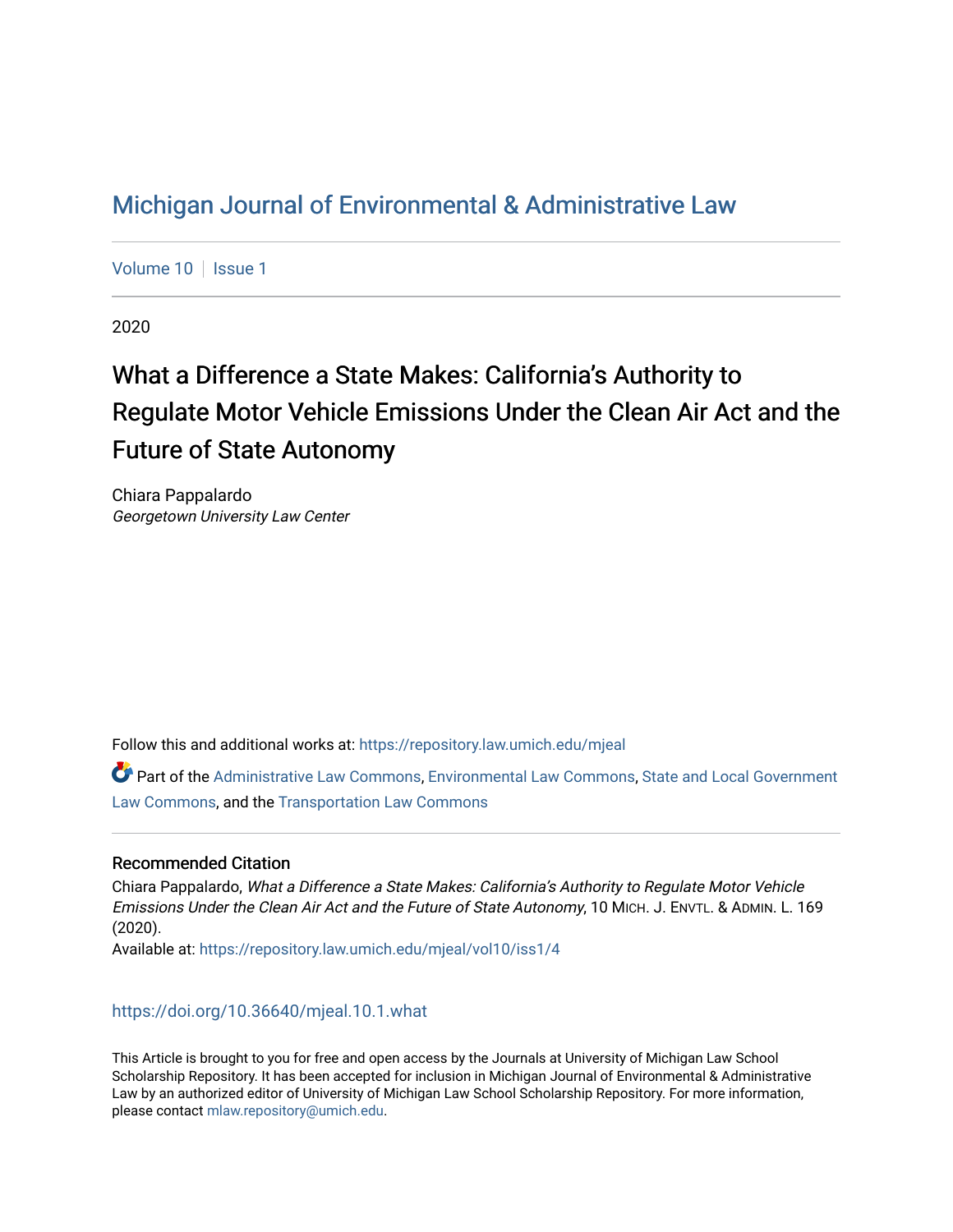# Michigan Journal of Environmental & Administrative Law

Volume 10 | Issue 1

2020

## What a Difference a State Makes: California's Authority to Regulate Motor Vehicle Emissions Under the Clean Air Act and the Future of State Autonomy

Chiara Pappalardo
*Georgetown University Law Center*

Follow this and additional works at: https://repository.law.umich.edu/mjeal

Part of the Administrative Law Commons, Environmental Law Commons, State and Local Government Law Commons, and the Transportation Law Commons

### Recommended Citation

Chiara Pappalardo, *What a Difference a State Makes: California's Authority to Regulate Motor Vehicle Emissions Under the Clean Air Act and the Future of State Autonomy*, 10 MICH. J. ENVTL. & ADMIN. L. 169 (2020).
Available at: https://repository.law.umich.edu/mjeal/vol10/iss1/4

https://doi.org/10.36640/mjeal.10.1.what

This Article is brought to you for free and open access by the Journals at University of Michigan Law School Scholarship Repository. It has been accepted for inclusion in Michigan Journal of Environmental & Administrative Law by an authorized editor of University of Michigan Law School Scholarship Repository. For more information, please contact mlaw.repository@umich.edu.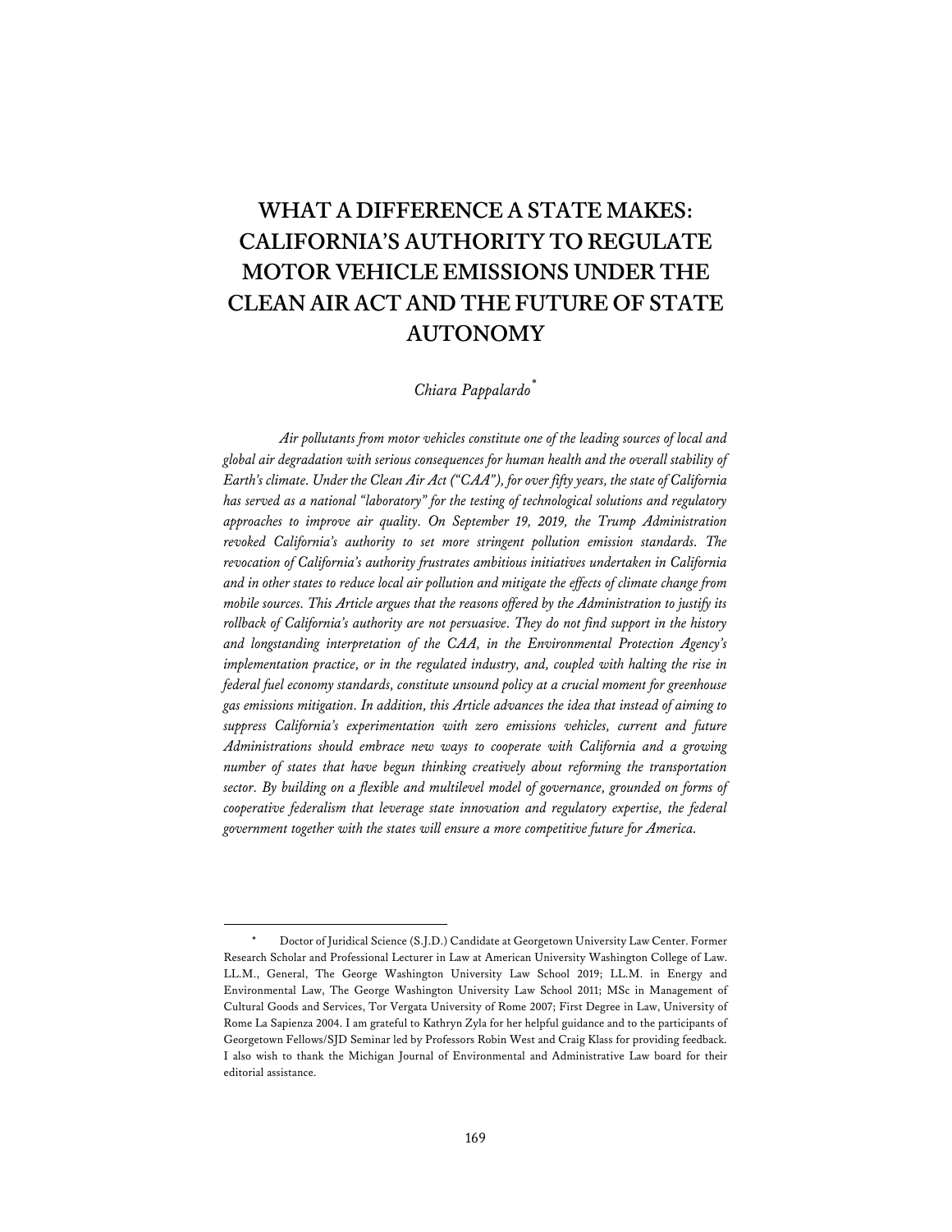# WHAT A DIFFERENCE A STATE MAKES: CALIFORNIA'S AUTHORITY TO REGULATE MOTOR VEHICLE EMISSIONS UNDER THE CLEAN AIR ACT AND THE FUTURE OF STATE AUTONOMY

*Chiara Pappalardo*[*]

*Air pollutants from motor vehicles constitute one of the leading sources of local and global air degradation with serious consequences for human health and the overall stability of Earth's climate. Under the Clean Air Act ("CAA"), for over fifty years, the state of California has served as a national "laboratory" for the testing of technological solutions and regulatory approaches to improve air quality. On September 19, 2019, the Trump Administration revoked California's authority to set more stringent pollution emission standards. The revocation of California's authority frustrates ambitious initiatives undertaken in California and in other states to reduce local air pollution and mitigate the effects of climate change from mobile sources. This Article argues that the reasons offered by the Administration to justify its rollback of California's authority are not persuasive. They do not find support in the history and longstanding interpretation of the CAA, in the Environmental Protection Agency's implementation practice, or in the regulated industry, and, coupled with halting the rise in federal fuel economy standards, constitute unsound policy at a crucial moment for greenhouse gas emissions mitigation. In addition, this Article advances the idea that instead of aiming to suppress California's experimentation with zero emissions vehicles, current and future Administrations should embrace new ways to cooperate with California and a growing number of states that have begun thinking creatively about reforming the transportation sector. By building on a flexible and multilevel model of governance, grounded on forms of cooperative federalism that leverage state innovation and regulatory expertise, the federal government together with the states will ensure a more competitive future for America.*

---

[*] Doctor of Juridical Science (S.J.D.) Candidate at Georgetown University Law Center. Former Research Scholar and Professional Lecturer in Law at American University Washington College of Law. LL.M., General, The George Washington University Law School 2019; LL.M. in Energy and Environmental Law, The George Washington University Law School 2011; MSc in Management of Cultural Goods and Services, Tor Vergata University of Rome 2007; First Degree in Law, University of Rome La Sapienza 2004. I am grateful to Kathryn Zyla for her helpful guidance and to the participants of Georgetown Fellows/SJD Seminar led by Professors Robin West and Craig Klass for providing feedback. I also wish to thank the Michigan Journal of Environmental and Administrative Law board for their editorial assistance.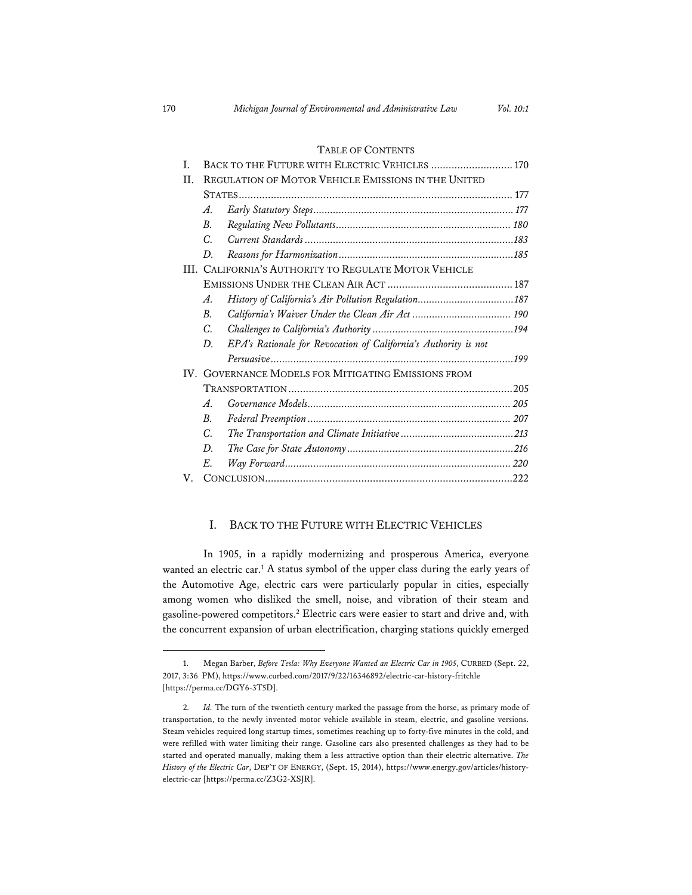TABLE OF CONTENTS

I. BACK TO THE FUTURE WITH ELECTRIC VEHICLES ........................... 170
II. REGULATION OF MOTOR VEHICLE EMISSIONS IN THE UNITED STATES ........................... 177
  A. *Early Statutory Steps* ........................... 177
  B. *Regulating New Pollutants* ........................... 180
  C. *Current Standards* ........................... 183
  D. *Reasons for Harmonization* ........................... 185
III. CALIFORNIA'S AUTHORITY TO REGULATE MOTOR VEHICLE EMISSIONS UNDER THE CLEAN AIR ACT ........................... 187
  A. *History of California's Air Pollution Regulation* ........................... 187
  B. *California's Waiver Under the Clean Air Act* ........................... 190
  C. *Challenges to California's Authority* ........................... 194
  D. *EPA's Rationale for Revocation of California's Authority is not Persuasive* ........................... 199
IV. GOVERNANCE MODELS FOR MITIGATING EMISSIONS FROM TRANSPORTATION ........................... 205
  A. *Governance Models* ........................... 205
  B. *Federal Preemption* ........................... 207
  C. *The Transportation and Climate Initiative* ........................... 213
  D. *The Case for State Autonomy* ........................... 216
  E. *Way Forward* ........................... 220
V. CONCLUSION ........................... 222

## I. BACK TO THE FUTURE WITH ELECTRIC VEHICLES

In 1905, in a rapidly modernizing and prosperous America, everyone wanted an electric car.[1] A status symbol of the upper class during the early years of the Automotive Age, electric cars were particularly popular in cities, especially among women who disliked the smell, noise, and vibration of their steam and gasoline-powered competitors.[2] Electric cars were easier to start and drive and, with the concurrent expansion of urban electrification, charging stations quickly emerged

---

1. Megan Barber, *Before Tesla: Why Everyone Wanted an Electric Car in 1905*, CURBED (Sept. 22, 2017, 3:36 PM), https://www.curbed.com/2017/9/22/16346892/electric-car-history-fritchle [https://perma.cc/DGY6-3T5D].

2. *Id.* The turn of the twentieth century marked the passage from the horse, as primary mode of transportation, to the newly invented motor vehicle available in steam, electric, and gasoline versions. Steam vehicles required long startup times, sometimes reaching up to forty-five minutes in the cold, and were refilled with water limiting their range. Gasoline cars also presented challenges as they had to be started and operated manually, making them a less attractive option than their electric alternative. *The History of the Electric Car*, DEP'T OF ENERGY, (Sept. 15, 2014), https://www.energy.gov/articles/history-electric-car [https://perma.cc/Z3G2-XSJR].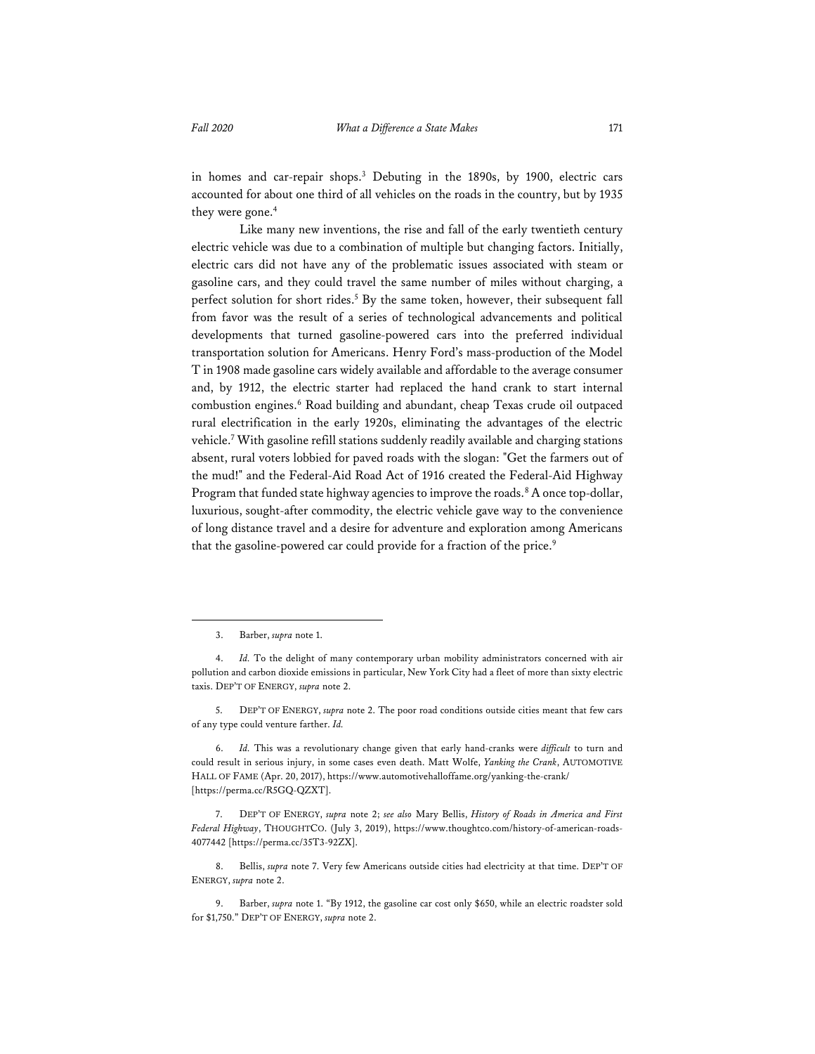in homes and car-repair shops.[3] Debuting in the 1890s, by 1900, electric cars accounted for about one third of all vehicles on the roads in the country, but by 1935 they were gone.[4]

Like many new inventions, the rise and fall of the early twentieth century electric vehicle was due to a combination of multiple but changing factors. Initially, electric cars did not have any of the problematic issues associated with steam or gasoline cars, and they could travel the same number of miles without charging, a perfect solution for short rides.[5] By the same token, however, their subsequent fall from favor was the result of a series of technological advancements and political developments that turned gasoline-powered cars into the preferred individual transportation solution for Americans. Henry Ford's mass-production of the Model T in 1908 made gasoline cars widely available and affordable to the average consumer and, by 1912, the electric starter had replaced the hand crank to start internal combustion engines.[6] Road building and abundant, cheap Texas crude oil outpaced rural electrification in the early 1920s, eliminating the advantages of the electric vehicle.[7] With gasoline refill stations suddenly readily available and charging stations absent, rural voters lobbied for paved roads with the slogan: "Get the farmers out of the mud!" and the Federal-Aid Road Act of 1916 created the Federal-Aid Highway Program that funded state highway agencies to improve the roads.[8] A once top-dollar, luxurious, sought-after commodity, the electric vehicle gave way to the convenience of long distance travel and a desire for adventure and exploration among Americans that the gasoline-powered car could provide for a fraction of the price.[9]

---

3. Barber, *supra* note 1.

4. *Id.* To the delight of many contemporary urban mobility administrators concerned with air pollution and carbon dioxide emissions in particular, New York City had a fleet of more than sixty electric taxis. DEP'T OF ENERGY, *supra* note 2.

5. DEP'T OF ENERGY, *supra* note 2. The poor road conditions outside cities meant that few cars of any type could venture farther. *Id.*

6. *Id.* This was a revolutionary change given that early hand-cranks were *difficult* to turn and could result in serious injury, in some cases even death. Matt Wolfe, *Yanking the Crank*, AUTOMOTIVE HALL OF FAME (Apr. 20, 2017), https://www.automotivehalloffame.org/yanking-the-crank/ [https://perma.cc/R5GQ-QZXT].

7. DEP'T OF ENERGY, *supra* note 2; *see also* Mary Bellis, *History of Roads in America and First Federal Highway*, THOUGHTCO. (July 3, 2019), https://www.thoughtco.com/history-of-american-roads-4077442 [https://perma.cc/35T3-92ZX].

8. Bellis, *supra* note 7. Very few Americans outside cities had electricity at that time. DEP'T OF ENERGY, *supra* note 2.

9. Barber, *supra* note 1. "By 1912, the gasoline car cost only $650, while an electric roadster sold for $1,750." DEP'T OF ENERGY, *supra* note 2.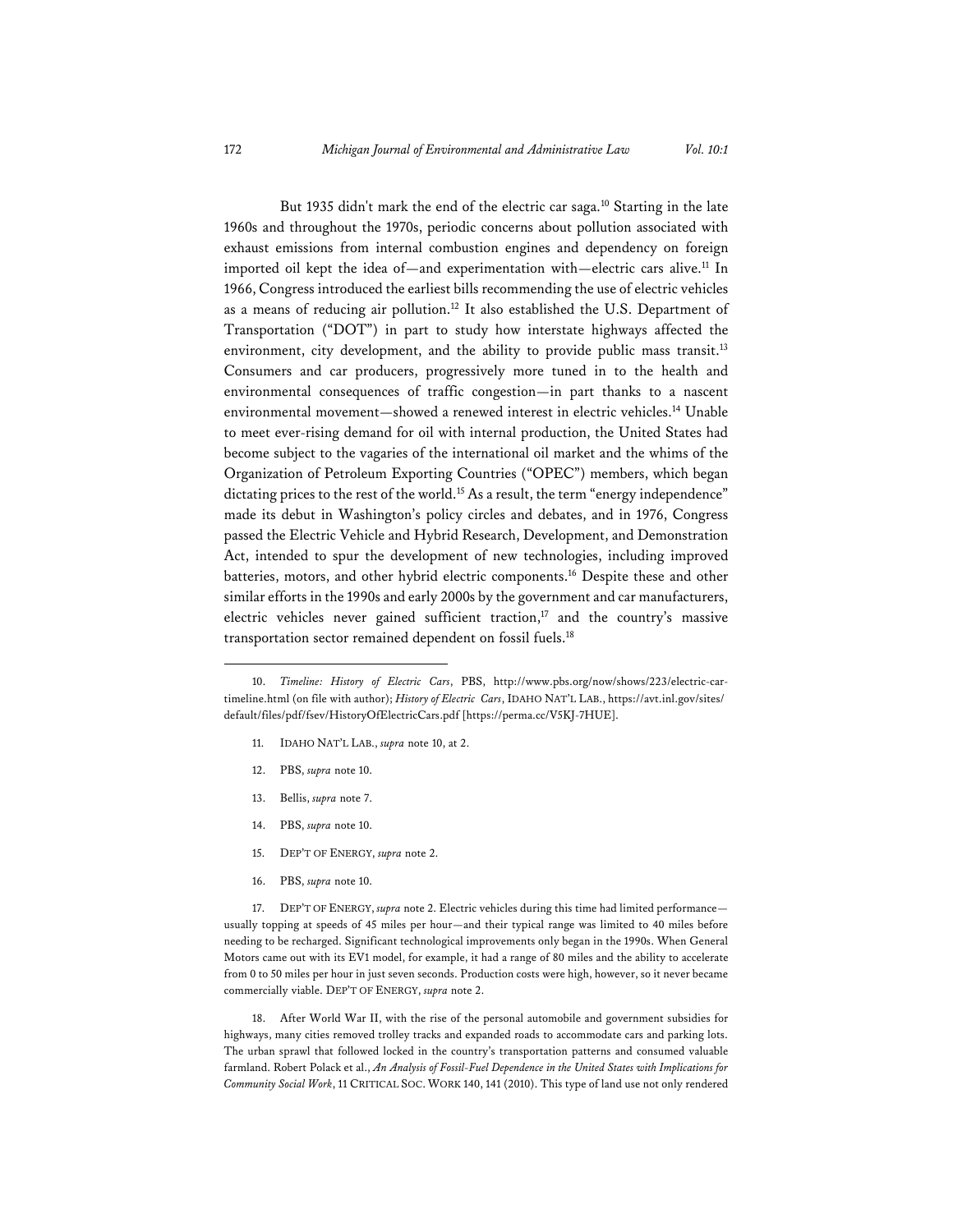But 1935 didn't mark the end of the electric car saga.[10] Starting in the late 1960s and throughout the 1970s, periodic concerns about pollution associated with exhaust emissions from internal combustion engines and dependency on foreign imported oil kept the idea of—and experimentation with—electric cars alive.[11] In 1966, Congress introduced the earliest bills recommending the use of electric vehicles as a means of reducing air pollution.[12] It also established the U.S. Department of Transportation ("DOT") in part to study how interstate highways affected the environment, city development, and the ability to provide public mass transit.[13] Consumers and car producers, progressively more tuned in to the health and environmental consequences of traffic congestion—in part thanks to a nascent environmental movement—showed a renewed interest in electric vehicles.[14] Unable to meet ever-rising demand for oil with internal production, the United States had become subject to the vagaries of the international oil market and the whims of the Organization of Petroleum Exporting Countries ("OPEC") members, which began dictating prices to the rest of the world.[15] As a result, the term "energy independence" made its debut in Washington's policy circles and debates, and in 1976, Congress passed the Electric Vehicle and Hybrid Research, Development, and Demonstration Act, intended to spur the development of new technologies, including improved batteries, motors, and other hybrid electric components.[16] Despite these and other similar efforts in the 1990s and early 2000s by the government and car manufacturers, electric vehicles never gained sufficient traction,[17] and the country's massive transportation sector remained dependent on fossil fuels.[18]

---

10. *Timeline: History of Electric Cars*, PBS, http://www.pbs.org/now/shows/223/electric-car-timeline.html (on file with author); *History of Electric Cars*, IDAHO NAT'L LAB., https://avt.inl.gov/sites/default/files/pdf/fsev/HistoryOfElectricCars.pdf [https://perma.cc/V5KJ-7HUE].

11. IDAHO NAT'L LAB., *supra* note 10, at 2.

12. PBS, *supra* note 10.

13. Bellis, *supra* note 7.

14. PBS, *supra* note 10.

15. DEP'T OF ENERGY, *supra* note 2.

16. PBS, *supra* note 10.

17. DEP'T OF ENERGY, *supra* note 2. Electric vehicles during this time had limited performance—usually topping at speeds of 45 miles per hour—and their typical range was limited to 40 miles before needing to be recharged. Significant technological improvements only began in the 1990s. When General Motors came out with its EV1 model, for example, it had a range of 80 miles and the ability to accelerate from 0 to 50 miles per hour in just seven seconds. Production costs were high, however, so it never became commercially viable. DEP'T OF ENERGY, *supra* note 2.

18. After World War II, with the rise of the personal automobile and government subsidies for highways, many cities removed trolley tracks and expanded roads to accommodate cars and parking lots. The urban sprawl that followed locked in the country's transportation patterns and consumed valuable farmland. Robert Polack et al., *An Analysis of Fossil-Fuel Dependence in the United States with Implications for Community Social Work*, 11 CRITICAL SOC. WORK 140, 141 (2010). This type of land use not only rendered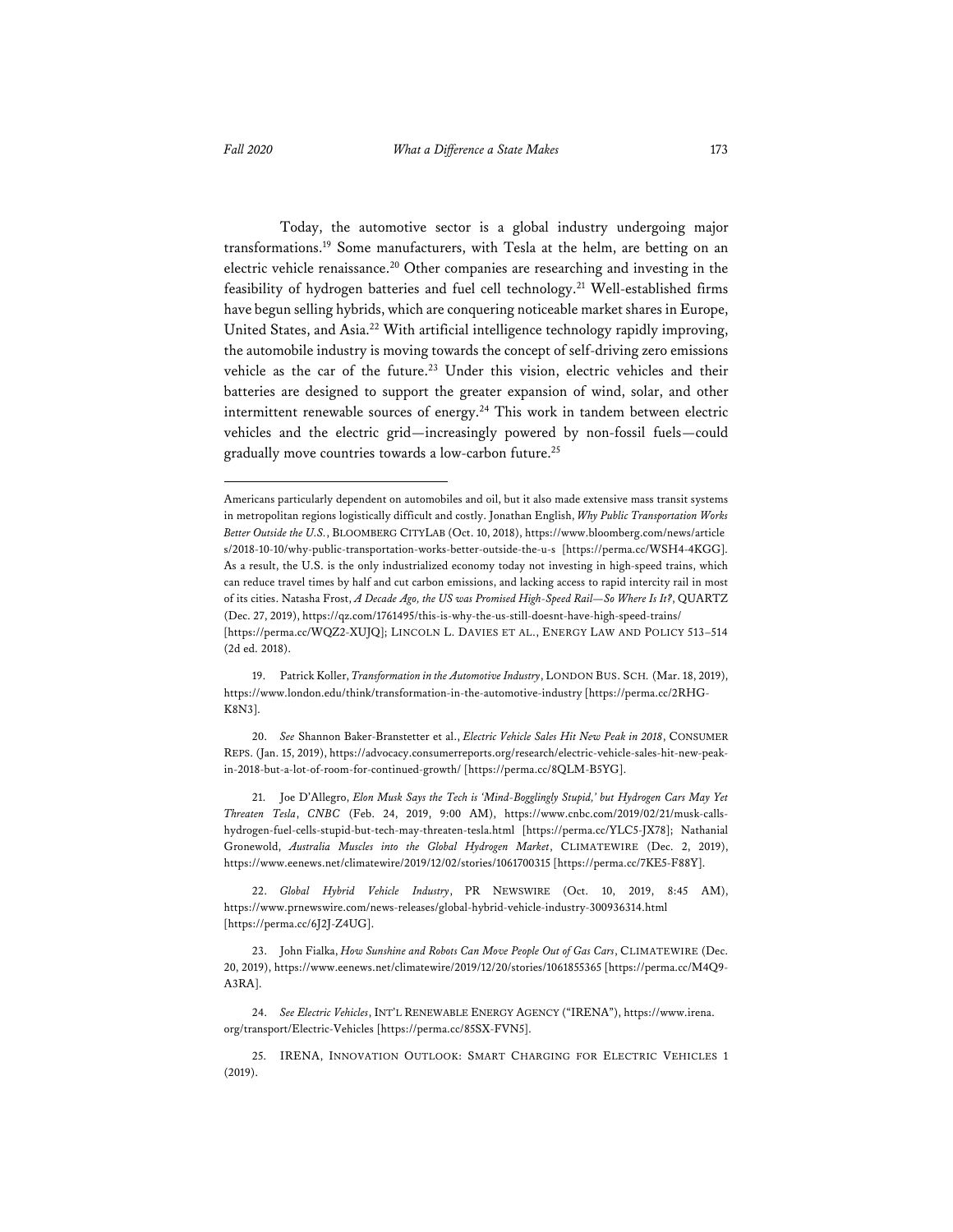Today, the automotive sector is a global industry undergoing major transformations.[19] Some manufacturers, with Tesla at the helm, are betting on an electric vehicle renaissance.[20] Other companies are researching and investing in the feasibility of hydrogen batteries and fuel cell technology.[21] Well-established firms have begun selling hybrids, which are conquering noticeable market shares in Europe, United States, and Asia.[22] With artificial intelligence technology rapidly improving, the automobile industry is moving towards the concept of self-driving zero emissions vehicle as the car of the future.[23] Under this vision, electric vehicles and their batteries are designed to support the greater expansion of wind, solar, and other intermittent renewable sources of energy.[24] This work in tandem between electric vehicles and the electric grid—increasingly powered by non-fossil fuels—could gradually move countries towards a low-carbon future.[25]

---

Americans particularly dependent on automobiles and oil, but it also made extensive mass transit systems in metropolitan regions logistically difficult and costly. Jonathan English, *Why Public Transportation Works Better Outside the U.S.*, BLOOMBERG CITYLAB (Oct. 10, 2018), https://www.bloomberg.com/news/articles/2018-10-10/why-public-transportation-works-better-outside-the-u-s [https://perma.cc/WSH4-4KGG]. As a result, the U.S. is the only industrialized economy today not investing in high-speed trains, which can reduce travel times by half and cut carbon emissions, and lacking access to rapid intercity rail in most of its cities. Natasha Frost, *A Decade Ago, the US was Promised High-Speed Rail—So Where Is It?*, QUARTZ (Dec. 27, 2019), https://qz.com/1761495/this-is-why-the-us-still-doesnt-have-high-speed-trains/ [https://perma.cc/WQZ2-XUJQ]; LINCOLN L. DAVIES ET AL., ENERGY LAW AND POLICY 513–514 (2d ed. 2018).

19. Patrick Koller, *Transformation in the Automotive Industry*, LONDON BUS. SCH. (Mar. 18, 2019), https://www.london.edu/think/transformation-in-the-automotive-industry [https://perma.cc/2RHG-K8N3].

20. *See* Shannon Baker-Branstetter et al., *Electric Vehicle Sales Hit New Peak in 2018*, CONSUMER REPS. (Jan. 15, 2019), https://advocacy.consumerreports.org/research/electric-vehicle-sales-hit-new-peak-in-2018-but-a-lot-of-room-for-continued-growth/ [https://perma.cc/8QLM-B5YG].

21. Joe D'Allegro, *Elon Musk Says the Tech is 'Mind-Bogglingly Stupid,' but Hydrogen Cars May Yet Threaten Tesla*, *CNBC* (Feb. 24, 2019, 9:00 AM), https://www.cnbc.com/2019/02/21/musk-calls-hydrogen-fuel-cells-stupid-but-tech-may-threaten-tesla.html [https://perma.cc/YLC5-JX78]; Nathanial Gronewold, *Australia Muscles into the Global Hydrogen Market*, CLIMATEWIRE (Dec. 2, 2019), https://www.eenews.net/climatewire/2019/12/02/stories/1061700315 [https://perma.cc/7KE5-F88Y].

22. *Global Hybrid Vehicle Industry*, PR NEWSWIRE (Oct. 10, 2019, 8:45 AM), https://www.prnewswire.com/news-releases/global-hybrid-vehicle-industry-300936314.html [https://perma.cc/6J2J-Z4UG].

23. John Fialka, *How Sunshine and Robots Can Move People Out of Gas Cars*, CLIMATEWIRE (Dec. 20, 2019), https://www.eenews.net/climatewire/2019/12/20/stories/1061855365 [https://perma.cc/M4Q9-A3RA].

24. *See Electric Vehicles*, INT'L RENEWABLE ENERGY AGENCY ("IRENA"), https://www.irena.org/transport/Electric-Vehicles [https://perma.cc/85SX-FVN5].

25. IRENA, INNOVATION OUTLOOK: SMART CHARGING FOR ELECTRIC VEHICLES 1 (2019).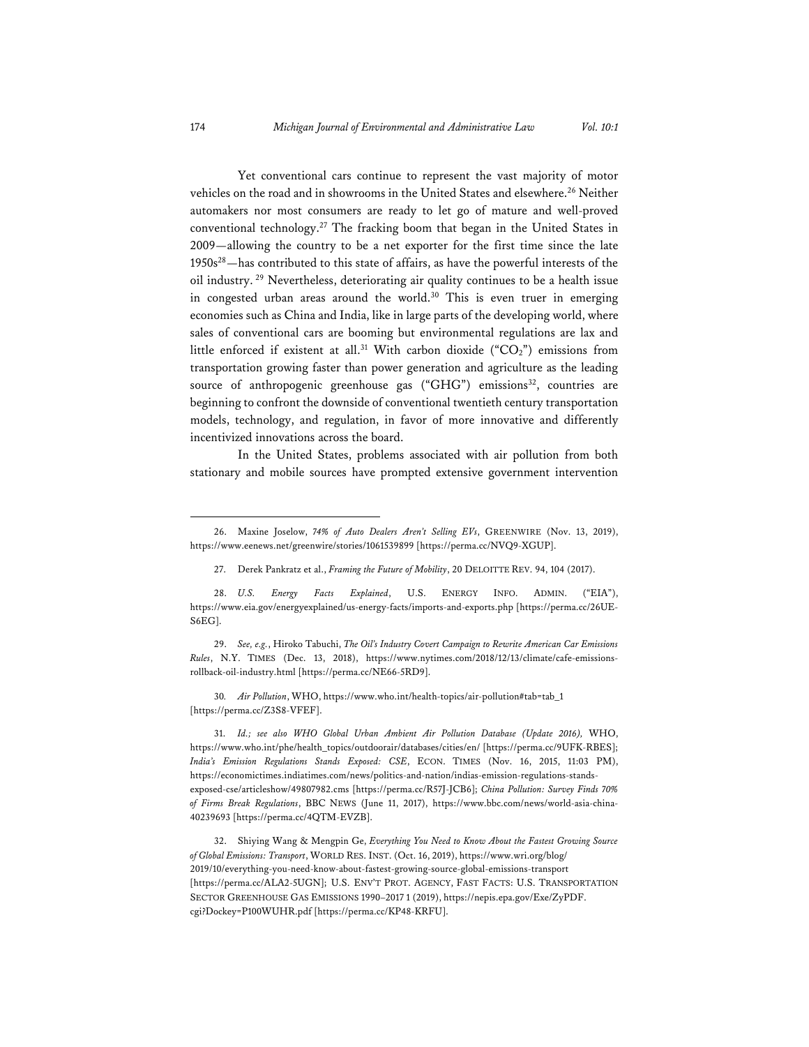Yet conventional cars continue to represent the vast majority of motor vehicles on the road and in showrooms in the United States and elsewhere.[26] Neither automakers nor most consumers are ready to let go of mature and well-proved conventional technology.[27] The fracking boom that began in the United States in 2009—allowing the country to be a net exporter for the first time since the late 1950s[28]—has contributed to this state of affairs, as have the powerful interests of the oil industry.[29] Nevertheless, deteriorating air quality continues to be a health issue in congested urban areas around the world.[30] This is even truer in emerging economies such as China and India, like in large parts of the developing world, where sales of conventional cars are booming but environmental regulations are lax and little enforced if existent at all.[31] With carbon dioxide ("$CO_2$") emissions from transportation growing faster than power generation and agriculture as the leading source of anthropogenic greenhouse gas ("GHG") emissions[32], countries are beginning to confront the downside of conventional twentieth century transportation models, technology, and regulation, in favor of more innovative and differently incentivized innovations across the board.

In the United States, problems associated with air pollution from both stationary and mobile sources have prompted extensive government intervention

---

26. Maxine Joselow, *74% of Auto Dealers Aren't Selling EVs*, GREENWIRE (Nov. 13, 2019), https://www.eenews.net/greenwire/stories/1061539899 [https://perma.cc/NVQ9-XGUP].

27. Derek Pankratz et al., *Framing the Future of Mobility*, 20 DELOITTE REV. 94, 104 (2017).

28. *U.S. Energy Facts Explained*, U.S. ENERGY INFO. ADMIN. ("EIA"), https://www.eia.gov/energyexplained/us-energy-facts/imports-and-exports.php [https://perma.cc/26UE-S6EG].

29. *See, e.g.*, Hiroko Tabuchi, *The Oil's Industry Covert Campaign to Rewrite American Car Emissions Rules*, N.Y. TIMES (Dec. 13, 2018), https://www.nytimes.com/2018/12/13/climate/cafe-emissions-rollback-oil-industry.html [https://perma.cc/NE66-5RD9].

30. *Air Pollution*, WHO, https://www.who.int/health-topics/air-pollution#tab=tab_1 [https://perma.cc/Z3S8-VFEF].

31. *Id.; see also WHO Global Urban Ambient Air Pollution Database (Update 2016),* WHO, https://www.who.int/phe/health_topics/outdoorair/databases/cities/en/ [https://perma.cc/9UFK-RBES]; *India's Emission Regulations Stands Exposed: CSE*, ECON. TIMES (Nov. 16, 2015, 11:03 PM), https://economictimes.indiatimes.com/news/politics-and-nation/indias-emission-regulations-stands-exposed-cse/articleshow/49807982.cms [https://perma.cc/R57J-JCB6]; *China Pollution: Survey Finds 70% of Firms Break Regulations*, BBC NEWS (June 11, 2017), https://www.bbc.com/news/world-asia-china-40239693 [https://perma.cc/4QTM-EVZB].

32. Shiying Wang & Mengpin Ge, *Everything You Need to Know About the Fastest Growing Source of Global Emissions: Transport*, WORLD RES. INST. (Oct. 16, 2019), https://www.wri.org/blog/2019/10/everything-you-need-know-about-fastest-growing-source-global-emissions-transport [https://perma.cc/ALA2-5UGN]; U.S. ENV'T PROT. AGENCY, FAST FACTS: U.S. TRANSPORTATION SECTOR GREENHOUSE GAS EMISSIONS 1990–2017 1 (2019), https://nepis.epa.gov/Exe/ZyPDF.cgi?Dockey=P100WUHR.pdf [https://perma.cc/KP48-KRFU].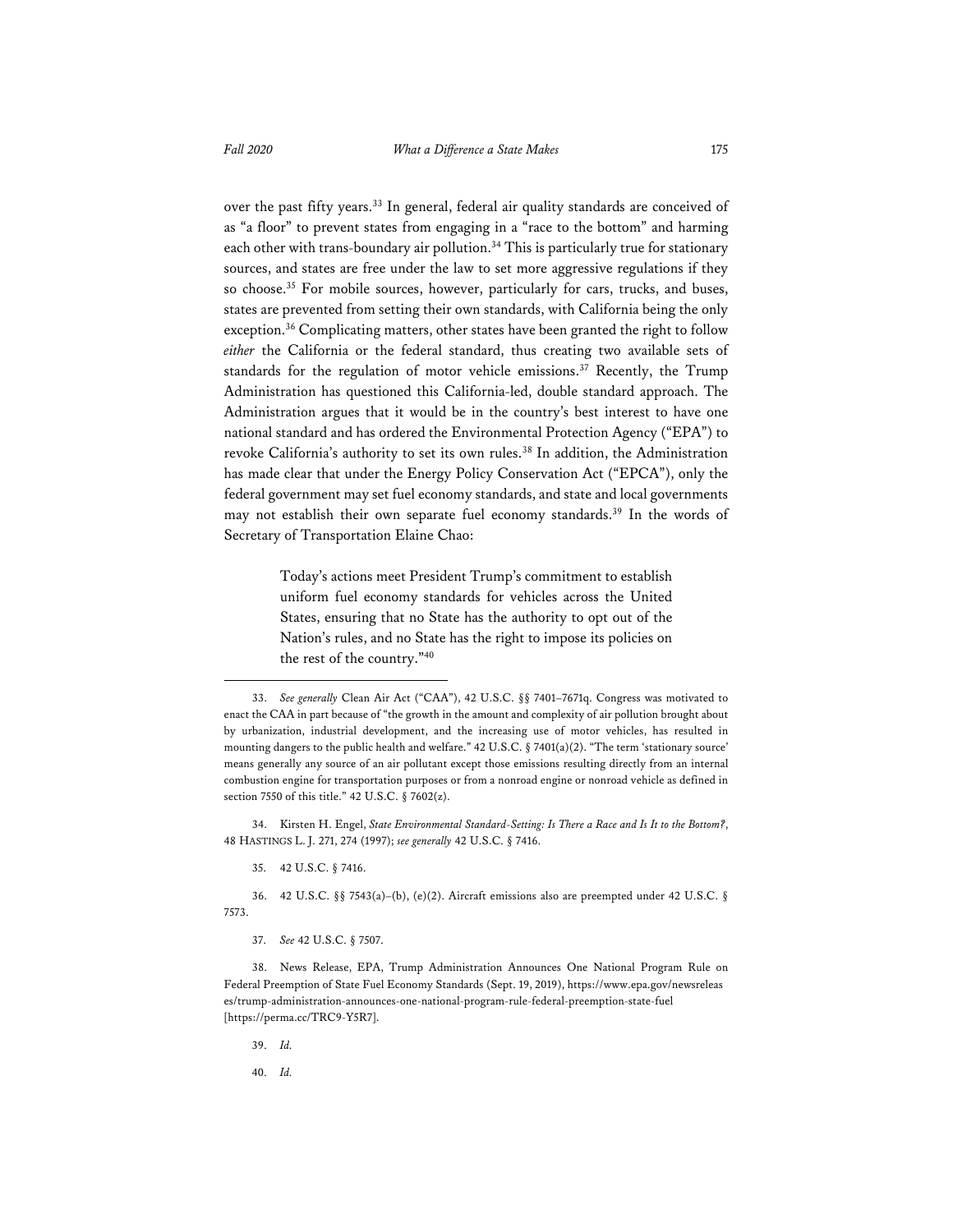over the past fifty years.[33] In general, federal air quality standards are conceived of as "a floor" to prevent states from engaging in a "race to the bottom" and harming each other with trans-boundary air pollution.[34] This is particularly true for stationary sources, and states are free under the law to set more aggressive regulations if they so choose.[35] For mobile sources, however, particularly for cars, trucks, and buses, states are prevented from setting their own standards, with California being the only exception.[36] Complicating matters, other states have been granted the right to follow *either* the California or the federal standard, thus creating two available sets of standards for the regulation of motor vehicle emissions.[37] Recently, the Trump Administration has questioned this California-led, double standard approach. The Administration argues that it would be in the country's best interest to have one national standard and has ordered the Environmental Protection Agency ("EPA") to revoke California's authority to set its own rules.[38] In addition, the Administration has made clear that under the Energy Policy Conservation Act ("EPCA"), only the federal government may set fuel economy standards, and state and local governments may not establish their own separate fuel economy standards.[39] In the words of Secretary of Transportation Elaine Chao:

> Today's actions meet President Trump's commitment to establish uniform fuel economy standards for vehicles across the United States, ensuring that no State has the authority to opt out of the Nation's rules, and no State has the right to impose its policies on the rest of the country."[40]

---

33. *See generally* Clean Air Act ("CAA"), 42 U.S.C. §§ 7401–7671q. Congress was motivated to enact the CAA in part because of "the growth in the amount and complexity of air pollution brought about by urbanization, industrial development, and the increasing use of motor vehicles, has resulted in mounting dangers to the public health and welfare." 42 U.S.C. § 7401(a)(2). "The term 'stationary source' means generally any source of an air pollutant except those emissions resulting directly from an internal combustion engine for transportation purposes or from a nonroad engine or nonroad vehicle as defined in section 7550 of this title." 42 U.S.C. § 7602(z).

34. Kirsten H. Engel, *State Environmental Standard-Setting: Is There a Race and Is It to the Bottom?*, 48 HASTINGS L. J. 271, 274 (1997); *see generally* 42 U.S.C. § 7416.

35. 42 U.S.C. § 7416.

36. 42 U.S.C. §§ 7543(a)–(b), (e)(2). Aircraft emissions also are preempted under 42 U.S.C. § 7573.

37. *See* 42 U.S.C. § 7507.

38. News Release, EPA, Trump Administration Announces One National Program Rule on Federal Preemption of State Fuel Economy Standards (Sept. 19, 2019), https://www.epa.gov/newsreleases/trump-administration-announces-one-national-program-rule-federal-preemption-state-fuel [https://perma.cc/TRC9-Y5R7].

39. *Id.*

40. *Id.*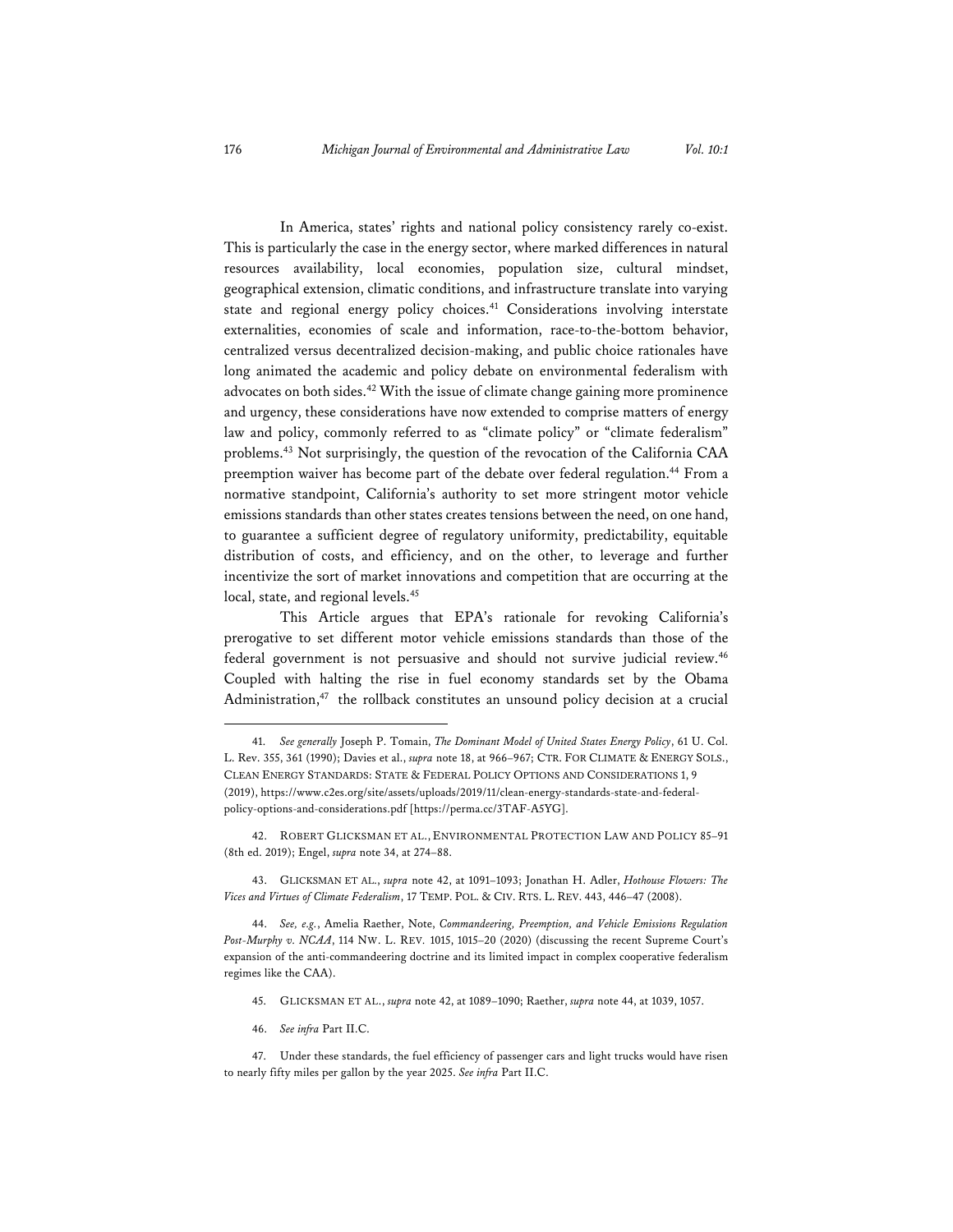In America, states' rights and national policy consistency rarely co-exist. This is particularly the case in the energy sector, where marked differences in natural resources availability, local economies, population size, cultural mindset, geographical extension, climatic conditions, and infrastructure translate into varying state and regional energy policy choices.[41] Considerations involving interstate externalities, economies of scale and information, race-to-the-bottom behavior, centralized versus decentralized decision-making, and public choice rationales have long animated the academic and policy debate on environmental federalism with advocates on both sides.[42] With the issue of climate change gaining more prominence and urgency, these considerations have now extended to comprise matters of energy law and policy, commonly referred to as "climate policy" or "climate federalism" problems.[43] Not surprisingly, the question of the revocation of the California CAA preemption waiver has become part of the debate over federal regulation.[44] From a normative standpoint, California's authority to set more stringent motor vehicle emissions standards than other states creates tensions between the need, on one hand, to guarantee a sufficient degree of regulatory uniformity, predictability, equitable distribution of costs, and efficiency, and on the other, to leverage and further incentivize the sort of market innovations and competition that are occurring at the local, state, and regional levels.[45]

This Article argues that EPA's rationale for revoking California's prerogative to set different motor vehicle emissions standards than those of the federal government is not persuasive and should not survive judicial review.[46] Coupled with halting the rise in fuel economy standards set by the Obama Administration,[47] the rollback constitutes an unsound policy decision at a crucial

---

41. *See generally* Joseph P. Tomain, *The Dominant Model of United States Energy Policy*, 61 U. Col. L. Rev. 355, 361 (1990); Davies et al., *supra* note 18, at 966–967; CTR. FOR CLIMATE & ENERGY SOLS., CLEAN ENERGY STANDARDS: STATE & FEDERAL POLICY OPTIONS AND CONSIDERATIONS 1, 9 (2019), https://www.c2es.org/site/assets/uploads/2019/11/clean-energy-standards-state-and-federal-policy-options-and-considerations.pdf [https://perma.cc/3TAF-A5YG].

42. ROBERT GLICKSMAN ET AL., ENVIRONMENTAL PROTECTION LAW AND POLICY 85–91 (8th ed. 2019); Engel, *supra* note 34, at 274–88.

43. GLICKSMAN ET AL., *supra* note 42, at 1091–1093; Jonathan H. Adler, *Hothouse Flowers: The Vices and Virtues of Climate Federalism*, 17 TEMP. POL. & CIV. RTS. L. REV. 443, 446–47 (2008).

44. *See, e.g.*, Amelia Raether, Note, *Commandeering, Preemption, and Vehicle Emissions Regulation Post-Murphy v. NCAA*, 114 NW. L. REV. 1015, 1015–20 (2020) (discussing the recent Supreme Court's expansion of the anti-commandeering doctrine and its limited impact in complex cooperative federalism regimes like the CAA).

45. GLICKSMAN ET AL., *supra* note 42, at 1089–1090; Raether, *supra* note 44, at 1039, 1057.

46. *See infra* Part II.C.

47. Under these standards, the fuel efficiency of passenger cars and light trucks would have risen to nearly fifty miles per gallon by the year 2025. *See infra* Part II.C.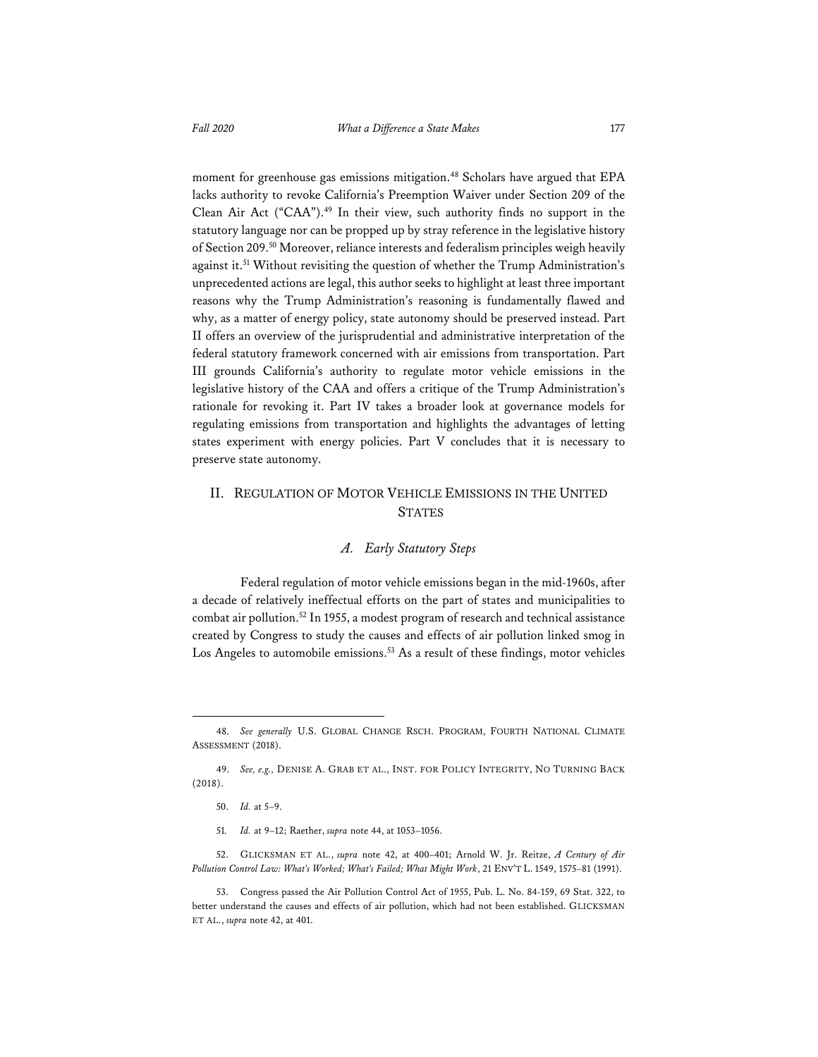moment for greenhouse gas emissions mitigation.[48] Scholars have argued that EPA lacks authority to revoke California's Preemption Waiver under Section 209 of the Clean Air Act ("CAA").[49] In their view, such authority finds no support in the statutory language nor can be propped up by stray reference in the legislative history of Section 209.[50] Moreover, reliance interests and federalism principles weigh heavily against it.[51] Without revisiting the question of whether the Trump Administration's unprecedented actions are legal, this author seeks to highlight at least three important reasons why the Trump Administration's reasoning is fundamentally flawed and why, as a matter of energy policy, state autonomy should be preserved instead. Part II offers an overview of the jurisprudential and administrative interpretation of the federal statutory framework concerned with air emissions from transportation. Part III grounds California's authority to regulate motor vehicle emissions in the legislative history of the CAA and offers a critique of the Trump Administration's rationale for revoking it. Part IV takes a broader look at governance models for regulating emissions from transportation and highlights the advantages of letting states experiment with energy policies. Part V concludes that it is necessary to preserve state autonomy.

## II. REGULATION OF MOTOR VEHICLE EMISSIONS IN THE UNITED STATES

### *A. Early Statutory Steps*

Federal regulation of motor vehicle emissions began in the mid-1960s, after a decade of relatively ineffectual efforts on the part of states and municipalities to combat air pollution.[52] In 1955, a modest program of research and technical assistance created by Congress to study the causes and effects of air pollution linked smog in Los Angeles to automobile emissions.[53] As a result of these findings, motor vehicles

---

48. *See generally* U.S. GLOBAL CHANGE RSCH. PROGRAM, FOURTH NATIONAL CLIMATE ASSESSMENT (2018).

49. *See, e.g.,* DENISE A. GRAB ET AL., INST. FOR POLICY INTEGRITY, NO TURNING BACK (2018).

50. *Id.* at 5–9.

51. *Id.* at 9–12; Raether, *supra* note 44, at 1053–1056.

52. GLICKSMAN ET AL., *supra* note 42, at 400–401; Arnold W. Jr. Reitze, *A Century of Air Pollution Control Law: What's Worked; What's Failed; What Might Work*, 21 ENV'T L. 1549, 1575–81 (1991).

53. Congress passed the Air Pollution Control Act of 1955, Pub. L. No. 84-159, 69 Stat. 322, to better understand the causes and effects of air pollution, which had not been established. GLICKSMAN ET AL., *supra* note 42, at 401.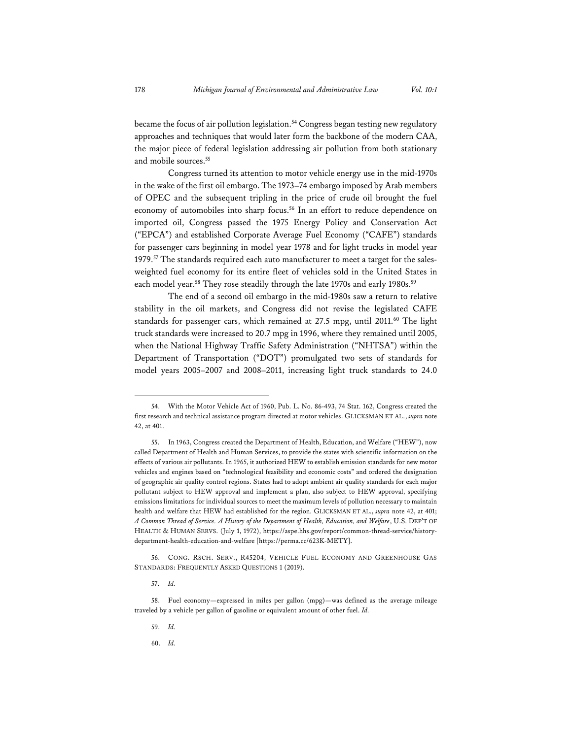became the focus of air pollution legislation.[54] Congress began testing new regulatory approaches and techniques that would later form the backbone of the modern CAA, the major piece of federal legislation addressing air pollution from both stationary and mobile sources.[55]

Congress turned its attention to motor vehicle energy use in the mid-1970s in the wake of the first oil embargo. The 1973–74 embargo imposed by Arab members of OPEC and the subsequent tripling in the price of crude oil brought the fuel economy of automobiles into sharp focus.[56] In an effort to reduce dependence on imported oil, Congress passed the 1975 Energy Policy and Conservation Act ("EPCA") and established Corporate Average Fuel Economy ("CAFE") standards for passenger cars beginning in model year 1978 and for light trucks in model year 1979.[57] The standards required each auto manufacturer to meet a target for the sales-weighted fuel economy for its entire fleet of vehicles sold in the United States in each model year.[58] They rose steadily through the late 1970s and early 1980s.[59]

The end of a second oil embargo in the mid-1980s saw a return to relative stability in the oil markets, and Congress did not revise the legislated CAFE standards for passenger cars, which remained at 27.5 mpg, until 2011.[60] The light truck standards were increased to 20.7 mpg in 1996, where they remained until 2005, when the National Highway Traffic Safety Administration ("NHTSA") within the Department of Transportation ("DOT") promulgated two sets of standards for model years 2005–2007 and 2008–2011, increasing light truck standards to 24.0

---

54. With the Motor Vehicle Act of 1960, Pub. L. No. 86-493, 74 Stat. 162, Congress created the first research and technical assistance program directed at motor vehicles. GLICKSMAN ET AL., *supra* note 42, at 401.

55. In 1963, Congress created the Department of Health, Education, and Welfare ("HEW"), now called Department of Health and Human Services, to provide the states with scientific information on the effects of various air pollutants. In 1965, it authorized HEW to establish emission standards for new motor vehicles and engines based on "technological feasibility and economic costs" and ordered the designation of geographic air quality control regions. States had to adopt ambient air quality standards for each major pollutant subject to HEW approval and implement a plan, also subject to HEW approval, specifying emissions limitations for individual sources to meet the maximum levels of pollution necessary to maintain health and welfare that HEW had established for the region. GLICKSMAN ET AL., *supra* note 42, at 401; *A Common Thread of Service. A History of the Department of Health, Education, and Welfare*, U.S. DEP'T OF HEALTH & HUMAN SERVS. (July 1, 1972), https://aspe.hhs.gov/report/common-thread-service/history-department-health-education-and-welfare [https://perma.cc/623K-METY].

56. CONG. RSCH. SERV., R45204, VEHICLE FUEL ECONOMY AND GREENHOUSE GAS STANDARDS: FREQUENTLY ASKED QUESTIONS 1 (2019).

57. *Id.*

58. Fuel economy—expressed in miles per gallon (mpg)—was defined as the average mileage traveled by a vehicle per gallon of gasoline or equivalent amount of other fuel. *Id.*

59. *Id.*

60. *Id.*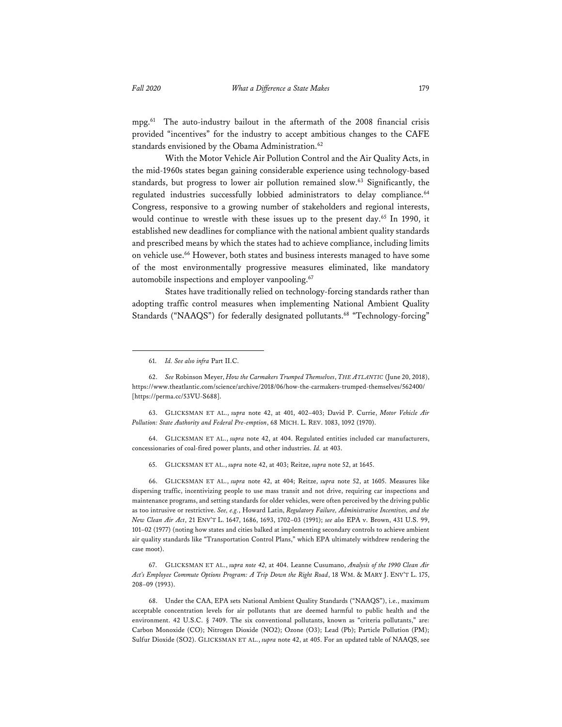mpg.[61] The auto-industry bailout in the aftermath of the 2008 financial crisis provided "incentives" for the industry to accept ambitious changes to the CAFE standards envisioned by the Obama Administration.[62]

With the Motor Vehicle Air Pollution Control and the Air Quality Acts, in the mid-1960s states began gaining considerable experience using technology-based standards, but progress to lower air pollution remained slow.[63] Significantly, the regulated industries successfully lobbied administrators to delay compliance.[64] Congress, responsive to a growing number of stakeholders and regional interests, would continue to wrestle with these issues up to the present day.[65] In 1990, it established new deadlines for compliance with the national ambient quality standards and prescribed means by which the states had to achieve compliance, including limits on vehicle use.[66] However, both states and business interests managed to have some of the most environmentally progressive measures eliminated, like mandatory automobile inspections and employer vanpooling.[67]

States have traditionally relied on technology-forcing standards rather than adopting traffic control measures when implementing National Ambient Quality Standards ("NAAQS") for federally designated pollutants.[68] "Technology-forcing"

---

61. *Id. See also infra* Part II.C.

62. *See* Robinson Meyer, *How the Carmakers Trumped Themselves*, THE ATLANTIC (June 20, 2018), https://www.theatlantic.com/science/archive/2018/06/how-the-carmakers-trumped-themselves/562400/ [https://perma.cc/53VU-S688].

63. GLICKSMAN ET AL., *supra* note 42, at 401, 402–403; David P. Currie, *Motor Vehicle Air Pollution: State Authority and Federal Pre-emption*, 68 MICH. L. REV. 1083, 1092 (1970).

64. GLICKSMAN ET AL., *supra* note 42, at 404. Regulated entities included car manufacturers, concessionaries of coal-fired power plants, and other industries. *Id.* at 403.

65. GLICKSMAN ET AL., *supra* note 42, at 403; Reitze, *supra* note 52, at 1645.

66. GLICKSMAN ET AL., *supra* note 42, at 404; Reitze, *supra* note 52, at 1605. Measures like dispersing traffic, incentivizing people to use mass transit and not drive, requiring car inspections and maintenance programs, and setting standards for older vehicles, were often perceived by the driving public as too intrusive or restrictive. *See, e.g.*, Howard Latin, *Regulatory Failure, Administrative Incentives, and the New Clean Air Act*, 21 ENV'T L. 1647, 1686, 1693, 1702–03 (1991); *see also* EPA v. Brown, 431 U.S. 99, 101–02 (1977) (noting how states and cities balked at implementing secondary controls to achieve ambient air quality standards like "Transportation Control Plans," which EPA ultimately withdrew rendering the case moot).

67. GLICKSMAN ET AL., *supra note 42*, at 404. Leanne Cusumano, *Analysis of the 1990 Clean Air Act's Employee Commute Options Program: A Trip Down the Right Road*, 18 WM. & MARY J. ENV'T L. 175, 208–09 (1993).

68. Under the CAA, EPA sets National Ambient Quality Standards ("NAAQS"), i.e., maximum acceptable concentration levels for air pollutants that are deemed harmful to public health and the environment. 42 U.S.C. § 7409. The six conventional pollutants, known as "criteria pollutants," are: Carbon Monoxide (CO); Nitrogen Dioxide ($NO_2$); Ozone ($O_3$); Lead (Pb); Particle Pollution (PM); Sulfur Dioxide ($SO_2$). GLICKSMAN ET AL., *supra* note 42, at 405. For an updated table of NAAQS, see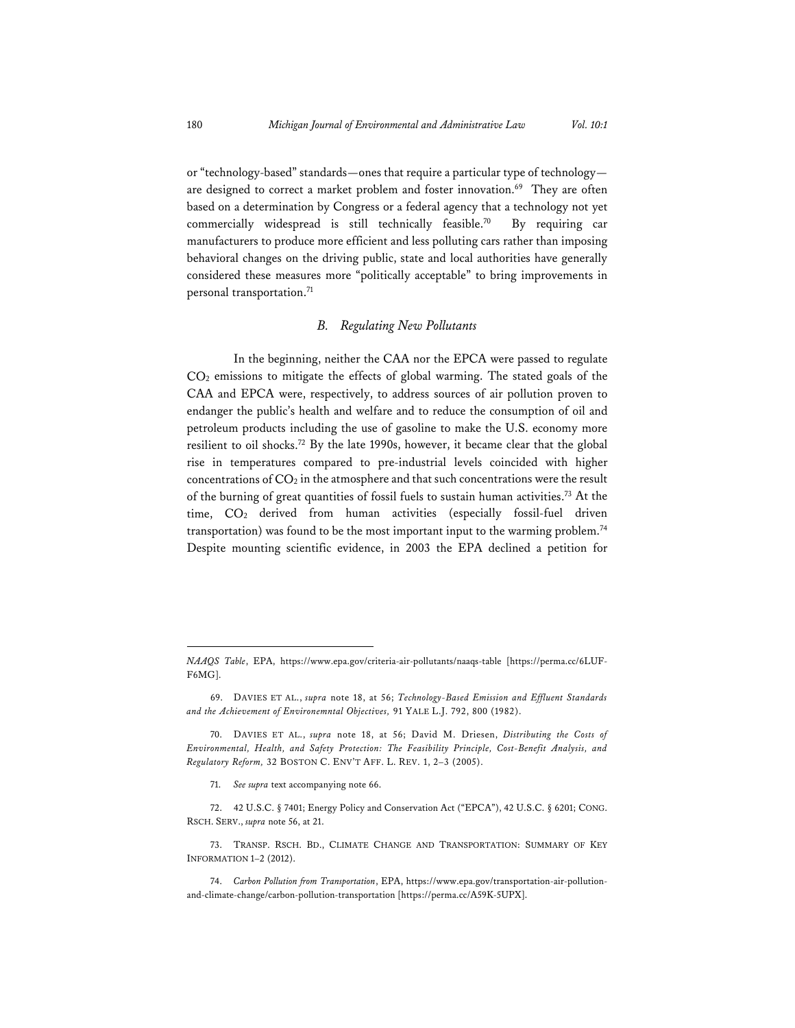or "technology-based" standards—ones that require a particular type of technology—are designed to correct a market problem and foster innovation.[69] They are often based on a determination by Congress or a federal agency that a technology not yet commercially widespread is still technically feasible.[70] By requiring car manufacturers to produce more efficient and less polluting cars rather than imposing behavioral changes on the driving public, state and local authorities have generally considered these measures more "politically acceptable" to bring improvements in personal transportation.[71]

### *B. Regulating New Pollutants*

In the beginning, neither the CAA nor the EPCA were passed to regulate $CO_2$ emissions to mitigate the effects of global warming. The stated goals of the CAA and EPCA were, respectively, to address sources of air pollution proven to endanger the public's health and welfare and to reduce the consumption of oil and petroleum products including the use of gasoline to make the U.S. economy more resilient to oil shocks.[72] By the late 1990s, however, it became clear that the global rise in temperatures compared to pre-industrial levels coincided with higher concentrations of $CO_2$ in the atmosphere and that such concentrations were the result of the burning of great quantities of fossil fuels to sustain human activities.[73] At the time, $CO_2$ derived from human activities (especially fossil-fuel driven transportation) was found to be the most important input to the warming problem.[74] Despite mounting scientific evidence, in 2003 the EPA declined a petition for

---

*NAAQS Table*, EPA, https://www.epa.gov/criteria-air-pollutants/naaqs-table [https://perma.cc/6LUF-F6MG].

69. DAVIES ET AL., *supra* note 18, at 56; *Technology-Based Emission and Effluent Standards and the Achievement of Environemntal Objectives,* 91 YALE L.J. 792, 800 (1982).

70. DAVIES ET AL., *supra* note 18, at 56; David M. Driesen, *Distributing the Costs of Environmental, Health, and Safety Protection: The Feasibility Principle, Cost-Benefit Analysis, and Regulatory Reform,* 32 BOSTON C. ENV'T AFF. L. REV. 1, 2–3 (2005).

71. *See supra* text accompanying note 66.

72. 42 U.S.C. § 7401; Energy Policy and Conservation Act ("EPCA"), 42 U.S.C. § 6201; CONG. RSCH. SERV., *supra* note 56, at 21.

73. TRANSP. RSCH. BD., CLIMATE CHANGE AND TRANSPORTATION: SUMMARY OF KEY INFORMATION 1–2 (2012).

74. *Carbon Pollution from Transportation*, EPA, https://www.epa.gov/transportation-air-pollution-and-climate-change/carbon-pollution-transportation [https://perma.cc/A59K-5UPX].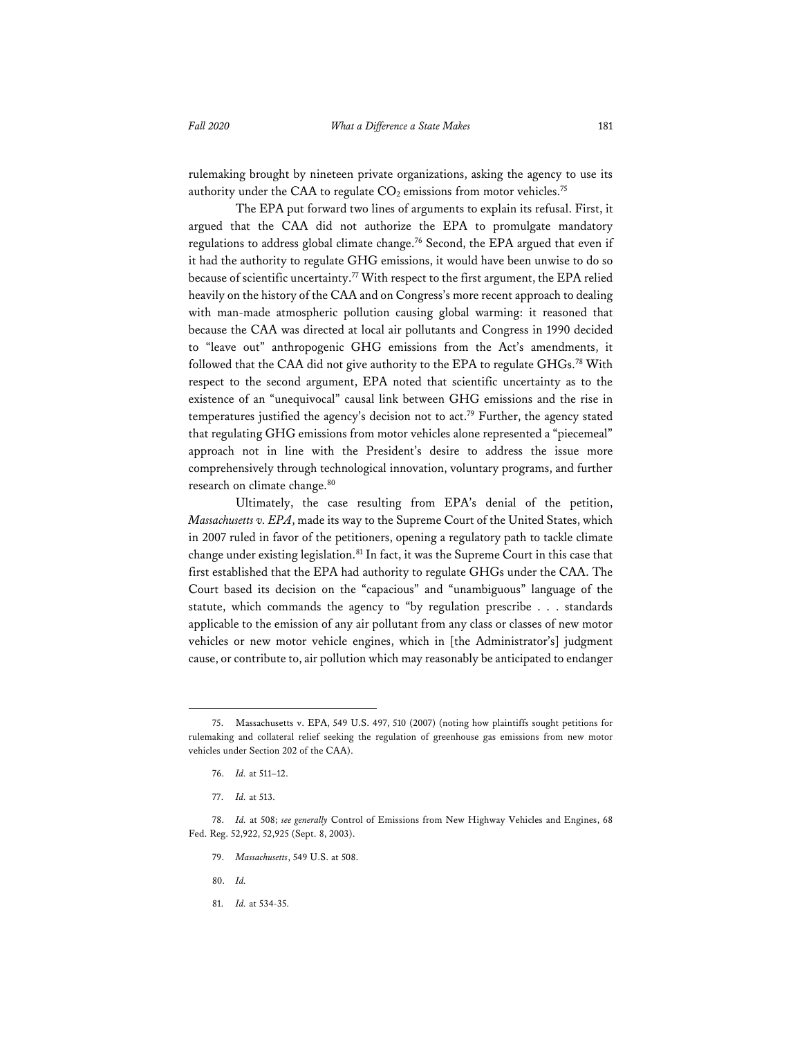rulemaking brought by nineteen private organizations, asking the agency to use its authority under the CAA to regulate $CO_2$ emissions from motor vehicles.[75]

The EPA put forward two lines of arguments to explain its refusal. First, it argued that the CAA did not authorize the EPA to promulgate mandatory regulations to address global climate change.[76] Second, the EPA argued that even if it had the authority to regulate GHG emissions, it would have been unwise to do so because of scientific uncertainty.[77] With respect to the first argument, the EPA relied heavily on the history of the CAA and on Congress's more recent approach to dealing with man-made atmospheric pollution causing global warming: it reasoned that because the CAA was directed at local air pollutants and Congress in 1990 decided to "leave out" anthropogenic GHG emissions from the Act's amendments, it followed that the CAA did not give authority to the EPA to regulate GHGs.[78] With respect to the second argument, EPA noted that scientific uncertainty as to the existence of an "unequivocal" causal link between GHG emissions and the rise in temperatures justified the agency's decision not to act.[79] Further, the agency stated that regulating GHG emissions from motor vehicles alone represented a "piecemeal" approach not in line with the President's desire to address the issue more comprehensively through technological innovation, voluntary programs, and further research on climate change.[80]

Ultimately, the case resulting from EPA's denial of the petition, *Massachusetts v. EPA*, made its way to the Supreme Court of the United States, which in 2007 ruled in favor of the petitioners, opening a regulatory path to tackle climate change under existing legislation.[81] In fact, it was the Supreme Court in this case that first established that the EPA had authority to regulate GHGs under the CAA. The Court based its decision on the "capacious" and "unambiguous" language of the statute, which commands the agency to "by regulation prescribe . . . standards applicable to the emission of any air pollutant from any class or classes of new motor vehicles or new motor vehicle engines, which in [the Administrator's] judgment cause, or contribute to, air pollution which may reasonably be anticipated to endanger

---

75. Massachusetts v. EPA, 549 U.S. 497, 510 (2007) (noting how plaintiffs sought petitions for rulemaking and collateral relief seeking the regulation of greenhouse gas emissions from new motor vehicles under Section 202 of the CAA).

76. *Id.* at 511–12.

77. *Id.* at 513.

78. *Id.* at 508; *see generally* Control of Emissions from New Highway Vehicles and Engines, 68 Fed. Reg. 52,922, 52,925 (Sept. 8, 2003).

79. *Massachusetts*, 549 U.S. at 508.

80. *Id.*

81. *Id.* at 534-35.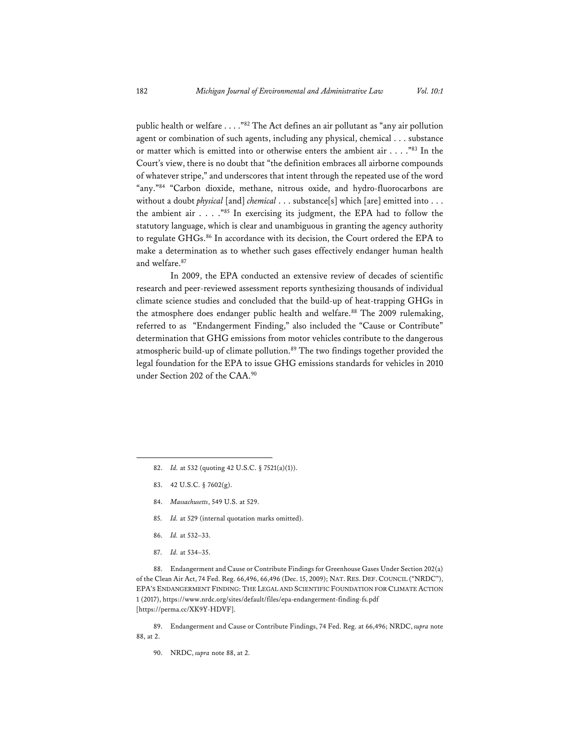public health or welfare . . . ."[82] The Act defines an air pollutant as "any air pollution agent or combination of such agents, including any physical, chemical . . . substance or matter which is emitted into or otherwise enters the ambient air . . . ."[83] In the Court's view, there is no doubt that "the definition embraces all airborne compounds of whatever stripe," and underscores that intent through the repeated use of the word "any."[84] "Carbon dioxide, methane, nitrous oxide, and hydro-fluorocarbons are without a doubt *physical* [and] *chemical* . . . substance[s] which [are] emitted into . . . the ambient air . . . ."[85] In exercising its judgment, the EPA had to follow the statutory language, which is clear and unambiguous in granting the agency authority to regulate GHGs.[86] In accordance with its decision, the Court ordered the EPA to make a determination as to whether such gases effectively endanger human health and welfare.[87]

In 2009, the EPA conducted an extensive review of decades of scientific research and peer-reviewed assessment reports synthesizing thousands of individual climate science studies and concluded that the build-up of heat-trapping GHGs in the atmosphere does endanger public health and welfare.[88] The 2009 rulemaking, referred to as "Endangerment Finding," also included the "Cause or Contribute" determination that GHG emissions from motor vehicles contribute to the dangerous atmospheric build-up of climate pollution.[89] The two findings together provided the legal foundation for the EPA to issue GHG emissions standards for vehicles in 2010 under Section 202 of the CAA.[90]

---

82. *Id.* at 532 (quoting 42 U.S.C. § 7521(a)(1)).

83. 42 U.S.C. § 7602(g).

84. *Massachusetts*, 549 U.S. at 529.

85. *Id.* at 529 (internal quotation marks omitted).

86. *Id.* at 532–33.

87. *Id.* at 534–35.

88. Endangerment and Cause or Contribute Findings for Greenhouse Gases Under Section 202(a) of the Clean Air Act, 74 Fed. Reg. 66,496, 66,496 (Dec. 15, 2009); NAT. RES. DEF. COUNCIL ("NRDC"), EPA'S ENDANGERMENT FINDING: THE LEGAL AND SCIENTIFIC FOUNDATION FOR CLIMATE ACTION 1 (2017), https://www.nrdc.org/sites/default/files/epa-endangerment-finding-fs.pdf [https://perma.cc/XK9Y-HDVF].

89. Endangerment and Cause or Contribute Findings, 74 Fed. Reg. at 66,496; NRDC, *supra* note 88, at 2.

90. NRDC, *supra* note 88, at 2.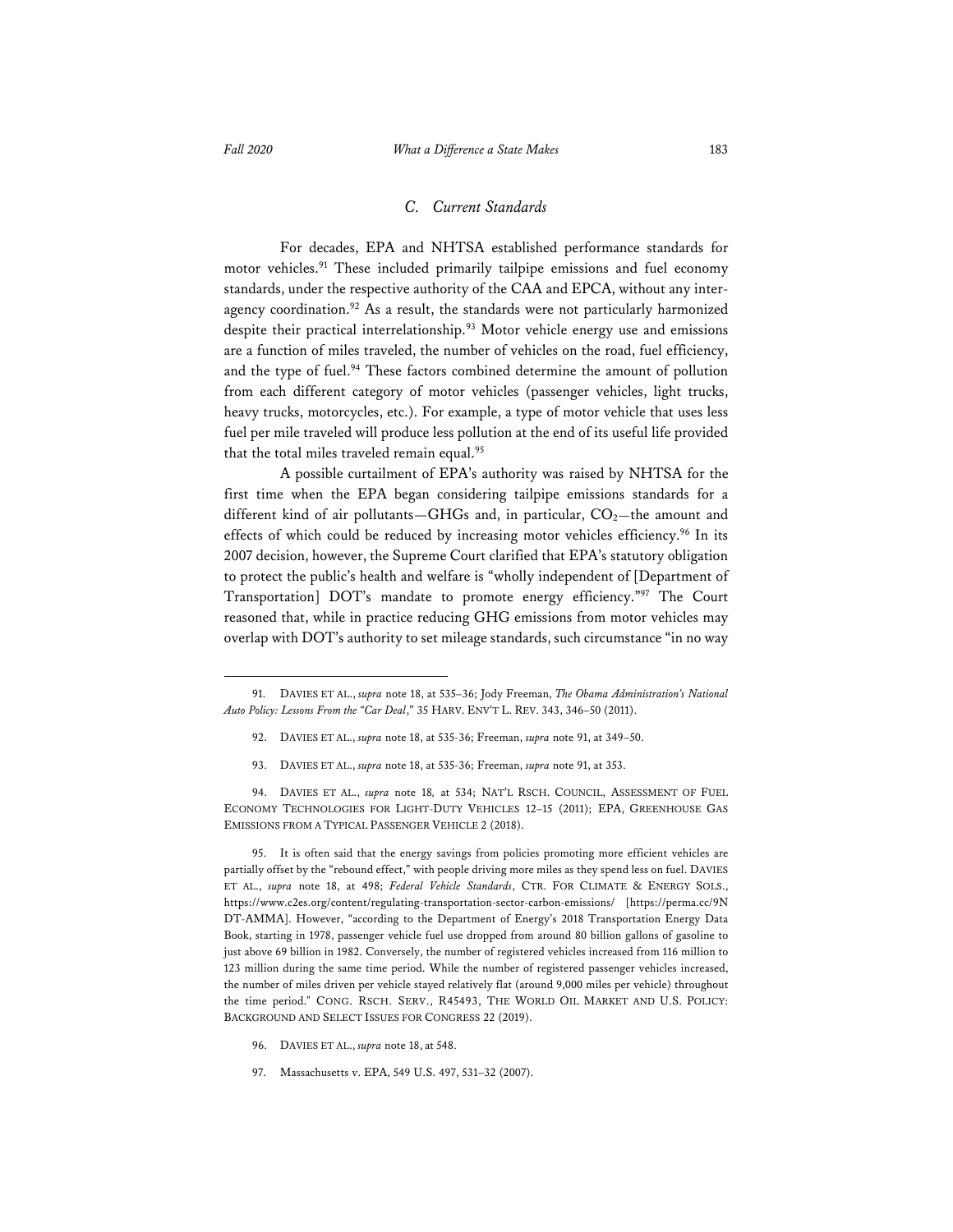### *C. Current Standards*

For decades, EPA and NHTSA established performance standards for motor vehicles.[91] These included primarily tailpipe emissions and fuel economy standards, under the respective authority of the CAA and EPCA, without any inter-agency coordination.[92] As a result, the standards were not particularly harmonized despite their practical interrelationship.[93] Motor vehicle energy use and emissions are a function of miles traveled, the number of vehicles on the road, fuel efficiency, and the type of fuel.[94] These factors combined determine the amount of pollution from each different category of motor vehicles (passenger vehicles, light trucks, heavy trucks, motorcycles, etc.). For example, a type of motor vehicle that uses less fuel per mile traveled will produce less pollution at the end of its useful life provided that the total miles traveled remain equal.[95]

A possible curtailment of EPA's authority was raised by NHTSA for the first time when the EPA began considering tailpipe emissions standards for a different kind of air pollutants—GHGs and, in particular, $CO_2$—the amount and effects of which could be reduced by increasing motor vehicles efficiency.[96] In its 2007 decision, however, the Supreme Court clarified that EPA's statutory obligation to protect the public's health and welfare is "wholly independent of [Department of Transportation] DOT's mandate to promote energy efficiency."[97] The Court reasoned that, while in practice reducing GHG emissions from motor vehicles may overlap with DOT's authority to set mileage standards, such circumstance "in no way

---

91. DAVIES ET AL., *supra* note 18, at 535–36; Jody Freeman, *The Obama Administration's National Auto Policy: Lessons From the "Car Deal*," 35 HARV. ENV'T L. REV. 343, 346–50 (2011).

92. DAVIES ET AL., *supra* note 18, at 535-36; Freeman, *supra* note 91, at 349–50.

93. DAVIES ET AL., *supra* note 18, at 535-36; Freeman, *supra* note 91, at 353.

94. DAVIES ET AL., *supra* note 18, at 534; NAT'L RSCH. COUNCIL, ASSESSMENT OF FUEL ECONOMY TECHNOLOGIES FOR LIGHT-DUTY VEHICLES 12–15 (2011); EPA, GREENHOUSE GAS EMISSIONS FROM A TYPICAL PASSENGER VEHICLE 2 (2018).

95. It is often said that the energy savings from policies promoting more efficient vehicles are partially offset by the "rebound effect," with people driving more miles as they spend less on fuel. DAVIES ET AL., *supra* note 18, at 498; *Federal Vehicle Standards*, CTR. FOR CLIMATE & ENERGY SOLS., https://www.c2es.org/content/regulating-transportation-sector-carbon-emissions/ [https://perma.cc/9NDT-AMMA]. However, "according to the Department of Energy's 2018 Transportation Energy Data Book, starting in 1978, passenger vehicle fuel use dropped from around 80 billion gallons of gasoline to just above 69 billion in 1982. Conversely, the number of registered vehicles increased from 116 million to 123 million during the same time period. While the number of registered passenger vehicles increased, the number of miles driven per vehicle stayed relatively flat (around 9,000 miles per vehicle) throughout the time period." CONG. RSCH. SERV., R45493, THE WORLD OIL MARKET AND U.S. POLICY: BACKGROUND AND SELECT ISSUES FOR CONGRESS 22 (2019).

96. DAVIES ET AL., *supra* note 18, at 548.

97. Massachusetts v. EPA, 549 U.S. 497, 531–32 (2007).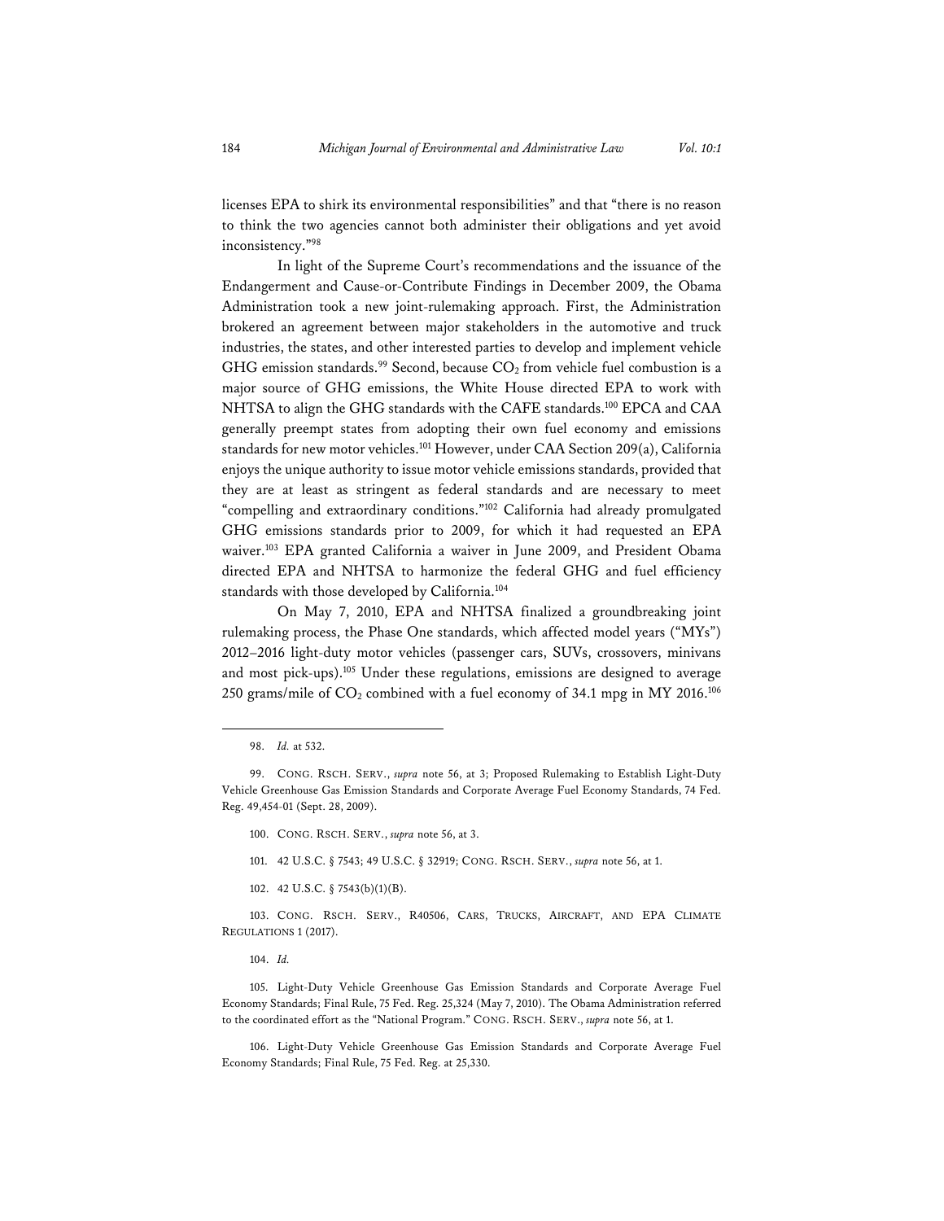licenses EPA to shirk its environmental responsibilities" and that "there is no reason to think the two agencies cannot both administer their obligations and yet avoid inconsistency."[98]

In light of the Supreme Court's recommendations and the issuance of the Endangerment and Cause-or-Contribute Findings in December 2009, the Obama Administration took a new joint-rulemaking approach. First, the Administration brokered an agreement between major stakeholders in the automotive and truck industries, the states, and other interested parties to develop and implement vehicle GHG emission standards.[99] Second, because $CO_2$ from vehicle fuel combustion is a major source of GHG emissions, the White House directed EPA to work with NHTSA to align the GHG standards with the CAFE standards.[100] EPCA and CAA generally preempt states from adopting their own fuel economy and emissions standards for new motor vehicles.[101] However, under CAA Section 209(a), California enjoys the unique authority to issue motor vehicle emissions standards, provided that they are at least as stringent as federal standards and are necessary to meet "compelling and extraordinary conditions."[102] California had already promulgated GHG emissions standards prior to 2009, for which it had requested an EPA waiver.[103] EPA granted California a waiver in June 2009, and President Obama directed EPA and NHTSA to harmonize the federal GHG and fuel efficiency standards with those developed by California.[104]

On May 7, 2010, EPA and NHTSA finalized a groundbreaking joint rulemaking process, the Phase One standards, which affected model years ("MYs") 2012–2016 light-duty motor vehicles (passenger cars, SUVs, crossovers, minivans and most pick-ups).[105] Under these regulations, emissions are designed to average 250 grams/mile of $CO_2$ combined with a fuel economy of 34.1 mpg in MY 2016.[106]

---

98. *Id.* at 532.

99. CONG. RSCH. SERV., *supra* note 56, at 3; Proposed Rulemaking to Establish Light-Duty Vehicle Greenhouse Gas Emission Standards and Corporate Average Fuel Economy Standards, 74 Fed. Reg. 49,454-01 (Sept. 28, 2009).

100. CONG. RSCH. SERV., *supra* note 56, at 3.

101. 42 U.S.C. § 7543; 49 U.S.C. § 32919; CONG. RSCH. SERV., *supra* note 56, at 1.

102. 42 U.S.C. § 7543(b)(1)(B).

103. CONG. RSCH. SERV., R40506, CARS, TRUCKS, AIRCRAFT, AND EPA CLIMATE REGULATIONS 1 (2017).

104. *Id.*

105. Light-Duty Vehicle Greenhouse Gas Emission Standards and Corporate Average Fuel Economy Standards; Final Rule, 75 Fed. Reg. 25,324 (May 7, 2010). The Obama Administration referred to the coordinated effort as the "National Program." CONG. RSCH. SERV., *supra* note 56, at 1.

106. Light-Duty Vehicle Greenhouse Gas Emission Standards and Corporate Average Fuel Economy Standards; Final Rule, 75 Fed. Reg. at 25,330.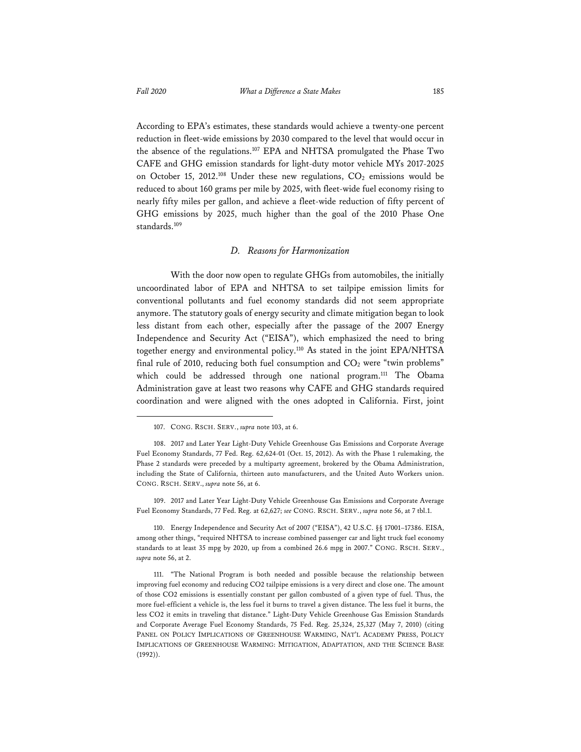According to EPA's estimates, these standards would achieve a twenty-one percent reduction in fleet-wide emissions by 2030 compared to the level that would occur in the absence of the regulations.[107] EPA and NHTSA promulgated the Phase Two CAFE and GHG emission standards for light-duty motor vehicle MYs 2017-2025 on October 15, 2012.[108] Under these new regulations, $CO_2$ emissions would be reduced to about 160 grams per mile by 2025, with fleet-wide fuel economy rising to nearly fifty miles per gallon, and achieve a fleet-wide reduction of fifty percent of GHG emissions by 2025, much higher than the goal of the 2010 Phase One standards.[109]

### *D. Reasons for Harmonization*

With the door now open to regulate GHGs from automobiles, the initially uncoordinated labor of EPA and NHTSA to set tailpipe emission limits for conventional pollutants and fuel economy standards did not seem appropriate anymore. The statutory goals of energy security and climate mitigation began to look less distant from each other, especially after the passage of the 2007 Energy Independence and Security Act ("EISA"), which emphasized the need to bring together energy and environmental policy.[110] As stated in the joint EPA/NHTSA final rule of 2010, reducing both fuel consumption and $CO_2$ were "twin problems" which could be addressed through one national program.[111] The Obama Administration gave at least two reasons why CAFE and GHG standards required coordination and were aligned with the ones adopted in California. First, joint

---

107. CONG. RSCH. SERV., *supra* note 103, at 6.

108. 2017 and Later Year Light-Duty Vehicle Greenhouse Gas Emissions and Corporate Average Fuel Economy Standards, 77 Fed. Reg. 62,624-01 (Oct. 15, 2012). As with the Phase 1 rulemaking, the Phase 2 standards were preceded by a multiparty agreement, brokered by the Obama Administration, including the State of California, thirteen auto manufacturers, and the United Auto Workers union. CONG. RSCH. SERV., *supra* note 56, at 6.

109. 2017 and Later Year Light-Duty Vehicle Greenhouse Gas Emissions and Corporate Average Fuel Economy Standards, 77 Fed. Reg. at 62,627; *see* CONG. RSCH. SERV., *supra* note 56, at 7 tbl.1.

110. Energy Independence and Security Act of 2007 ("EISA"), 42 U.S.C. §§ 17001–17386. EISA, among other things, "required NHTSA to increase combined passenger car and light truck fuel economy standards to at least 35 mpg by 2020, up from a combined 26.6 mpg in 2007." CONG. RSCH. SERV., *supra* note 56, at 2.

111. "The National Program is both needed and possible because the relationship between improving fuel economy and reducing CO2 tailpipe emissions is a very direct and close one. The amount of those CO2 emissions is essentially constant per gallon combusted of a given type of fuel. Thus, the more fuel-efficient a vehicle is, the less fuel it burns to travel a given distance. The less fuel it burns, the less CO2 it emits in traveling that distance." Light-Duty Vehicle Greenhouse Gas Emission Standards and Corporate Average Fuel Economy Standards, 75 Fed. Reg. 25,324, 25,327 (May 7, 2010) (citing PANEL ON POLICY IMPLICATIONS OF GREENHOUSE WARMING, NAT'L ACADEMY PRESS, POLICY IMPLICATIONS OF GREENHOUSE WARMING: MITIGATION, ADAPTATION, AND THE SCIENCE BASE (1992)).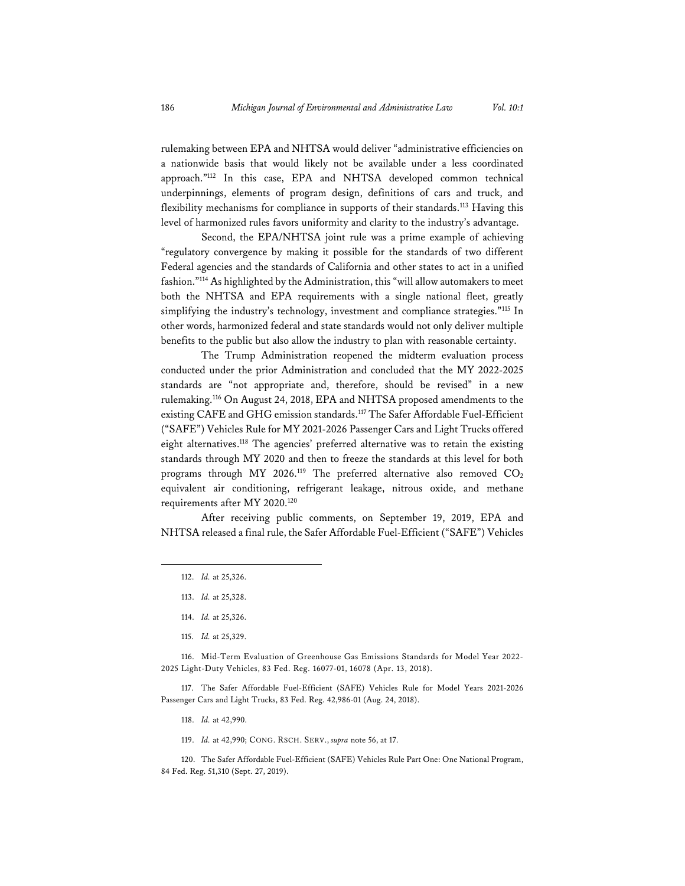rulemaking between EPA and NHTSA would deliver "administrative efficiencies on a nationwide basis that would likely not be available under a less coordinated approach."[112] In this case, EPA and NHTSA developed common technical underpinnings, elements of program design, definitions of cars and truck, and flexibility mechanisms for compliance in supports of their standards.[113] Having this level of harmonized rules favors uniformity and clarity to the industry's advantage.

Second, the EPA/NHTSA joint rule was a prime example of achieving "regulatory convergence by making it possible for the standards of two different Federal agencies and the standards of California and other states to act in a unified fashion."[114] As highlighted by the Administration, this "will allow automakers to meet both the NHTSA and EPA requirements with a single national fleet, greatly simplifying the industry's technology, investment and compliance strategies."[115] In other words, harmonized federal and state standards would not only deliver multiple benefits to the public but also allow the industry to plan with reasonable certainty.

The Trump Administration reopened the midterm evaluation process conducted under the prior Administration and concluded that the MY 2022-2025 standards are "not appropriate and, therefore, should be revised" in a new rulemaking.[116] On August 24, 2018, EPA and NHTSA proposed amendments to the existing CAFE and GHG emission standards.[117] The Safer Affordable Fuel-Efficient ("SAFE") Vehicles Rule for MY 2021-2026 Passenger Cars and Light Trucks offered eight alternatives.[118] The agencies' preferred alternative was to retain the existing standards through MY 2020 and then to freeze the standards at this level for both programs through MY 2026.[119] The preferred alternative also removed $CO_2$ equivalent air conditioning, refrigerant leakage, nitrous oxide, and methane requirements after MY 2020.[120]

After receiving public comments, on September 19, 2019, EPA and NHTSA released a final rule, the Safer Affordable Fuel-Efficient ("SAFE") Vehicles

---

112. *Id.* at 25,326.

113. *Id.* at 25,328.

114. *Id.* at 25,326.

115. *Id.* at 25,329.

116. Mid-Term Evaluation of Greenhouse Gas Emissions Standards for Model Year 2022-2025 Light-Duty Vehicles, 83 Fed. Reg. 16077-01, 16078 (Apr. 13, 2018).

117. The Safer Affordable Fuel-Efficient (SAFE) Vehicles Rule for Model Years 2021-2026 Passenger Cars and Light Trucks, 83 Fed. Reg. 42,986-01 (Aug. 24, 2018).

118. *Id.* at 42,990.

119. *Id.* at 42,990; CONG. RSCH. SERV., *supra* note 56, at 17.

120. The Safer Affordable Fuel-Efficient (SAFE) Vehicles Rule Part One: One National Program, 84 Fed. Reg. 51,310 (Sept. 27, 2019).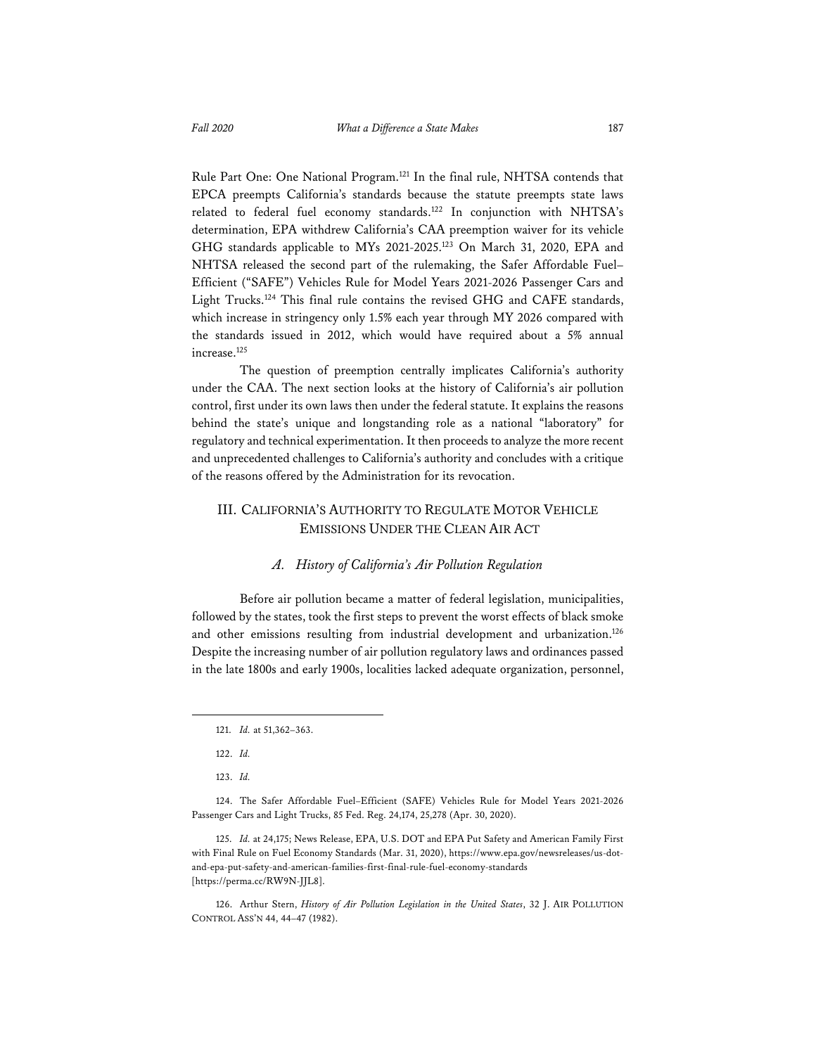Rule Part One: One National Program.[121] In the final rule, NHTSA contends that EPCA preempts California's standards because the statute preempts state laws related to federal fuel economy standards.[122] In conjunction with NHTSA's determination, EPA withdrew California's CAA preemption waiver for its vehicle GHG standards applicable to MYs 2021-2025.[123] On March 31, 2020, EPA and NHTSA released the second part of the rulemaking, the Safer Affordable Fuel–Efficient ("SAFE") Vehicles Rule for Model Years 2021-2026 Passenger Cars and Light Trucks.[124] This final rule contains the revised GHG and CAFE standards, which increase in stringency only 1.5% each year through MY 2026 compared with the standards issued in 2012, which would have required about a 5% annual increase.[125]

The question of preemption centrally implicates California's authority under the CAA. The next section looks at the history of California's air pollution control, first under its own laws then under the federal statute. It explains the reasons behind the state's unique and longstanding role as a national "laboratory" for regulatory and technical experimentation. It then proceeds to analyze the more recent and unprecedented challenges to California's authority and concludes with a critique of the reasons offered by the Administration for its revocation.

## III. CALIFORNIA'S AUTHORITY TO REGULATE MOTOR VEHICLE EMISSIONS UNDER THE CLEAN AIR ACT

### *A. History of California's Air Pollution Regulation*

Before air pollution became a matter of federal legislation, municipalities, followed by the states, took the first steps to prevent the worst effects of black smoke and other emissions resulting from industrial development and urbanization.[126] Despite the increasing number of air pollution regulatory laws and ordinances passed in the late 1800s and early 1900s, localities lacked adequate organization, personnel,

---

121. *Id.* at 51,362–363.

122. *Id.*

123. *Id.*

124. The Safer Affordable Fuel–Efficient (SAFE) Vehicles Rule for Model Years 2021-2026 Passenger Cars and Light Trucks, 85 Fed. Reg. 24,174, 25,278 (Apr. 30, 2020).

125. *Id.* at 24,175; News Release, EPA, U.S. DOT and EPA Put Safety and American Family First with Final Rule on Fuel Economy Standards (Mar. 31, 2020), https://www.epa.gov/newsreleases/us-dot-and-epa-put-safety-and-american-families-first-final-rule-fuel-economy-standards [https://perma.cc/RW9N-JJL8].

126. Arthur Stern, *History of Air Pollution Legislation in the United States*, 32 J. AIR POLLUTION CONTROL ASS'N 44, 44–47 (1982).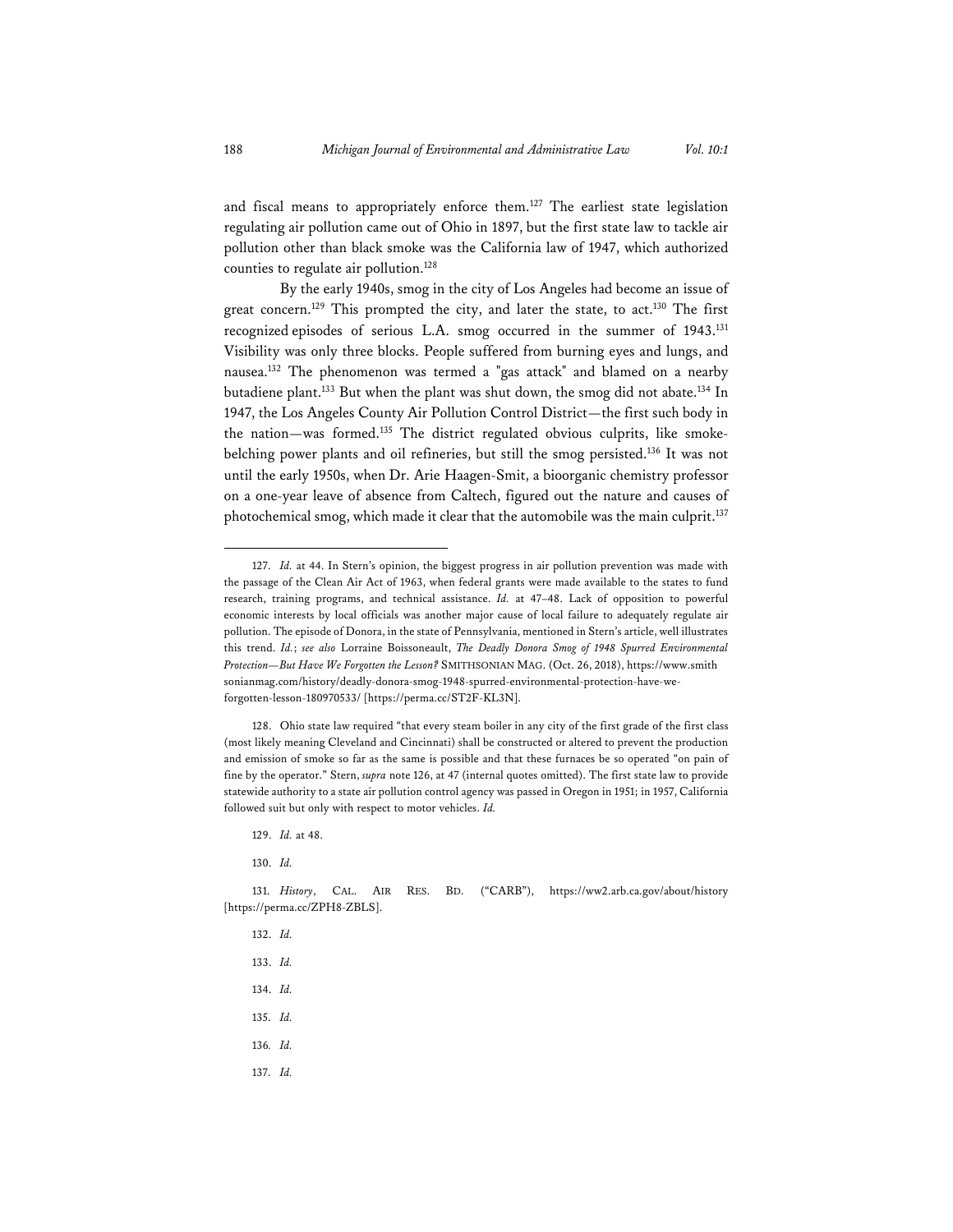and fiscal means to appropriately enforce them.[127] The earliest state legislation regulating air pollution came out of Ohio in 1897, but the first state law to tackle air pollution other than black smoke was the California law of 1947, which authorized counties to regulate air pollution.[128]

By the early 1940s, smog in the city of Los Angeles had become an issue of great concern.[129] This prompted the city, and later the state, to act.[130] The first recognized episodes of serious L.A. smog occurred in the summer of 1943.[131] Visibility was only three blocks. People suffered from burning eyes and lungs, and nausea.[132] The phenomenon was termed a "gas attack" and blamed on a nearby butadiene plant.[133] But when the plant was shut down, the smog did not abate.[134] In 1947, the Los Angeles County Air Pollution Control District—the first such body in the nation—was formed.[135] The district regulated obvious culprits, like smoke-belching power plants and oil refineries, but still the smog persisted.[136] It was not until the early 1950s, when Dr. Arie Haagen-Smit, a bioorganic chemistry professor on a one-year leave of absence from Caltech, figured out the nature and causes of photochemical smog, which made it clear that the automobile was the main culprit.[137]

---

127. *Id.* at 44. In Stern's opinion, the biggest progress in air pollution prevention was made with the passage of the Clean Air Act of 1963, when federal grants were made available to the states to fund research, training programs, and technical assistance. *Id.* at 47–48. Lack of opposition to powerful economic interests by local officials was another major cause of local failure to adequately regulate air pollution. The episode of Donora, in the state of Pennsylvania, mentioned in Stern's article, well illustrates this trend. *Id.*; *see also* Lorraine Boissoneault, *The Deadly Donora Smog of 1948 Spurred Environmental Protection—But Have We Forgotten the Lesson?* SMITHSONIAN MAG. (Oct. 26, 2018), https://www.smithsonianmag.com/history/deadly-donora-smog-1948-spurred-environmental-protection-have-we-forgotten-lesson-180970533/ [https://perma.cc/ST2F-KL3N].

128. Ohio state law required "that every steam boiler in any city of the first grade of the first class (most likely meaning Cleveland and Cincinnati) shall be constructed or altered to prevent the production and emission of smoke so far as the same is possible and that these furnaces be so operated "on pain of fine by the operator." Stern, *supra* note 126, at 47 (internal quotes omitted). The first state law to provide statewide authority to a state air pollution control agency was passed in Oregon in 1951; in 1957, California followed suit but only with respect to motor vehicles. *Id.*

129. *Id.* at 48.

130. *Id.*

131. *History*, CAL. AIR RES. BD. ("CARB"), https://ww2.arb.ca.gov/about/history [https://perma.cc/ZPH8-ZBLS].

132. *Id.*

133. *Id.*

134. *Id.*

135. *Id.*

136. *Id.*

137. *Id.*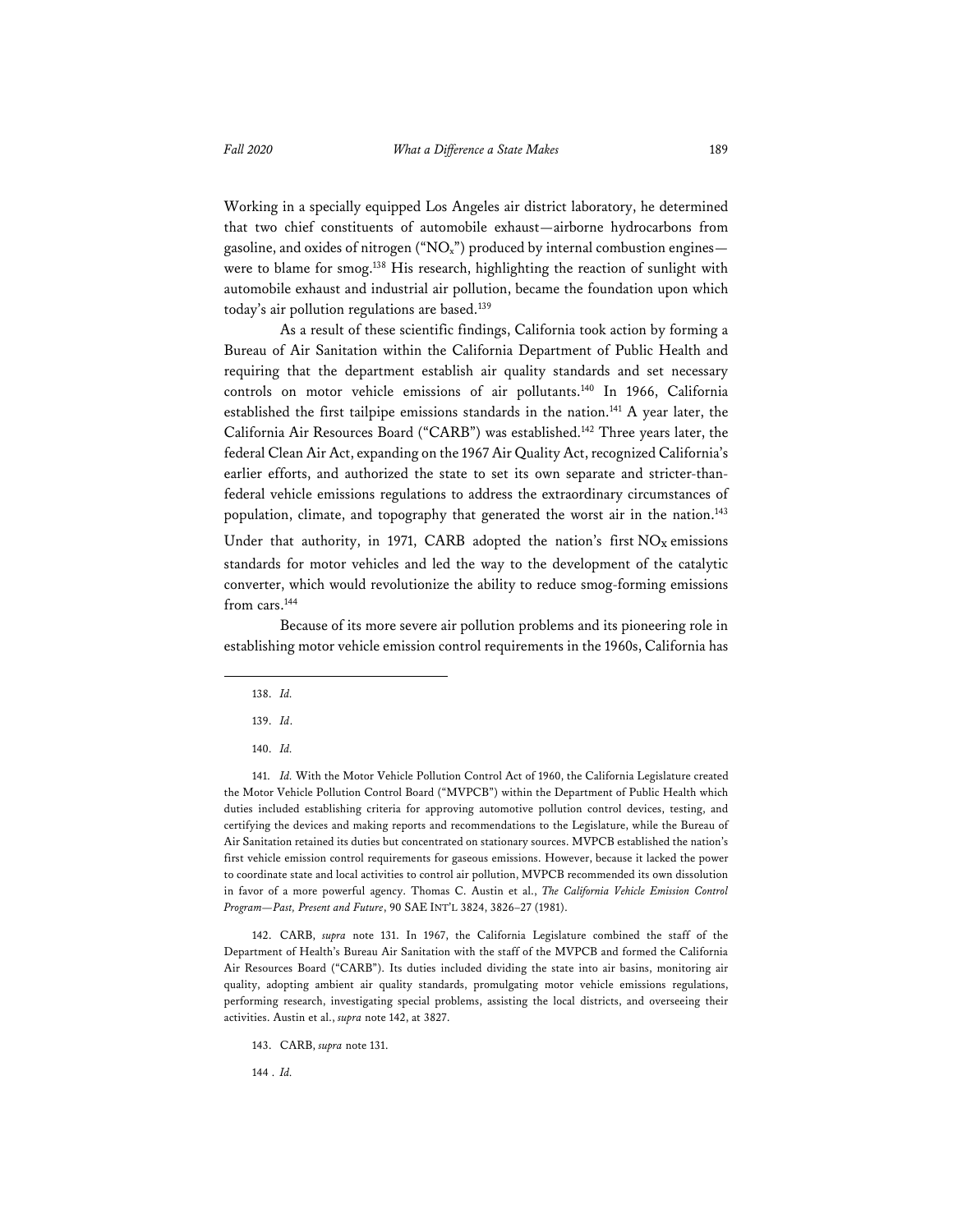Working in a specially equipped Los Angeles air district laboratory, he determined that two chief constituents of automobile exhaust—airborne hydrocarbons from gasoline, and oxides of nitrogen ("$NO_x$") produced by internal combustion engines—were to blame for smog.[138] His research, highlighting the reaction of sunlight with automobile exhaust and industrial air pollution, became the foundation upon which today's air pollution regulations are based.[139]

As a result of these scientific findings, California took action by forming a Bureau of Air Sanitation within the California Department of Public Health and requiring that the department establish air quality standards and set necessary controls on motor vehicle emissions of air pollutants.[140] In 1966, California established the first tailpipe emissions standards in the nation.[141] A year later, the California Air Resources Board ("CARB") was established.[142] Three years later, the federal Clean Air Act, expanding on the 1967 Air Quality Act, recognized California's earlier efforts, and authorized the state to set its own separate and stricter-than-federal vehicle emissions regulations to address the extraordinary circumstances of population, climate, and topography that generated the worst air in the nation.[143] Under that authority, in 1971, CARB adopted the nation's first $NO_X$ emissions standards for motor vehicles and led the way to the development of the catalytic converter, which would revolutionize the ability to reduce smog-forming emissions from cars.[144]

Because of its more severe air pollution problems and its pioneering role in establishing motor vehicle emission control requirements in the 1960s, California has

---

138. *Id.*

139. *Id*.

140. *Id.*

141. *Id.* With the Motor Vehicle Pollution Control Act of 1960, the California Legislature created the Motor Vehicle Pollution Control Board ("MVPCB") within the Department of Public Health which duties included establishing criteria for approving automotive pollution control devices, testing, and certifying the devices and making reports and recommendations to the Legislature, while the Bureau of Air Sanitation retained its duties but concentrated on stationary sources. MVPCB established the nation's first vehicle emission control requirements for gaseous emissions. However, because it lacked the power to coordinate state and local activities to control air pollution, MVPCB recommended its own dissolution in favor of a more powerful agency. Thomas C. Austin et al., *The California Vehicle Emission Control Program—Past, Present and Future*, 90 SAE INT'L 3824, 3826–27 (1981).

142. CARB, *supra* note 131. In 1967, the California Legislature combined the staff of the Department of Health's Bureau Air Sanitation with the staff of the MVPCB and formed the California Air Resources Board ("CARB"). Its duties included dividing the state into air basins, monitoring air quality, adopting ambient air quality standards, promulgating motor vehicle emissions regulations, performing research, investigating special problems, assisting the local districts, and overseeing their activities. Austin et al., *supra* note 142, at 3827.

143. CARB, *supra* note 131.

144 . *Id.*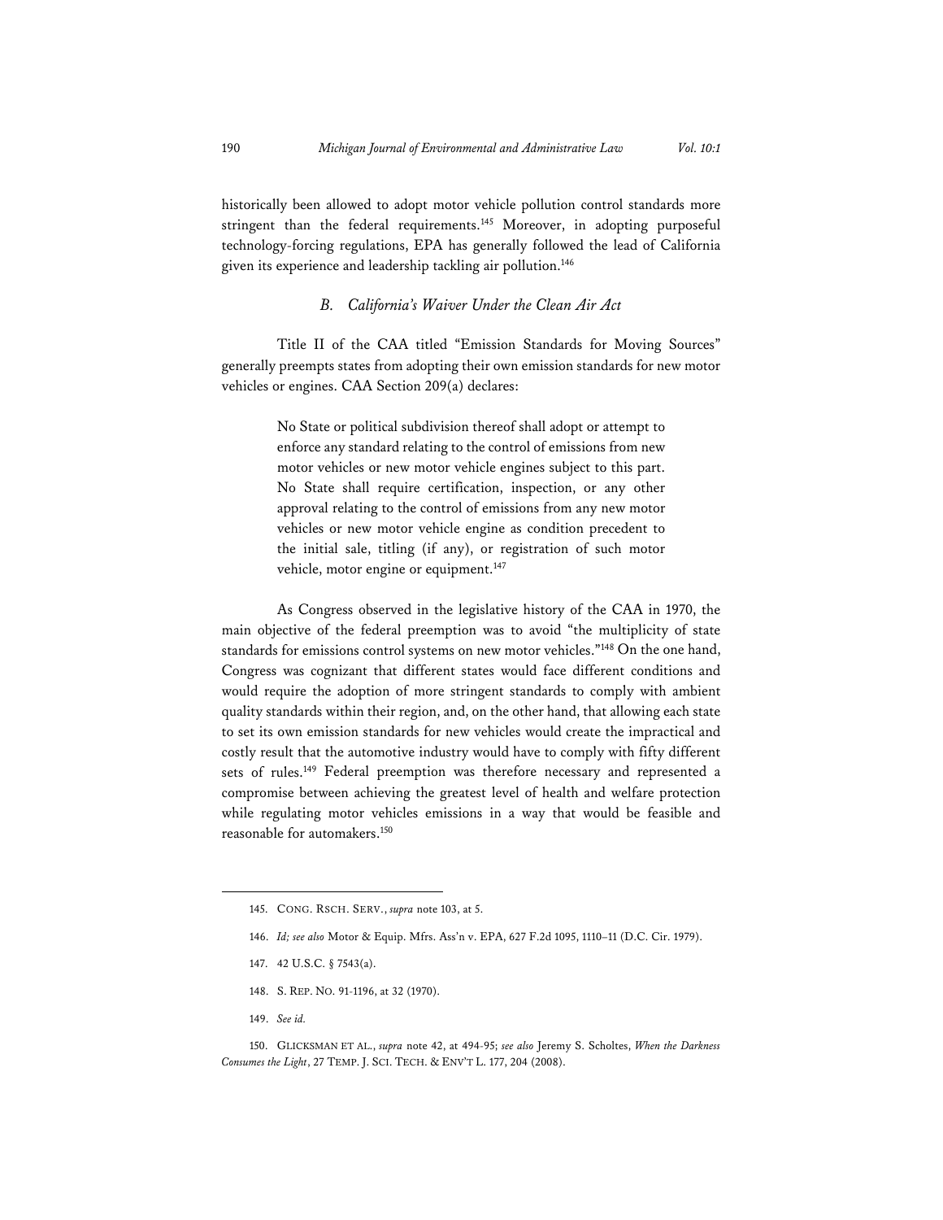historically been allowed to adopt motor vehicle pollution control standards more stringent than the federal requirements.[145] Moreover, in adopting purposeful technology-forcing regulations, EPA has generally followed the lead of California given its experience and leadership tackling air pollution.[146]

### *B. California's Waiver Under the Clean Air Act*

Title II of the CAA titled "Emission Standards for Moving Sources" generally preempts states from adopting their own emission standards for new motor vehicles or engines. CAA Section 209(a) declares:

> No State or political subdivision thereof shall adopt or attempt to enforce any standard relating to the control of emissions from new motor vehicles or new motor vehicle engines subject to this part. No State shall require certification, inspection, or any other approval relating to the control of emissions from any new motor vehicles or new motor vehicle engine as condition precedent to the initial sale, titling (if any), or registration of such motor vehicle, motor engine or equipment.[147]

As Congress observed in the legislative history of the CAA in 1970, the main objective of the federal preemption was to avoid "the multiplicity of state standards for emissions control systems on new motor vehicles."[148] On the one hand, Congress was cognizant that different states would face different conditions and would require the adoption of more stringent standards to comply with ambient quality standards within their region, and, on the other hand, that allowing each state to set its own emission standards for new vehicles would create the impractical and costly result that the automotive industry would have to comply with fifty different sets of rules.[149] Federal preemption was therefore necessary and represented a compromise between achieving the greatest level of health and welfare protection while regulating motor vehicles emissions in a way that would be feasible and reasonable for automakers.[150]

---

145. CONG. RSCH. SERV., *supra* note 103, at 5.

146. *Id; see also* Motor & Equip. Mfrs. Ass'n v. EPA, 627 F.2d 1095, 1110–11 (D.C. Cir. 1979).

147. 42 U.S.C. § 7543(a).

148. S. REP. NO. 91-1196, at 32 (1970).

149. *See id.*

150. GLICKSMAN ET AL., *supra* note 42, at 494-95; *see also* Jeremy S. Scholtes, *When the Darkness Consumes the Light*, 27 TEMP. J. SCI. TECH. & ENV'T L. 177, 204 (2008).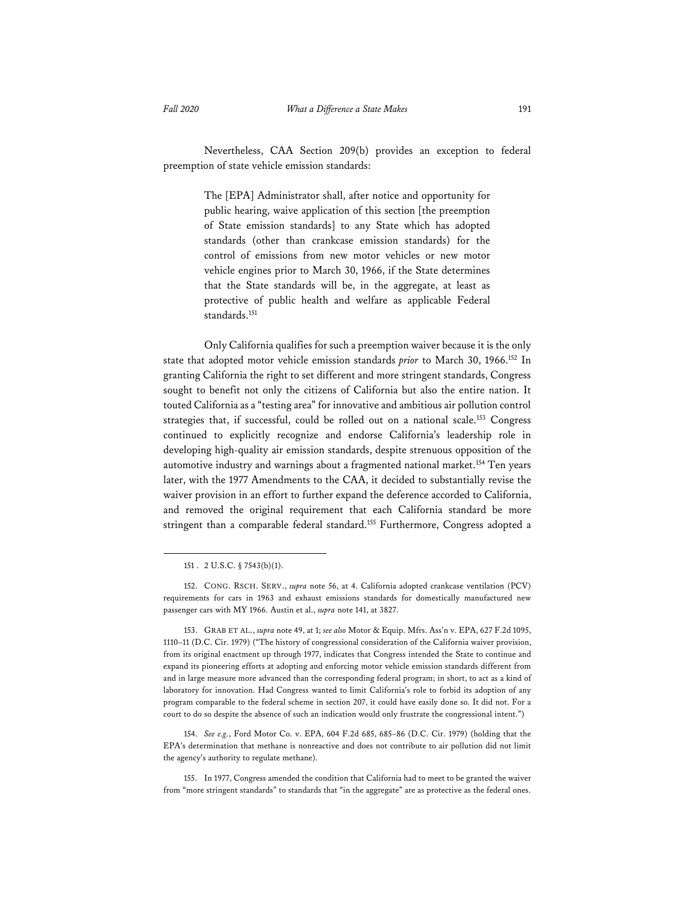Nevertheless, CAA Section 209(b) provides an exception to federal preemption of state vehicle emission standards:

> The [EPA] Administrator shall, after notice and opportunity for public hearing, waive application of this section [the preemption of State emission standards] to any State which has adopted standards (other than crankcase emission standards) for the control of emissions from new motor vehicles or new motor vehicle engines prior to March 30, 1966, if the State determines that the State standards will be, in the aggregate, at least as protective of public health and welfare as applicable Federal standards.[151]

Only California qualifies for such a preemption waiver because it is the only state that adopted motor vehicle emission standards *prior* to March 30, 1966.[152] In granting California the right to set different and more stringent standards, Congress sought to benefit not only the citizens of California but also the entire nation. It touted California as a "testing area" for innovative and ambitious air pollution control strategies that, if successful, could be rolled out on a national scale.[153] Congress continued to explicitly recognize and endorse California's leadership role in developing high-quality air emission standards, despite strenuous opposition of the automotive industry and warnings about a fragmented national market.[154] Ten years later, with the 1977 Amendments to the CAA, it decided to substantially revise the waiver provision in an effort to further expand the deference accorded to California, and removed the original requirement that each California standard be more stringent than a comparable federal standard.[155] Furthermore, Congress adopted a

---

151 . 2 U.S.C. § 7543(b)(1).

152. CONG. RSCH. SERV., *supra* note 56, at 4. California adopted crankcase ventilation (PCV) requirements for cars in 1963 and exhaust emissions standards for domestically manufactured new passenger cars with MY 1966. Austin et al., *supra* note 141, at 3827.

153. GRAB ET AL., *supra* note 49, at 1; *see also* Motor & Equip. Mfrs. Ass'n v. EPA, 627 F.2d 1095, 1110–11 (D.C. Cir. 1979) ("The history of congressional consideration of the California waiver provision, from its original enactment up through 1977, indicates that Congress intended the State to continue and expand its pioneering efforts at adopting and enforcing motor vehicle emission standards different from and in large measure more advanced than the corresponding federal program; in short, to act as a kind of laboratory for innovation. Had Congress wanted to limit California's role to forbid its adoption of any program comparable to the federal scheme in section 207, it could have easily done so. It did not. For a court to do so despite the absence of such an indication would only frustrate the congressional intent.")

154. *See e.g.*, Ford Motor Co. v. EPA, 604 F.2d 685, 685–86 (D.C. Cir. 1979) (holding that the EPA's determination that methane is nonreactive and does not contribute to air pollution did not limit the agency's authority to regulate methane).

155. In 1977, Congress amended the condition that California had to meet to be granted the waiver from "more stringent standards" to standards that "in the aggregate" are as protective as the federal ones.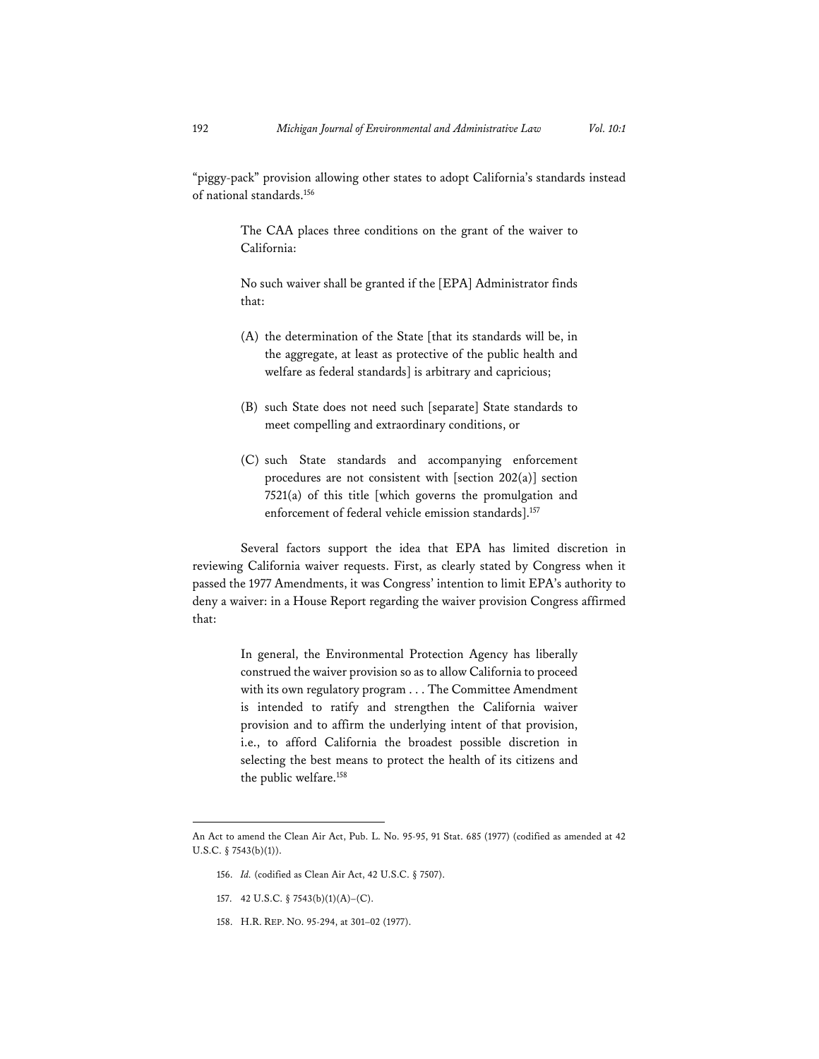"piggy-pack" provision allowing other states to adopt California's standards instead of national standards.[156]

> The CAA places three conditions on the grant of the waiver to California:
>
> No such waiver shall be granted if the [EPA] Administrator finds that:
>
> (A) the determination of the State [that its standards will be, in the aggregate, at least as protective of the public health and welfare as federal standards] is arbitrary and capricious;
>
> (B) such State does not need such [separate] State standards to meet compelling and extraordinary conditions, or
>
> (C) such State standards and accompanying enforcement procedures are not consistent with [section 202(a)] section 7521(a) of this title [which governs the promulgation and enforcement of federal vehicle emission standards].[157]

Several factors support the idea that EPA has limited discretion in reviewing California waiver requests. First, as clearly stated by Congress when it passed the 1977 Amendments, it was Congress' intention to limit EPA's authority to deny a waiver: in a House Report regarding the waiver provision Congress affirmed that:

> In general, the Environmental Protection Agency has liberally construed the waiver provision so as to allow California to proceed with its own regulatory program . . . The Committee Amendment is intended to ratify and strengthen the California waiver provision and to affirm the underlying intent of that provision, i.e., to afford California the broadest possible discretion in selecting the best means to protect the health of its citizens and the public welfare.[158]

---

An Act to amend the Clean Air Act, Pub. L. No. 95-95, 91 Stat. 685 (1977) (codified as amended at 42 U.S.C. § 7543(b)(1)).

156. *Id.* (codified as Clean Air Act, 42 U.S.C. § 7507).

157. 42 U.S.C. § 7543(b)(1)(A)–(C).

158. H.R. REP. NO. 95-294, at 301–02 (1977).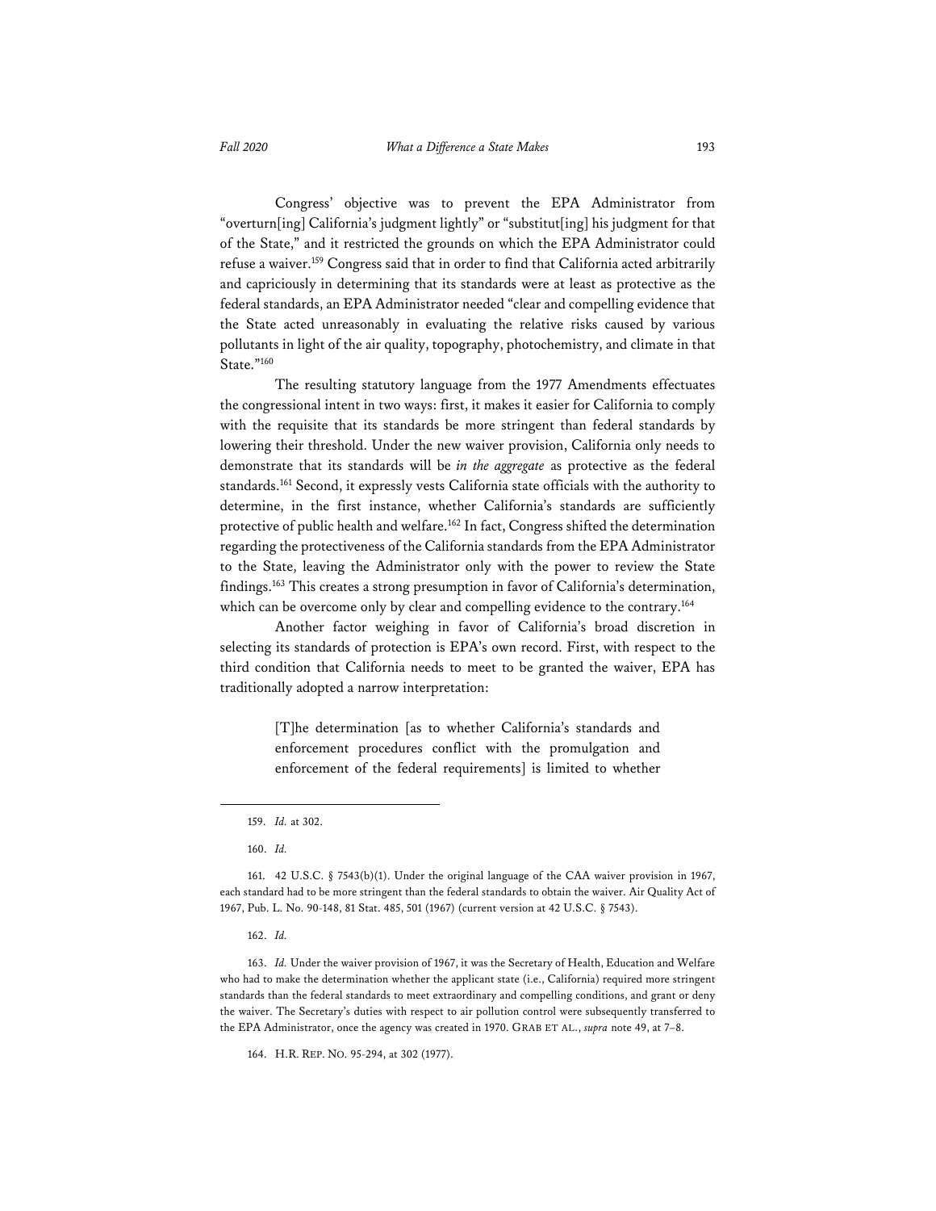Congress' objective was to prevent the EPA Administrator from "overturn[ing] California's judgment lightly" or "substitut[ing] his judgment for that of the State," and it restricted the grounds on which the EPA Administrator could refuse a waiver.[159] Congress said that in order to find that California acted arbitrarily and capriciously in determining that its standards were at least as protective as the federal standards, an EPA Administrator needed "clear and compelling evidence that the State acted unreasonably in evaluating the relative risks caused by various pollutants in light of the air quality, topography, photochemistry, and climate in that State."[160]

The resulting statutory language from the 1977 Amendments effectuates the congressional intent in two ways: first, it makes it easier for California to comply with the requisite that its standards be more stringent than federal standards by lowering their threshold. Under the new waiver provision, California only needs to demonstrate that its standards will be *in the aggregate* as protective as the federal standards.[161] Second, it expressly vests California state officials with the authority to determine, in the first instance, whether California's standards are sufficiently protective of public health and welfare.[162] In fact, Congress shifted the determination regarding the protectiveness of the California standards from the EPA Administrator to the State, leaving the Administrator only with the power to review the State findings.[163] This creates a strong presumption in favor of California's determination, which can be overcome only by clear and compelling evidence to the contrary.[164]

Another factor weighing in favor of California's broad discretion in selecting its standards of protection is EPA's own record. First, with respect to the third condition that California needs to meet to be granted the waiver, EPA has traditionally adopted a narrow interpretation:

> [T]he determination [as to whether California's standards and enforcement procedures conflict with the promulgation and enforcement of the federal requirements] is limited to whether

---

159. *Id.* at 302.

160. *Id.*

161. 42 U.S.C. § 7543(b)(1). Under the original language of the CAA waiver provision in 1967, each standard had to be more stringent than the federal standards to obtain the waiver. Air Quality Act of 1967, Pub. L. No. 90-148, 81 Stat. 485, 501 (1967) (current version at 42 U.S.C. § 7543).

162. *Id.*

163. *Id.* Under the waiver provision of 1967, it was the Secretary of Health, Education and Welfare who had to make the determination whether the applicant state (i.e., California) required more stringent standards than the federal standards to meet extraordinary and compelling conditions, and grant or deny the waiver. The Secretary's duties with respect to air pollution control were subsequently transferred to the EPA Administrator, once the agency was created in 1970. GRAB ET AL., *supra* note 49, at 7–8.

164. H.R. REP. NO. 95-294, at 302 (1977).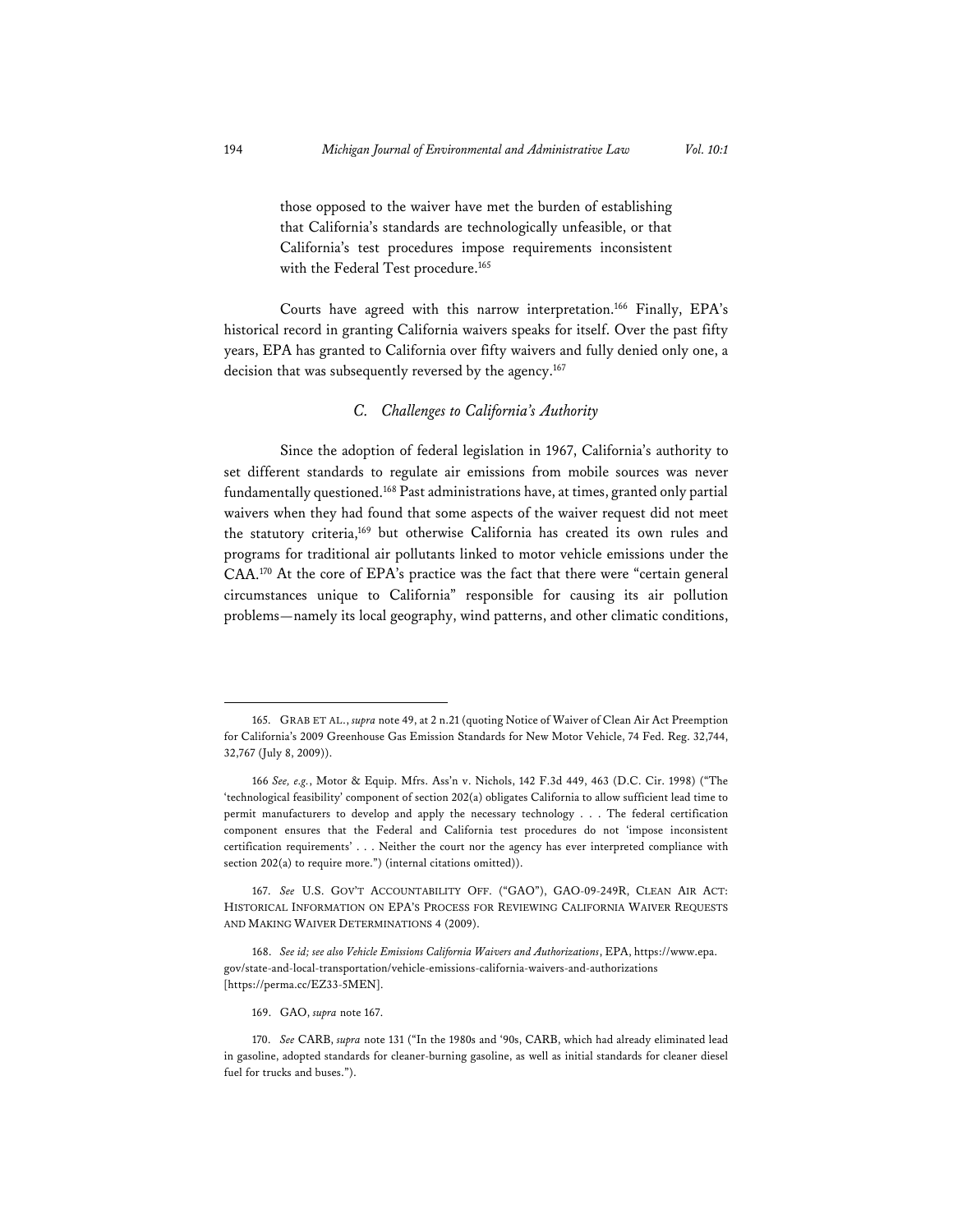> those opposed to the waiver have met the burden of establishing that California's standards are technologically unfeasible, or that California's test procedures impose requirements inconsistent with the Federal Test procedure.[165]

Courts have agreed with this narrow interpretation.[166] Finally, EPA's historical record in granting California waivers speaks for itself. Over the past fifty years, EPA has granted to California over fifty waivers and fully denied only one, a decision that was subsequently reversed by the agency.[167]

### *C. Challenges to California's Authority*

Since the adoption of federal legislation in 1967, California's authority to set different standards to regulate air emissions from mobile sources was never fundamentally questioned.[168] Past administrations have, at times, granted only partial waivers when they had found that some aspects of the waiver request did not meet the statutory criteria,[169] but otherwise California has created its own rules and programs for traditional air pollutants linked to motor vehicle emissions under the CAA.[170] At the core of EPA's practice was the fact that there were "certain general circumstances unique to California" responsible for causing its air pollution problems—namely its local geography, wind patterns, and other climatic conditions,

---

165. GRAB ET AL., *supra* note 49, at 2 n.21 (quoting Notice of Waiver of Clean Air Act Preemption for California's 2009 Greenhouse Gas Emission Standards for New Motor Vehicle, 74 Fed. Reg. 32,744, 32,767 (July 8, 2009)).

166 *See, e.g.*, Motor & Equip. Mfrs. Ass'n v. Nichols, 142 F.3d 449, 463 (D.C. Cir. 1998) ("The 'technological feasibility' component of section 202(a) obligates California to allow sufficient lead time to permit manufacturers to develop and apply the necessary technology . . . The federal certification component ensures that the Federal and California test procedures do not 'impose inconsistent certification requirements' . . . Neither the court nor the agency has ever interpreted compliance with section 202(a) to require more.") (internal citations omitted)).

167. *See* U.S. GOV'T ACCOUNTABILITY OFF. ("GAO"), GAO-09-249R, CLEAN AIR ACT: HISTORICAL INFORMATION ON EPA'S PROCESS FOR REVIEWING CALIFORNIA WAIVER REQUESTS AND MAKING WAIVER DETERMINATIONS 4 (2009).

168. *See id; see also Vehicle Emissions California Waivers and Authorizations*, EPA, https://www.epa.gov/state-and-local-transportation/vehicle-emissions-california-waivers-and-authorizations [https://perma.cc/EZ33-5MEN].

169. GAO, *supra* note 167.

170. *See* CARB, *supra* note 131 ("In the 1980s and '90s, CARB, which had already eliminated lead in gasoline, adopted standards for cleaner-burning gasoline, as well as initial standards for cleaner diesel fuel for trucks and buses.").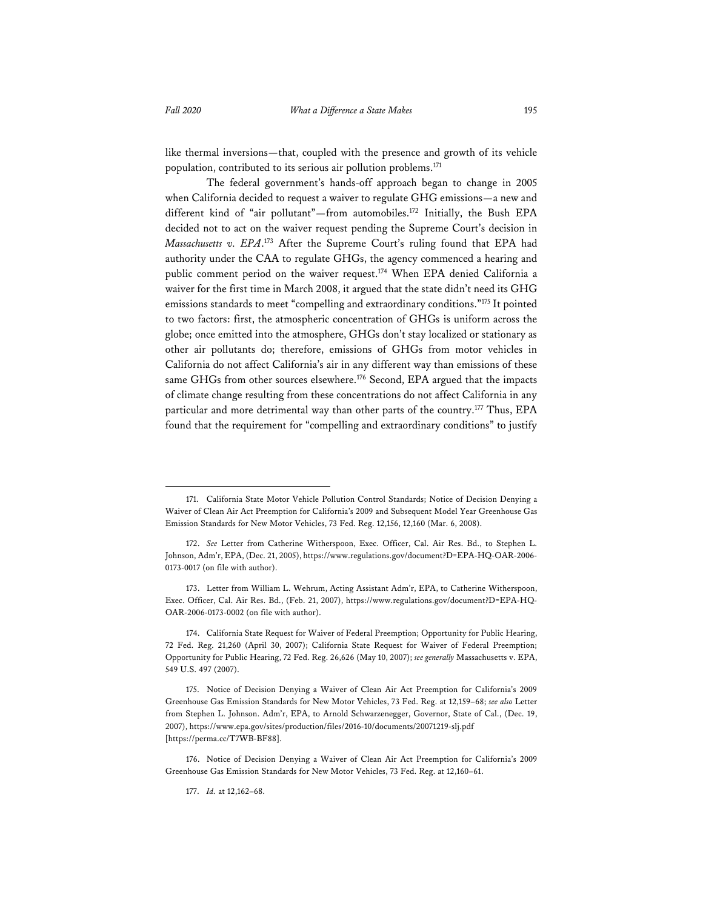like thermal inversions—that, coupled with the presence and growth of its vehicle population, contributed to its serious air pollution problems.[171]

The federal government's hands-off approach began to change in 2005 when California decided to request a waiver to regulate GHG emissions—a new and different kind of "air pollutant"—from automobiles.[172] Initially, the Bush EPA decided not to act on the waiver request pending the Supreme Court's decision in *Massachusetts v. EPA*.[173] After the Supreme Court's ruling found that EPA had authority under the CAA to regulate GHGs, the agency commenced a hearing and public comment period on the waiver request.[174] When EPA denied California a waiver for the first time in March 2008, it argued that the state didn't need its GHG emissions standards to meet "compelling and extraordinary conditions."[175] It pointed to two factors: first, the atmospheric concentration of GHGs is uniform across the globe; once emitted into the atmosphere, GHGs don't stay localized or stationary as other air pollutants do; therefore, emissions of GHGs from motor vehicles in California do not affect California's air in any different way than emissions of these same GHGs from other sources elsewhere.[176] Second, EPA argued that the impacts of climate change resulting from these concentrations do not affect California in any particular and more detrimental way than other parts of the country.[177] Thus, EPA found that the requirement for "compelling and extraordinary conditions" to justify

---

171. California State Motor Vehicle Pollution Control Standards; Notice of Decision Denying a Waiver of Clean Air Act Preemption for California's 2009 and Subsequent Model Year Greenhouse Gas Emission Standards for New Motor Vehicles, 73 Fed. Reg. 12,156, 12,160 (Mar. 6, 2008).

172. *See* Letter from Catherine Witherspoon, Exec. Officer, Cal. Air Res. Bd., to Stephen L. Johnson, Adm'r, EPA, (Dec. 21, 2005), https://www.regulations.gov/document?D=EPA-HQ-OAR-2006-0173-0017 (on file with author).

173. Letter from William L. Wehrum, Acting Assistant Adm'r, EPA, to Catherine Witherspoon, Exec. Officer, Cal. Air Res. Bd., (Feb. 21, 2007), https://www.regulations.gov/document?D=EPA-HQ-OAR-2006-0173-0002 (on file with author).

174. California State Request for Waiver of Federal Preemption; Opportunity for Public Hearing, 72 Fed. Reg. 21,260 (April 30, 2007); California State Request for Waiver of Federal Preemption; Opportunity for Public Hearing, 72 Fed. Reg. 26,626 (May 10, 2007); *see generally* Massachusetts v. EPA, 549 U.S. 497 (2007).

175. Notice of Decision Denying a Waiver of Clean Air Act Preemption for California's 2009 Greenhouse Gas Emission Standards for New Motor Vehicles, 73 Fed. Reg. at 12,159–68; *see also* Letter from Stephen L. Johnson. Adm'r, EPA, to Arnold Schwarzenegger, Governor, State of Cal., (Dec. 19, 2007), https://www.epa.gov/sites/production/files/2016-10/documents/20071219-slj.pdf [https://perma.cc/T7WB-BF88].

176. Notice of Decision Denying a Waiver of Clean Air Act Preemption for California's 2009 Greenhouse Gas Emission Standards for New Motor Vehicles, 73 Fed. Reg. at 12,160–61.

177. *Id.* at 12,162–68.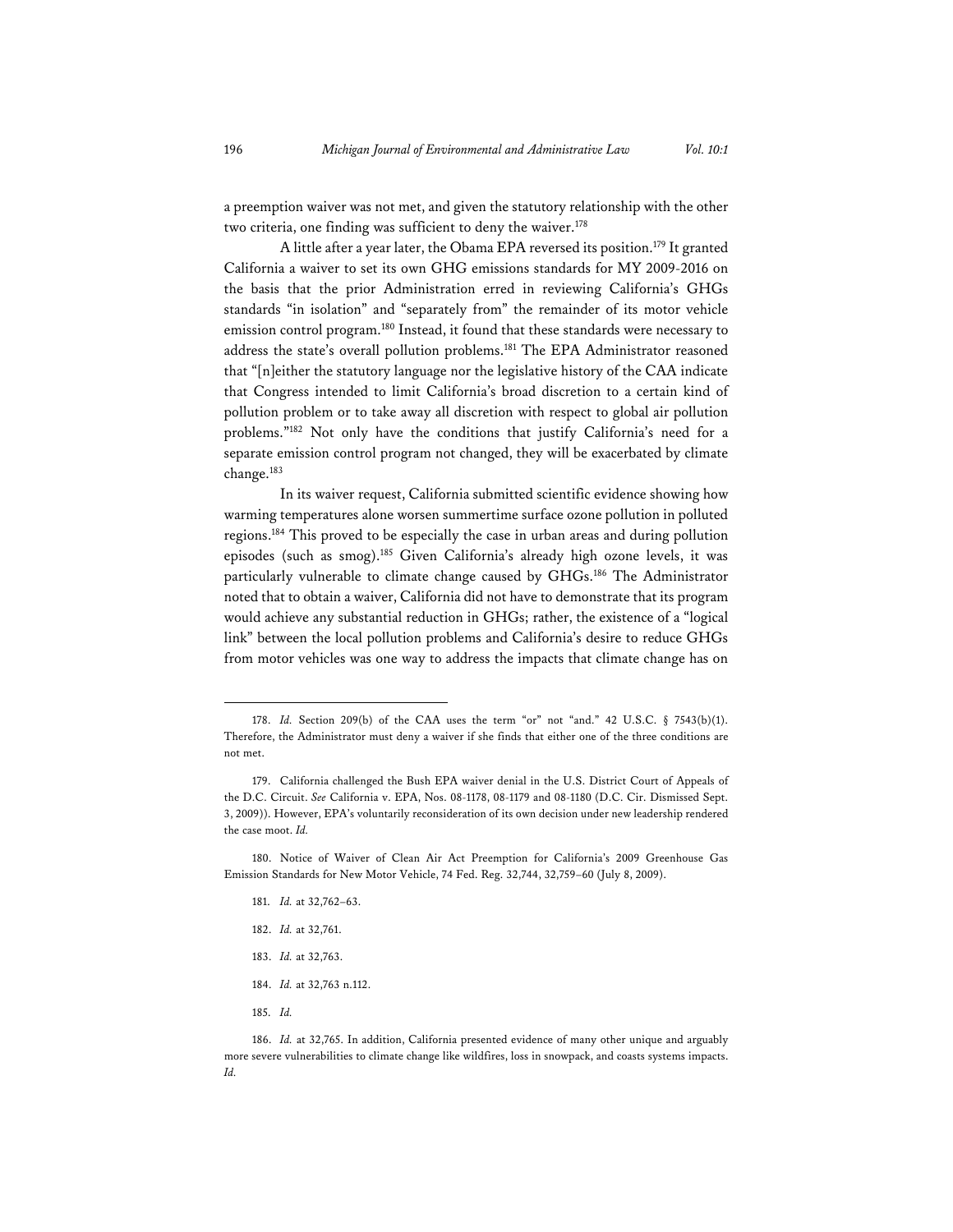a preemption waiver was not met, and given the statutory relationship with the other two criteria, one finding was sufficient to deny the waiver.[178]

A little after a year later, the Obama EPA reversed its position.[179] It granted California a waiver to set its own GHG emissions standards for MY 2009-2016 on the basis that the prior Administration erred in reviewing California's GHGs standards "in isolation" and "separately from" the remainder of its motor vehicle emission control program.[180] Instead, it found that these standards were necessary to address the state's overall pollution problems.[181] The EPA Administrator reasoned that "[n]either the statutory language nor the legislative history of the CAA indicate that Congress intended to limit California's broad discretion to a certain kind of pollution problem or to take away all discretion with respect to global air pollution problems."[182] Not only have the conditions that justify California's need for a separate emission control program not changed, they will be exacerbated by climate change.[183]

In its waiver request, California submitted scientific evidence showing how warming temperatures alone worsen summertime surface ozone pollution in polluted regions.[184] This proved to be especially the case in urban areas and during pollution episodes (such as smog).[185] Given California's already high ozone levels, it was particularly vulnerable to climate change caused by GHGs.[186] The Administrator noted that to obtain a waiver, California did not have to demonstrate that its program would achieve any substantial reduction in GHGs; rather, the existence of a "logical link" between the local pollution problems and California's desire to reduce GHGs from motor vehicles was one way to address the impacts that climate change has on

---

178. *Id.* Section 209(b) of the CAA uses the term "or" not "and." 42 U.S.C. § 7543(b)(1). Therefore, the Administrator must deny a waiver if she finds that either one of the three conditions are not met.

179. California challenged the Bush EPA waiver denial in the U.S. District Court of Appeals of the D.C. Circuit. *See* California v. EPA, Nos. 08-1178, 08-1179 and 08-1180 (D.C. Cir. Dismissed Sept. 3, 2009)). However, EPA's voluntarily reconsideration of its own decision under new leadership rendered the case moot. *Id.*

180. Notice of Waiver of Clean Air Act Preemption for California's 2009 Greenhouse Gas Emission Standards for New Motor Vehicle, 74 Fed. Reg. 32,744, 32,759–60 (July 8, 2009).

181. *Id.* at 32,762–63.

182. *Id.* at 32,761.

183. *Id.* at 32,763.

184. *Id.* at 32,763 n.112.

185. *Id.*

186. *Id.* at 32,765. In addition, California presented evidence of many other unique and arguably more severe vulnerabilities to climate change like wildfires, loss in snowpack, and coasts systems impacts. *Id.*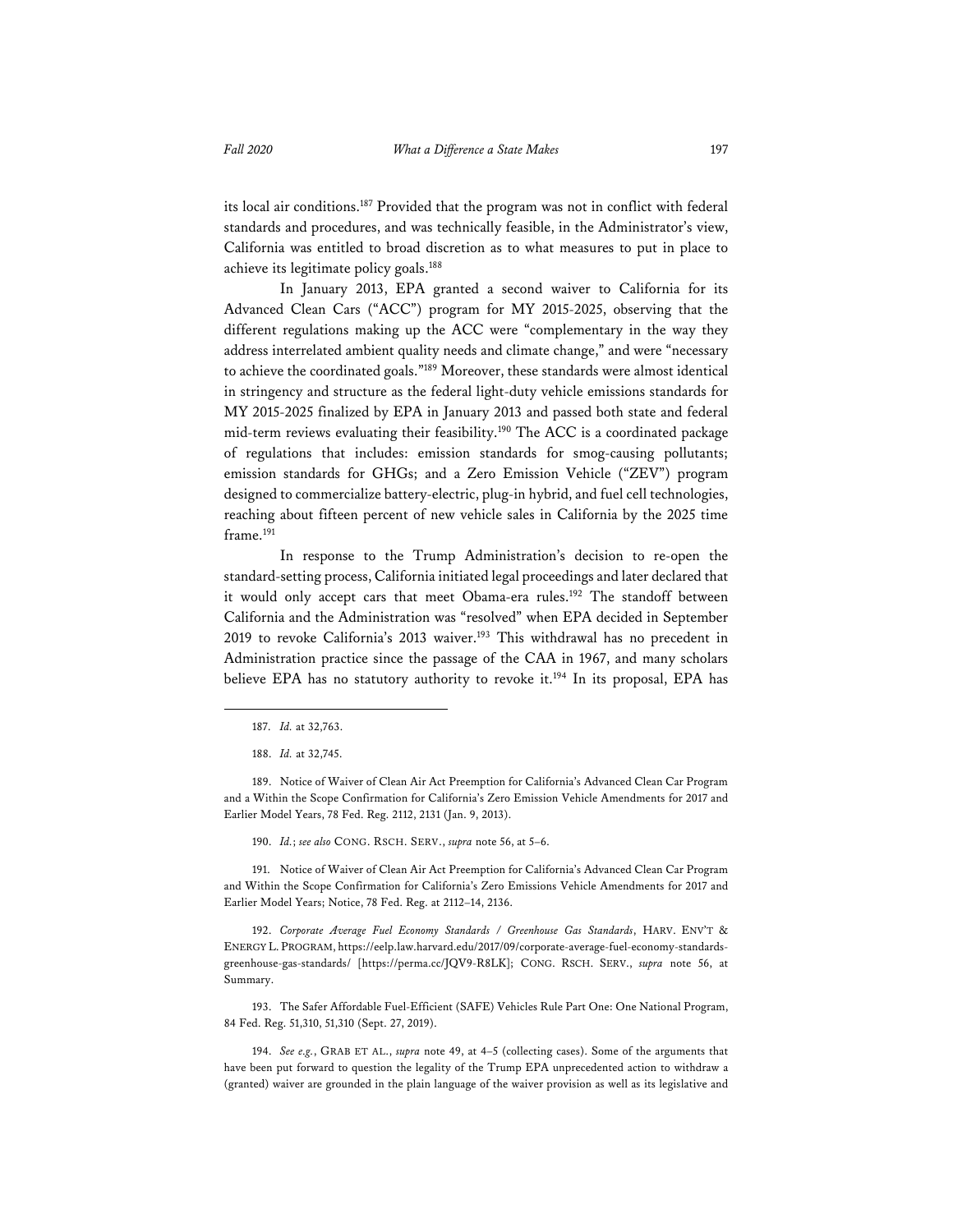its local air conditions.[187] Provided that the program was not in conflict with federal standards and procedures, and was technically feasible, in the Administrator's view, California was entitled to broad discretion as to what measures to put in place to achieve its legitimate policy goals.[188]

In January 2013, EPA granted a second waiver to California for its Advanced Clean Cars ("ACC") program for MY 2015-2025, observing that the different regulations making up the ACC were "complementary in the way they address interrelated ambient quality needs and climate change," and were "necessary to achieve the coordinated goals."[189] Moreover, these standards were almost identical in stringency and structure as the federal light-duty vehicle emissions standards for MY 2015-2025 finalized by EPA in January 2013 and passed both state and federal mid-term reviews evaluating their feasibility.[190] The ACC is a coordinated package of regulations that includes: emission standards for smog-causing pollutants; emission standards for GHGs; and a Zero Emission Vehicle ("ZEV") program designed to commercialize battery-electric, plug-in hybrid, and fuel cell technologies, reaching about fifteen percent of new vehicle sales in California by the 2025 time frame.[191]

In response to the Trump Administration's decision to re-open the standard-setting process, California initiated legal proceedings and later declared that it would only accept cars that meet Obama-era rules.[192] The standoff between California and the Administration was "resolved" when EPA decided in September 2019 to revoke California's 2013 waiver.[193] This withdrawal has no precedent in Administration practice since the passage of the CAA in 1967, and many scholars believe EPA has no statutory authority to revoke it.[194] In its proposal, EPA has

---

187. *Id.* at 32,763.

188. *Id.* at 32,745.

189. Notice of Waiver of Clean Air Act Preemption for California's Advanced Clean Car Program and a Within the Scope Confirmation for California's Zero Emission Vehicle Amendments for 2017 and Earlier Model Years, 78 Fed. Reg. 2112, 2131 (Jan. 9, 2013).

190. *Id.*; *see also* CONG. RSCH. SERV., *supra* note 56, at 5–6.

191. Notice of Waiver of Clean Air Act Preemption for California's Advanced Clean Car Program and Within the Scope Confirmation for California's Zero Emissions Vehicle Amendments for 2017 and Earlier Model Years; Notice, 78 Fed. Reg. at 2112–14, 2136.

192. *Corporate Average Fuel Economy Standards / Greenhouse Gas Standards*, HARV. ENV'T & ENERGY L. PROGRAM, https://eelp.law.harvard.edu/2017/09/corporate-average-fuel-economy-standards-greenhouse-gas-standards/ [https://perma.cc/JQV9-R8LK]; CONG. RSCH. SERV., *supra* note 56, at Summary.

193. The Safer Affordable Fuel-Efficient (SAFE) Vehicles Rule Part One: One National Program, 84 Fed. Reg. 51,310, 51,310 (Sept. 27, 2019).

194. *See e.g.*, GRAB ET AL., *supra* note 49, at 4–5 (collecting cases). Some of the arguments that have been put forward to question the legality of the Trump EPA unprecedented action to withdraw a (granted) waiver are grounded in the plain language of the waiver provision as well as its legislative and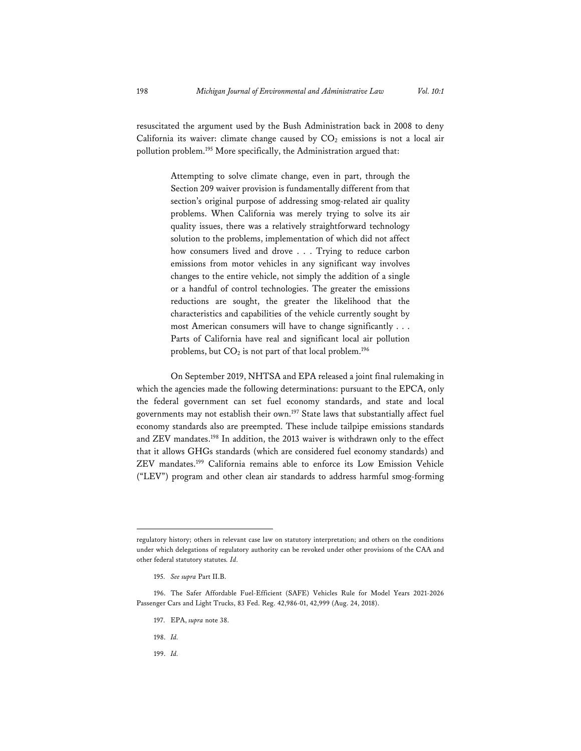resuscitated the argument used by the Bush Administration back in 2008 to deny California its waiver: climate change caused by $CO_2$ emissions is not a local air pollution problem.[195] More specifically, the Administration argued that:

> Attempting to solve climate change, even in part, through the Section 209 waiver provision is fundamentally different from that section's original purpose of addressing smog-related air quality problems. When California was merely trying to solve its air quality issues, there was a relatively straightforward technology solution to the problems, implementation of which did not affect how consumers lived and drove . . . Trying to reduce carbon emissions from motor vehicles in any significant way involves changes to the entire vehicle, not simply the addition of a single or a handful of control technologies. The greater the emissions reductions are sought, the greater the likelihood that the characteristics and capabilities of the vehicle currently sought by most American consumers will have to change significantly . . . Parts of California have real and significant local air pollution problems, but $CO_2$ is not part of that local problem.[196]

On September 2019, NHTSA and EPA released a joint final rulemaking in which the agencies made the following determinations: pursuant to the EPCA, only the federal government can set fuel economy standards, and state and local governments may not establish their own.[197] State laws that substantially affect fuel economy standards also are preempted. These include tailpipe emissions standards and ZEV mandates.[198] In addition, the 2013 waiver is withdrawn only to the effect that it allows GHGs standards (which are considered fuel economy standards) and ZEV mandates.[199] California remains able to enforce its Low Emission Vehicle ("LEV") program and other clean air standards to address harmful smog-forming

---

regulatory history; others in relevant case law on statutory interpretation; and others on the conditions under which delegations of regulatory authority can be revoked under other provisions of the CAA and other federal statutory statutes. *Id.*

195. *See supra* Part II.B.

196. The Safer Affordable Fuel-Efficient (SAFE) Vehicles Rule for Model Years 2021-2026 Passenger Cars and Light Trucks, 83 Fed. Reg. 42,986-01, 42,999 (Aug. 24, 2018).

197. EPA, *supra* note 38.

198. *Id.*

199. *Id.*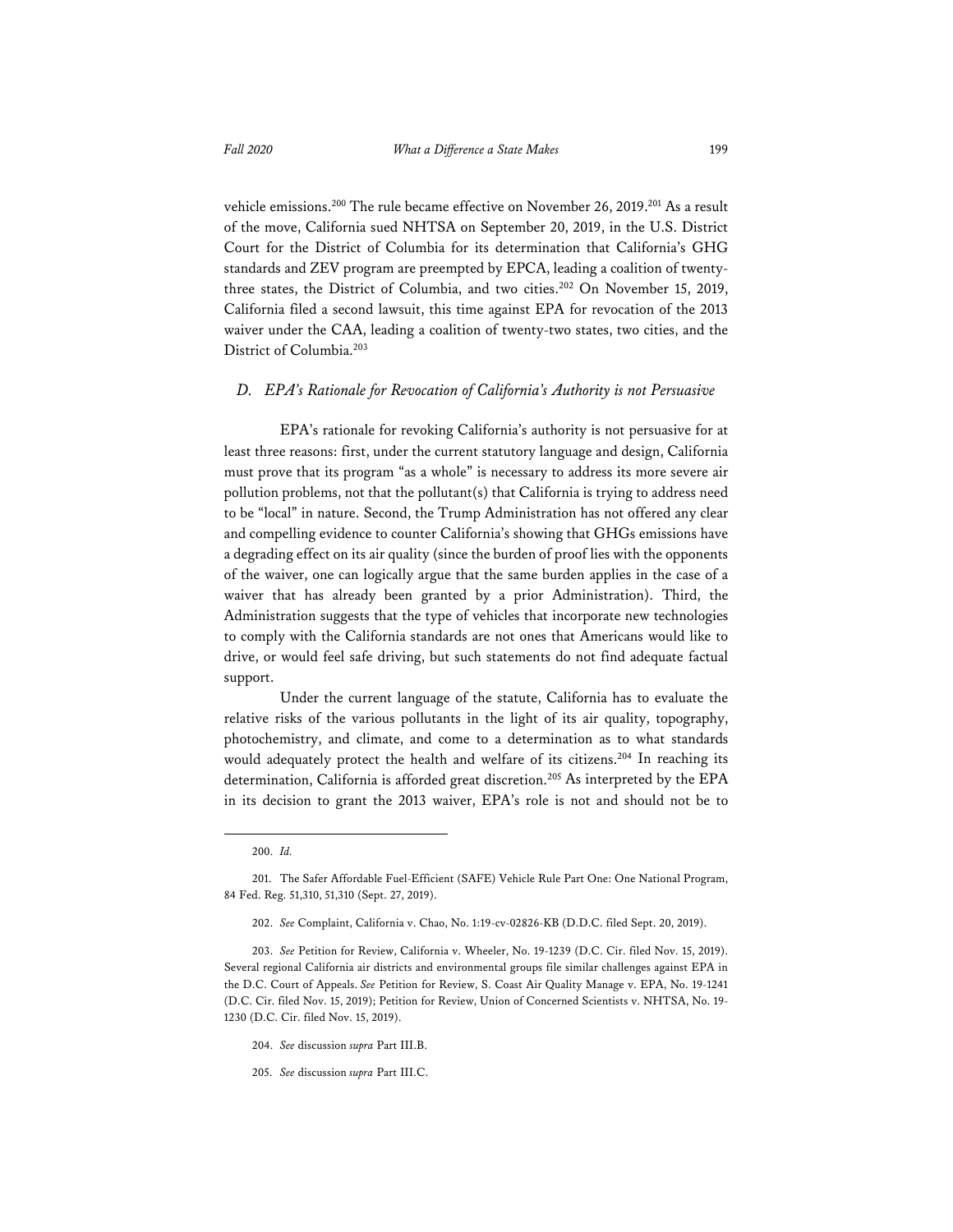vehicle emissions.[200] The rule became effective on November 26, 2019.[201] As a result of the move, California sued NHTSA on September 20, 2019, in the U.S. District Court for the District of Columbia for its determination that California's GHG standards and ZEV program are preempted by EPCA, leading a coalition of twenty-three states, the District of Columbia, and two cities.[202] On November 15, 2019, California filed a second lawsuit, this time against EPA for revocation of the 2013 waiver under the CAA, leading a coalition of twenty-two states, two cities, and the District of Columbia.[203]

### *D. EPA's Rationale for Revocation of California's Authority is not Persuasive*

EPA's rationale for revoking California's authority is not persuasive for at least three reasons: first, under the current statutory language and design, California must prove that its program "as a whole" is necessary to address its more severe air pollution problems, not that the pollutant(s) that California is trying to address need to be "local" in nature. Second, the Trump Administration has not offered any clear and compelling evidence to counter California's showing that GHGs emissions have a degrading effect on its air quality (since the burden of proof lies with the opponents of the waiver, one can logically argue that the same burden applies in the case of a waiver that has already been granted by a prior Administration). Third, the Administration suggests that the type of vehicles that incorporate new technologies to comply with the California standards are not ones that Americans would like to drive, or would feel safe driving, but such statements do not find adequate factual support.

Under the current language of the statute, California has to evaluate the relative risks of the various pollutants in the light of its air quality, topography, photochemistry, and climate, and come to a determination as to what standards would adequately protect the health and welfare of its citizens.[204] In reaching its determination, California is afforded great discretion.[205] As interpreted by the EPA in its decision to grant the 2013 waiver, EPA's role is not and should not be to

---

200. *Id.*

201. The Safer Affordable Fuel-Efficient (SAFE) Vehicle Rule Part One: One National Program, 84 Fed. Reg. 51,310, 51,310 (Sept. 27, 2019).

202. *See* Complaint, California v. Chao, No. 1:19-cv-02826-KB (D.D.C. filed Sept. 20, 2019).

203. *See* Petition for Review, California v. Wheeler, No. 19-1239 (D.C. Cir. filed Nov. 15, 2019). Several regional California air districts and environmental groups file similar challenges against EPA in the D.C. Court of Appeals. *See* Petition for Review, S. Coast Air Quality Manage v. EPA, No. 19-1241 (D.C. Cir. filed Nov. 15, 2019); Petition for Review, Union of Concerned Scientists v. NHTSA, No. 19-1230 (D.C. Cir. filed Nov. 15, 2019).

204. *See* discussion *supra* Part III.B.

205. *See* discussion *supra* Part III.C.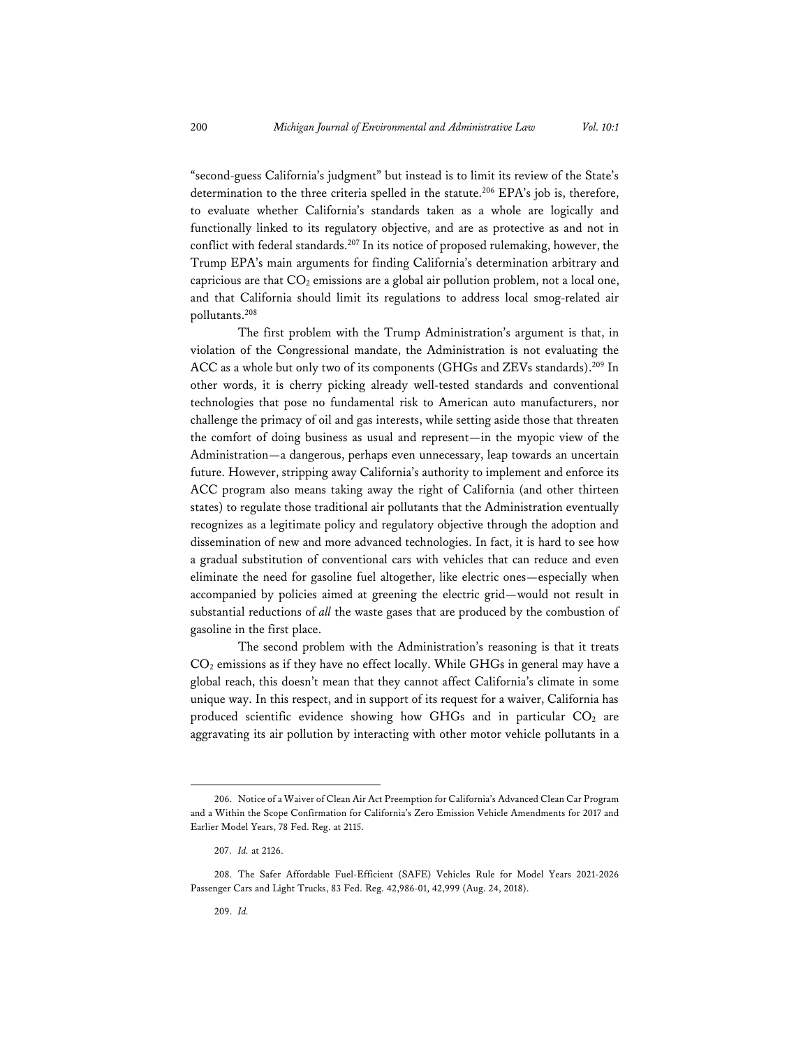"second-guess California's judgment" but instead is to limit its review of the State's determination to the three criteria spelled in the statute.[206] EPA's job is, therefore, to evaluate whether California's standards taken as a whole are logically and functionally linked to its regulatory objective, and are as protective as and not in conflict with federal standards.[207] In its notice of proposed rulemaking, however, the Trump EPA's main arguments for finding California's determination arbitrary and capricious are that $CO_2$ emissions are a global air pollution problem, not a local one, and that California should limit its regulations to address local smog-related air pollutants.[208]

The first problem with the Trump Administration's argument is that, in violation of the Congressional mandate, the Administration is not evaluating the ACC as a whole but only two of its components (GHGs and ZEVs standards).[209] In other words, it is cherry picking already well-tested standards and conventional technologies that pose no fundamental risk to American auto manufacturers, nor challenge the primacy of oil and gas interests, while setting aside those that threaten the comfort of doing business as usual and represent—in the myopic view of the Administration—a dangerous, perhaps even unnecessary, leap towards an uncertain future. However, stripping away California's authority to implement and enforce its ACC program also means taking away the right of California (and other thirteen states) to regulate those traditional air pollutants that the Administration eventually recognizes as a legitimate policy and regulatory objective through the adoption and dissemination of new and more advanced technologies. In fact, it is hard to see how a gradual substitution of conventional cars with vehicles that can reduce and even eliminate the need for gasoline fuel altogether, like electric ones—especially when accompanied by policies aimed at greening the electric grid—would not result in substantial reductions of *all* the waste gases that are produced by the combustion of gasoline in the first place.

The second problem with the Administration's reasoning is that it treats $CO_2$ emissions as if they have no effect locally. While GHGs in general may have a global reach, this doesn't mean that they cannot affect California's climate in some unique way. In this respect, and in support of its request for a waiver, California has produced scientific evidence showing how GHGs and in particular $CO_2$ are aggravating its air pollution by interacting with other motor vehicle pollutants in a

206. Notice of a Waiver of Clean Air Act Preemption for California's Advanced Clean Car Program and a Within the Scope Confirmation for California's Zero Emission Vehicle Amendments for 2017 and Earlier Model Years, 78 Fed. Reg. at 2115.

207. *Id.* at 2126.

208. The Safer Affordable Fuel-Efficient (SAFE) Vehicles Rule for Model Years 2021-2026 Passenger Cars and Light Trucks, 83 Fed. Reg. 42,986-01, 42,999 (Aug. 24, 2018).

209. *Id.*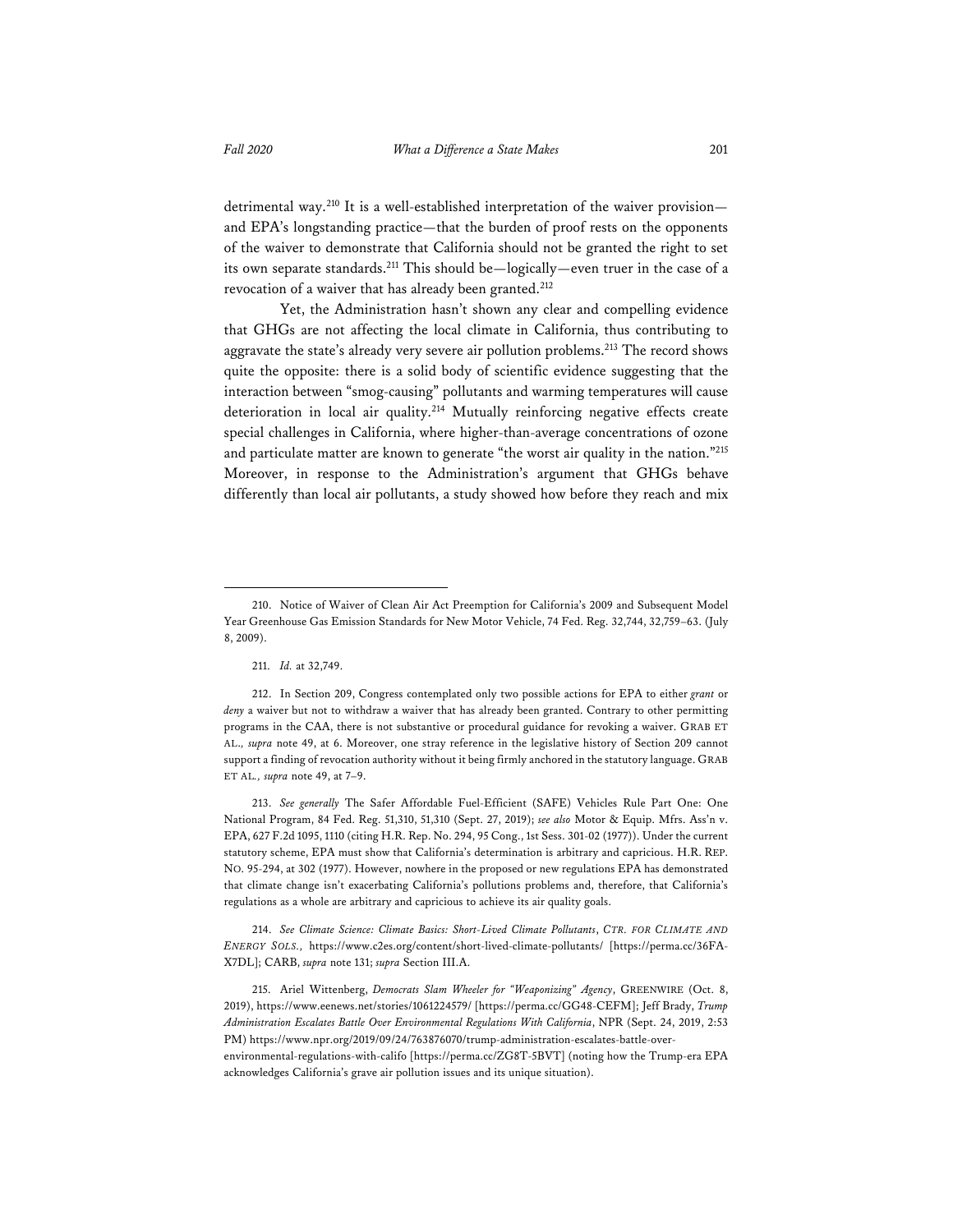detrimental way.[210] It is a well-established interpretation of the waiver provision—and EPA's longstanding practice—that the burden of proof rests on the opponents of the waiver to demonstrate that California should not be granted the right to set its own separate standards.[211] This should be—logically—even truer in the case of a revocation of a waiver that has already been granted.[212]

Yet, the Administration hasn't shown any clear and compelling evidence that GHGs are not affecting the local climate in California, thus contributing to aggravate the state's already very severe air pollution problems.[213] The record shows quite the opposite: there is a solid body of scientific evidence suggesting that the interaction between "smog-causing" pollutants and warming temperatures will cause deterioration in local air quality.[214] Mutually reinforcing negative effects create special challenges in California, where higher-than-average concentrations of ozone and particulate matter are known to generate "the worst air quality in the nation."[215] Moreover, in response to the Administration's argument that GHGs behave differently than local air pollutants, a study showed how before they reach and mix

---

210. Notice of Waiver of Clean Air Act Preemption for California's 2009 and Subsequent Model Year Greenhouse Gas Emission Standards for New Motor Vehicle, 74 Fed. Reg. 32,744, 32,759–63. (July 8, 2009).

211. *Id.* at 32,749.

212. In Section 209, Congress contemplated only two possible actions for EPA to either *grant* or *deny* a waiver but not to withdraw a waiver that has already been granted. Contrary to other permitting programs in the CAA, there is not substantive or procedural guidance for revoking a waiver. GRAB ET AL., *supra* note 49, at 6. Moreover, one stray reference in the legislative history of Section 209 cannot support a finding of revocation authority without it being firmly anchored in the statutory language. GRAB ET AL., *supra* note 49, at 7–9.

213. *See generally* The Safer Affordable Fuel-Efficient (SAFE) Vehicles Rule Part One: One National Program, 84 Fed. Reg. 51,310, 51,310 (Sept. 27, 2019); *see also* Motor & Equip. Mfrs. Ass'n v. EPA, 627 F.2d 1095, 1110 (citing H.R. Rep. No. 294, 95 Cong., 1st Sess. 301-02 (1977)). Under the current statutory scheme, EPA must show that California's determination is arbitrary and capricious. H.R. REP. NO. 95-294, at 302 (1977). However, nowhere in the proposed or new regulations EPA has demonstrated that climate change isn't exacerbating California's pollutions problems and, therefore, that California's regulations as a whole are arbitrary and capricious to achieve its air quality goals.

214. *See Climate Science: Climate Basics: Short-Lived Climate Pollutants*, *CTR. FOR CLIMATE AND ENERGY SOLS.,* https://www.c2es.org/content/short-lived-climate-pollutants/ [https://perma.cc/36FA-X7DL]; CARB, *supra* note 131; *supra* Section III.A.

215. Ariel Wittenberg, *Democrats Slam Wheeler for "Weaponizing" Agency*, GREENWIRE (Oct. 8, 2019), https://www.eenews.net/stories/1061224579/ [https://perma.cc/GG48-CEFM]; Jeff Brady, *Trump Administration Escalates Battle Over Environmental Regulations With California*, NPR (Sept. 24, 2019, 2:53 PM) https://www.npr.org/2019/09/24/763876070/trump-administration-escalates-battle-over-environmental-regulations-with-califo [https://perma.cc/ZG8T-5BVT] (noting how the Trump-era EPA acknowledges California's grave air pollution issues and its unique situation).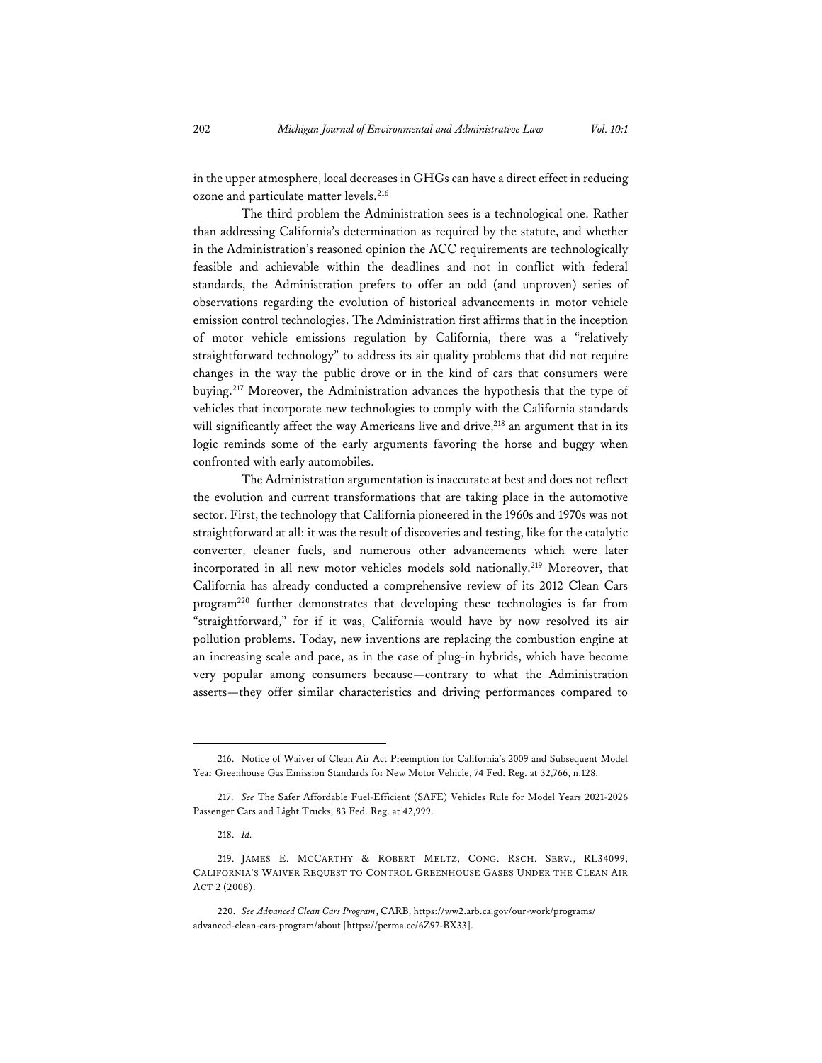in the upper atmosphere, local decreases in GHGs can have a direct effect in reducing ozone and particulate matter levels.[216]

The third problem the Administration sees is a technological one. Rather than addressing California's determination as required by the statute, and whether in the Administration's reasoned opinion the ACC requirements are technologically feasible and achievable within the deadlines and not in conflict with federal standards, the Administration prefers to offer an odd (and unproven) series of observations regarding the evolution of historical advancements in motor vehicle emission control technologies. The Administration first affirms that in the inception of motor vehicle emissions regulation by California, there was a "relatively straightforward technology" to address its air quality problems that did not require changes in the way the public drove or in the kind of cars that consumers were buying.[217] Moreover, the Administration advances the hypothesis that the type of vehicles that incorporate new technologies to comply with the California standards will significantly affect the way Americans live and drive,[218] an argument that in its logic reminds some of the early arguments favoring the horse and buggy when confronted with early automobiles.

The Administration argumentation is inaccurate at best and does not reflect the evolution and current transformations that are taking place in the automotive sector. First, the technology that California pioneered in the 1960s and 1970s was not straightforward at all: it was the result of discoveries and testing, like for the catalytic converter, cleaner fuels, and numerous other advancements which were later incorporated in all new motor vehicles models sold nationally.[219] Moreover, that California has already conducted a comprehensive review of its 2012 Clean Cars program[220] further demonstrates that developing these technologies is far from "straightforward," for if it was, California would have by now resolved its air pollution problems. Today, new inventions are replacing the combustion engine at an increasing scale and pace, as in the case of plug-in hybrids, which have become very popular among consumers because—contrary to what the Administration asserts—they offer similar characteristics and driving performances compared to

---

216. Notice of Waiver of Clean Air Act Preemption for California's 2009 and Subsequent Model Year Greenhouse Gas Emission Standards for New Motor Vehicle, 74 Fed. Reg. at 32,766, n.128.

217. *See* The Safer Affordable Fuel-Efficient (SAFE) Vehicles Rule for Model Years 2021-2026 Passenger Cars and Light Trucks, 83 Fed. Reg. at 42,999.

218. *Id.*

219. JAMES E. MCCARTHY & ROBERT MELTZ, CONG. RSCH. SERV., RL34099, CALIFORNIA'S WAIVER REQUEST TO CONTROL GREENHOUSE GASES UNDER THE CLEAN AIR ACT 2 (2008).

220. *See Advanced Clean Cars Program*, CARB, https://ww2.arb.ca.gov/our-work/programs/advanced-clean-cars-program/about [https://perma.cc/6Z97-BX33].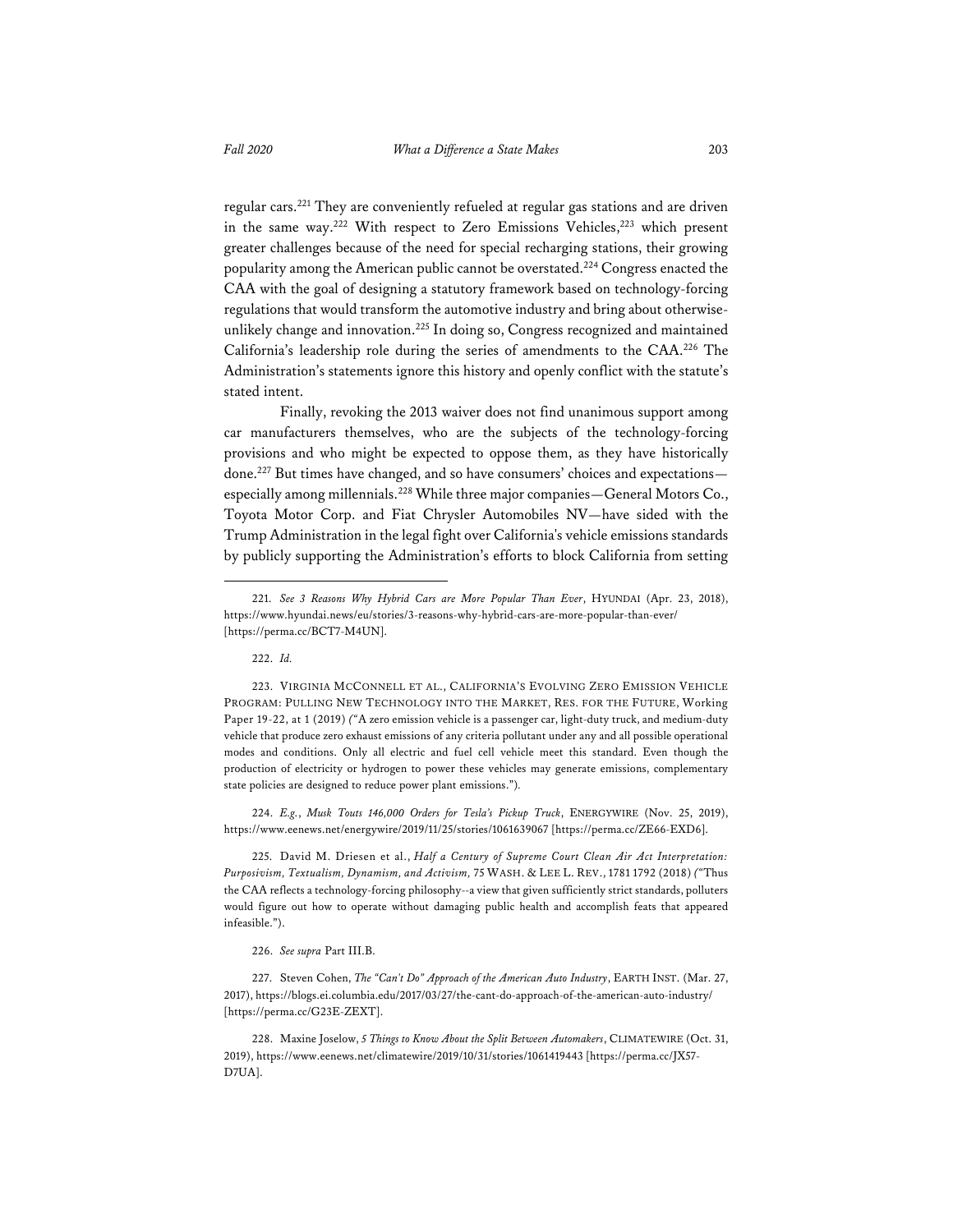regular cars.[221] They are conveniently refueled at regular gas stations and are driven in the same way.[222] With respect to Zero Emissions Vehicles,[223] which present greater challenges because of the need for special recharging stations, their growing popularity among the American public cannot be overstated.[224] Congress enacted the CAA with the goal of designing a statutory framework based on technology-forcing regulations that would transform the automotive industry and bring about otherwise-unlikely change and innovation.[225] In doing so, Congress recognized and maintained California's leadership role during the series of amendments to the CAA.[226] The Administration's statements ignore this history and openly conflict with the statute's stated intent.

Finally, revoking the 2013 waiver does not find unanimous support among car manufacturers themselves, who are the subjects of the technology-forcing provisions and who might be expected to oppose them, as they have historically done.[227] But times have changed, and so have consumers' choices and expectations—especially among millennials.[228] While three major companies—General Motors Co., Toyota Motor Corp. and Fiat Chrysler Automobiles NV—have sided with the Trump Administration in the legal fight over California's vehicle emissions standards by publicly supporting the Administration's efforts to block California from setting

---

221. *See 3 Reasons Why Hybrid Cars are More Popular Than Ever*, HYUNDAI (Apr. 23, 2018), https://www.hyundai.news/eu/stories/3-reasons-why-hybrid-cars-are-more-popular-than-ever/ [https://perma.cc/BCT7-M4UN].

222. *Id.*

223. VIRGINIA MCCONNELL ET AL., CALIFORNIA'S EVOLVING ZERO EMISSION VEHICLE PROGRAM: PULLING NEW TECHNOLOGY INTO THE MARKET, RES. FOR THE FUTURE, Working Paper 19-22, at 1 (2019) ("A zero emission vehicle is a passenger car, light-duty truck, and medium-duty vehicle that produce zero exhaust emissions of any criteria pollutant under any and all possible operational modes and conditions. Only all electric and fuel cell vehicle meet this standard. Even though the production of electricity or hydrogen to power these vehicles may generate emissions, complementary state policies are designed to reduce power plant emissions.").

224. *E.g.*, *Musk Touts 146,000 Orders for Tesla's Pickup Truck*, ENERGYWIRE (Nov. 25, 2019), https://www.eenews.net/energywire/2019/11/25/stories/1061639067 [https://perma.cc/ZE66-EXD6].

225. David M. Driesen et al., *Half a Century of Supreme Court Clean Air Act Interpretation: Purposivism, Textualism, Dynamism, and Activism,* 75 WASH. & LEE L. REV., 1781 1792 (2018) ("Thus the CAA reflects a technology-forcing philosophy--a view that given sufficiently strict standards, polluters would figure out how to operate without damaging public health and accomplish feats that appeared infeasible.").

226. *See supra* Part III.B.

227. Steven Cohen, *The "Can't Do" Approach of the American Auto Industry*, EARTH INST. (Mar. 27, 2017), https://blogs.ei.columbia.edu/2017/03/27/the-cant-do-approach-of-the-american-auto-industry/ [https://perma.cc/G23E-ZEXT].

228. Maxine Joselow, *5 Things to Know About the Split Between Automakers*, CLIMATEWIRE (Oct. 31, 2019), https://www.eenews.net/climatewire/2019/10/31/stories/1061419443 [https://perma.cc/JX57-D7UA].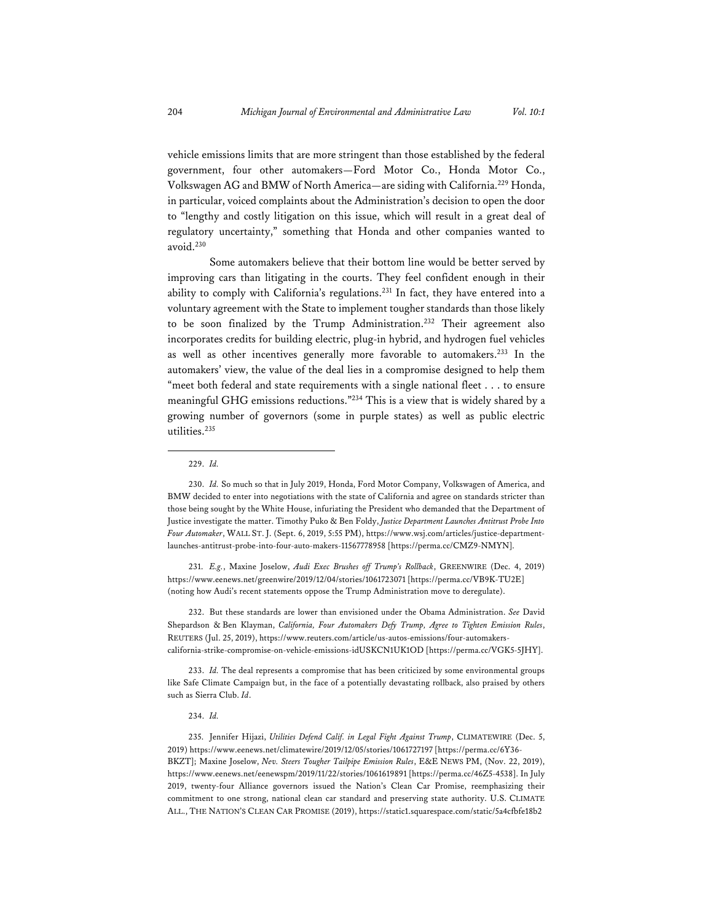vehicle emissions limits that are more stringent than those established by the federal government, four other automakers—Ford Motor Co., Honda Motor Co., Volkswagen AG and BMW of North America—are siding with California.[229] Honda, in particular, voiced complaints about the Administration's decision to open the door to "lengthy and costly litigation on this issue, which will result in a great deal of regulatory uncertainty," something that Honda and other companies wanted to avoid.[230]

Some automakers believe that their bottom line would be better served by improving cars than litigating in the courts. They feel confident enough in their ability to comply with California's regulations.[231] In fact, they have entered into a voluntary agreement with the State to implement tougher standards than those likely to be soon finalized by the Trump Administration.[232] Their agreement also incorporates credits for building electric, plug-in hybrid, and hydrogen fuel vehicles as well as other incentives generally more favorable to automakers.[233] In the automakers' view, the value of the deal lies in a compromise designed to help them "meet both federal and state requirements with a single national fleet . . . to ensure meaningful GHG emissions reductions."[234] This is a view that is widely shared by a growing number of governors (some in purple states) as well as public electric utilities.[235]

---

229. *Id.*

230. *Id.* So much so that in July 2019, Honda, Ford Motor Company, Volkswagen of America, and BMW decided to enter into negotiations with the state of California and agree on standards stricter than those being sought by the White House, infuriating the President who demanded that the Department of Justice investigate the matter. Timothy Puko & Ben Foldy, *Justice Department Launches Antitrust Probe Into Four Automaker*, WALL ST. J. (Sept. 6, 2019, 5:55 PM), https://www.wsj.com/articles/justice-department-launches-antitrust-probe-into-four-auto-makers-11567778958 [https://perma.cc/CMZ9-NMYN].

231. *E.g.*, Maxine Joselow, *Audi Exec Brushes off Trump's Rollback*, GREENWIRE (Dec. 4, 2019) https://www.eenews.net/greenwire/2019/12/04/stories/1061723071 [https://perma.cc/VB9K-TU2E] (noting how Audi's recent statements oppose the Trump Administration move to deregulate).

232. But these standards are lower than envisioned under the Obama Administration. *See* David Shepardson & Ben Klayman, *California, Four Automakers Defy Trump, Agree to Tighten Emission Rules*, REUTERS (Jul. 25, 2019), https://www.reuters.com/article/us-autos-emissions/four-automakers-california-strike-compromise-on-vehicle-emissions-idUSKCN1UK1OD [https://perma.cc/VGK5-5JHY].

233. *Id.* The deal represents a compromise that has been criticized by some environmental groups like Safe Climate Campaign but, in the face of a potentially devastating rollback, also praised by others such as Sierra Club. *Id*.

234. *Id.*

235. Jennifer Hijazi, *Utilities Defend Calif. in Legal Fight Against Trump*, CLIMATEWIRE (Dec. 5, 2019) https://www.eenews.net/climatewire/2019/12/05/stories/1061727197 [https://perma.cc/6Y36-BKZT]; Maxine Joselow, *Nev. Steers Tougher Tailpipe Emission Rules*, E&E NEWS PM, (Nov. 22, 2019), https://www.eenews.net/eenewspm/2019/11/22/stories/1061619891 [https://perma.cc/46Z5-4538]. In July 2019, twenty-four Alliance governors issued the Nation's Clean Car Promise, reemphasizing their commitment to one strong, national clean car standard and preserving state authority. U.S. CLIMATE ALL., THE NATION'S CLEAN CAR PROMISE (2019), https://static1.squarespace.com/static/5a4cfbfe18b2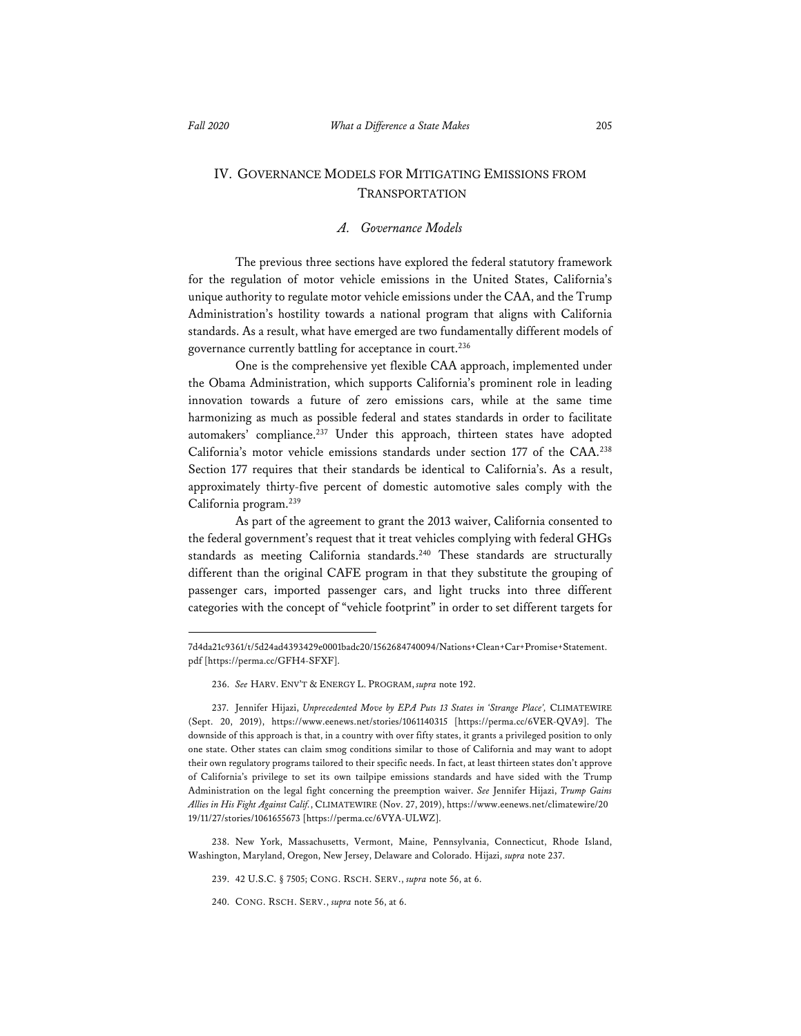## IV. GOVERNANCE MODELS FOR MITIGATING EMISSIONS FROM TRANSPORTATION

### *A. Governance Models*

The previous three sections have explored the federal statutory framework for the regulation of motor vehicle emissions in the United States, California's unique authority to regulate motor vehicle emissions under the CAA, and the Trump Administration's hostility towards a national program that aligns with California standards. As a result, what have emerged are two fundamentally different models of governance currently battling for acceptance in court.[236]

One is the comprehensive yet flexible CAA approach, implemented under the Obama Administration, which supports California's prominent role in leading innovation towards a future of zero emissions cars, while at the same time harmonizing as much as possible federal and states standards in order to facilitate automakers' compliance.[237] Under this approach, thirteen states have adopted California's motor vehicle emissions standards under section 177 of the CAA.[238] Section 177 requires that their standards be identical to California's. As a result, approximately thirty-five percent of domestic automotive sales comply with the California program.[239]

As part of the agreement to grant the 2013 waiver, California consented to the federal government's request that it treat vehicles complying with federal GHGs standards as meeting California standards.[240] These standards are structurally different than the original CAFE program in that they substitute the grouping of passenger cars, imported passenger cars, and light trucks into three different categories with the concept of "vehicle footprint" in order to set different targets for

---

7d4da21c9361/t/5d24ad4393429e0001badc20/1562684740094/Nations+Clean+Car+Promise+Statement.pdf [https://perma.cc/GFH4-SFXF].

236. *See* HARV. ENV'T & ENERGY L. PROGRAM, *supra* note 192.

237. Jennifer Hijazi, *Unprecedented Move by EPA Puts 13 States in 'Strange Place',* CLIMATEWIRE (Sept. 20, 2019), https://www.eenews.net/stories/1061140315 [https://perma.cc/6VER-QVA9]. The downside of this approach is that, in a country with over fifty states, it grants a privileged position to only one state. Other states can claim smog conditions similar to those of California and may want to adopt their own regulatory programs tailored to their specific needs. In fact, at least thirteen states don't approve of California's privilege to set its own tailpipe emissions standards and have sided with the Trump Administration on the legal fight concerning the preemption waiver. *See* Jennifer Hijazi, *Trump Gains Allies in His Fight Against Calif.*, CLIMATEWIRE (Nov. 27, 2019), https://www.eenews.net/climatewire/2019/11/27/stories/1061655673 [https://perma.cc/6VYA-ULWZ].

238. New York, Massachusetts, Vermont, Maine, Pennsylvania, Connecticut, Rhode Island, Washington, Maryland, Oregon, New Jersey, Delaware and Colorado. Hijazi, *supra* note 237.

239. 42 U.S.C. § 7505; CONG. RSCH. SERV., *supra* note 56, at 6.

240. CONG. RSCH. SERV., *supra* note 56, at 6.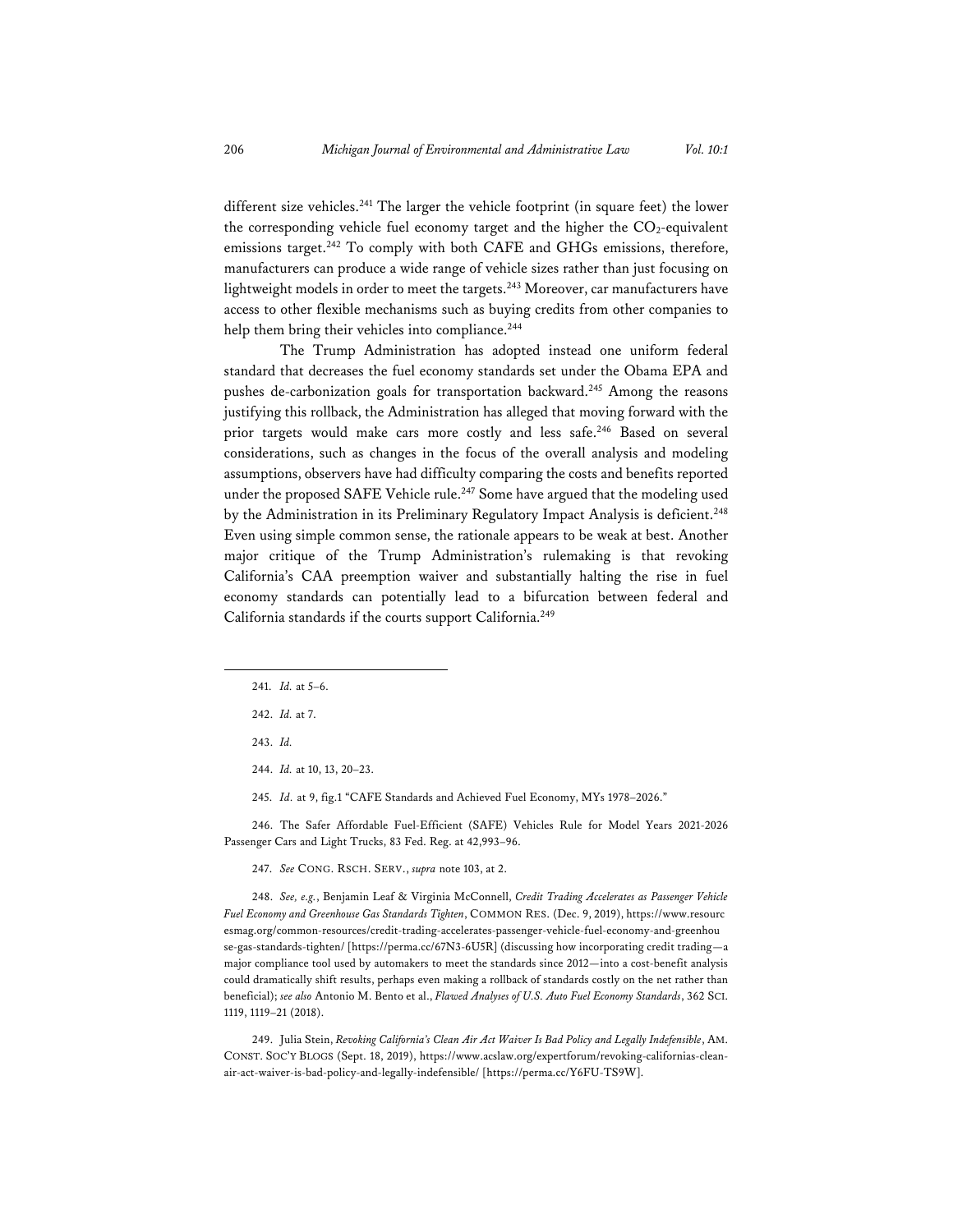different size vehicles.[241] The larger the vehicle footprint (in square feet) the lower the corresponding vehicle fuel economy target and the higher the $CO_2$-equivalent emissions target.[242] To comply with both CAFE and GHGs emissions, therefore, manufacturers can produce a wide range of vehicle sizes rather than just focusing on lightweight models in order to meet the targets.[243] Moreover, car manufacturers have access to other flexible mechanisms such as buying credits from other companies to help them bring their vehicles into compliance.[244]

The Trump Administration has adopted instead one uniform federal standard that decreases the fuel economy standards set under the Obama EPA and pushes de-carbonization goals for transportation backward.[245] Among the reasons justifying this rollback, the Administration has alleged that moving forward with the prior targets would make cars more costly and less safe.[246] Based on several considerations, such as changes in the focus of the overall analysis and modeling assumptions, observers have had difficulty comparing the costs and benefits reported under the proposed SAFE Vehicle rule.[247] Some have argued that the modeling used by the Administration in its Preliminary Regulatory Impact Analysis is deficient.[248] Even using simple common sense, the rationale appears to be weak at best. Another major critique of the Trump Administration's rulemaking is that revoking California's CAA preemption waiver and substantially halting the rise in fuel economy standards can potentially lead to a bifurcation between federal and California standards if the courts support California.[249]

---

241. *Id.* at 5–6.

242. *Id.* at 7.

243. *Id.*

244. *Id.* at 10, 13, 20–23.

245. *Id.* at 9, fig.1 "CAFE Standards and Achieved Fuel Economy, MYs 1978–2026."

246. The Safer Affordable Fuel-Efficient (SAFE) Vehicles Rule for Model Years 2021-2026 Passenger Cars and Light Trucks, 83 Fed. Reg. at 42,993–96.

247. *See* CONG. RSCH. SERV., *supra* note 103, at 2.

248. *See, e.g.*, Benjamin Leaf & Virginia McConnell, *Credit Trading Accelerates as Passenger Vehicle Fuel Economy and Greenhouse Gas Standards Tighten*, COMMON RES. (Dec. 9, 2019), https://www.resourcesmag.org/common-resources/credit-trading-accelerates-passenger-vehicle-fuel-economy-and-greenhouse-gas-standards-tighten/ [https://perma.cc/67N3-6U5R] (discussing how incorporating credit trading—a major compliance tool used by automakers to meet the standards since 2012—into a cost-benefit analysis could dramatically shift results, perhaps even making a rollback of standards costly on the net rather than beneficial); *see also* Antonio M. Bento et al., *Flawed Analyses of U.S. Auto Fuel Economy Standards*, 362 SCI. 1119, 1119–21 (2018).

249. Julia Stein, *Revoking California's Clean Air Act Waiver Is Bad Policy and Legally Indefensible*, AM. CONST. SOC'Y BLOGS (Sept. 18, 2019), https://www.acslaw.org/expertforum/revoking-californias-clean-air-act-waiver-is-bad-policy-and-legally-indefensible/ [https://perma.cc/Y6FU-TS9W].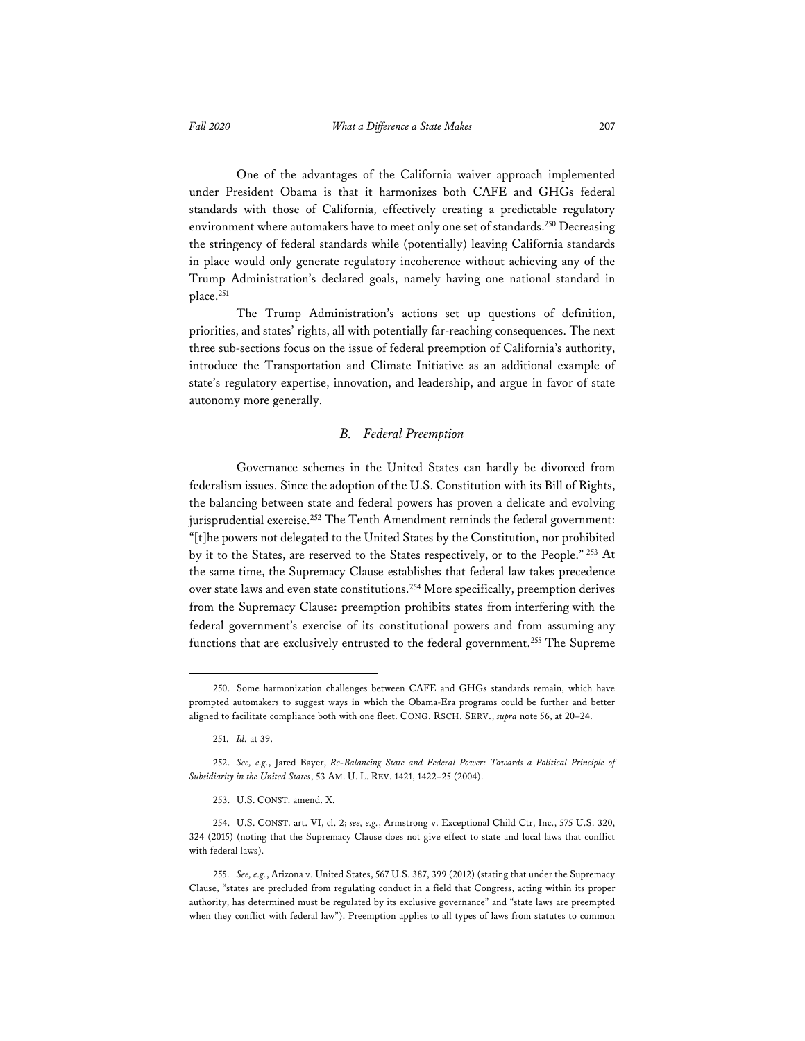One of the advantages of the California waiver approach implemented under President Obama is that it harmonizes both CAFE and GHGs federal standards with those of California, effectively creating a predictable regulatory environment where automakers have to meet only one set of standards.[250] Decreasing the stringency of federal standards while (potentially) leaving California standards in place would only generate regulatory incoherence without achieving any of the Trump Administration's declared goals, namely having one national standard in place.[251]

The Trump Administration's actions set up questions of definition, priorities, and states' rights, all with potentially far-reaching consequences. The next three sub-sections focus on the issue of federal preemption of California's authority, introduce the Transportation and Climate Initiative as an additional example of state's regulatory expertise, innovation, and leadership, and argue in favor of state autonomy more generally.

### *B. Federal Preemption*

Governance schemes in the United States can hardly be divorced from federalism issues. Since the adoption of the U.S. Constitution with its Bill of Rights, the balancing between state and federal powers has proven a delicate and evolving jurisprudential exercise.[252] The Tenth Amendment reminds the federal government: "[t]he powers not delegated to the United States by the Constitution, nor prohibited by it to the States, are reserved to the States respectively, or to the People." [253] At the same time, the Supremacy Clause establishes that federal law takes precedence over state laws and even state constitutions.[254] More specifically, preemption derives from the Supremacy Clause: preemption prohibits states from interfering with the federal government's exercise of its constitutional powers and from assuming any functions that are exclusively entrusted to the federal government.[255] The Supreme

---

250. Some harmonization challenges between CAFE and GHGs standards remain, which have prompted automakers to suggest ways in which the Obama-Era programs could be further and better aligned to facilitate compliance both with one fleet. CONG. RSCH. SERV., *supra* note 56, at 20–24.

251. *Id.* at 39.

252. *See, e.g.*, Jared Bayer, *Re-Balancing State and Federal Power: Towards a Political Principle of Subsidiarity in the United States*, 53 AM. U. L. REV. 1421, 1422–25 (2004).

253. U.S. CONST. amend. X.

254. U.S. CONST. art. VI, cl. 2; *see, e.g.*, Armstrong v. Exceptional Child Ctr, Inc., 575 U.S. 320, 324 (2015) (noting that the Supremacy Clause does not give effect to state and local laws that conflict with federal laws).

255. *See, e.g.*, Arizona v. United States, 567 U.S. 387, 399 (2012) (stating that under the Supremacy Clause, "states are precluded from regulating conduct in a field that Congress, acting within its proper authority, has determined must be regulated by its exclusive governance" and "state laws are preempted when they conflict with federal law"). Preemption applies to all types of laws from statutes to common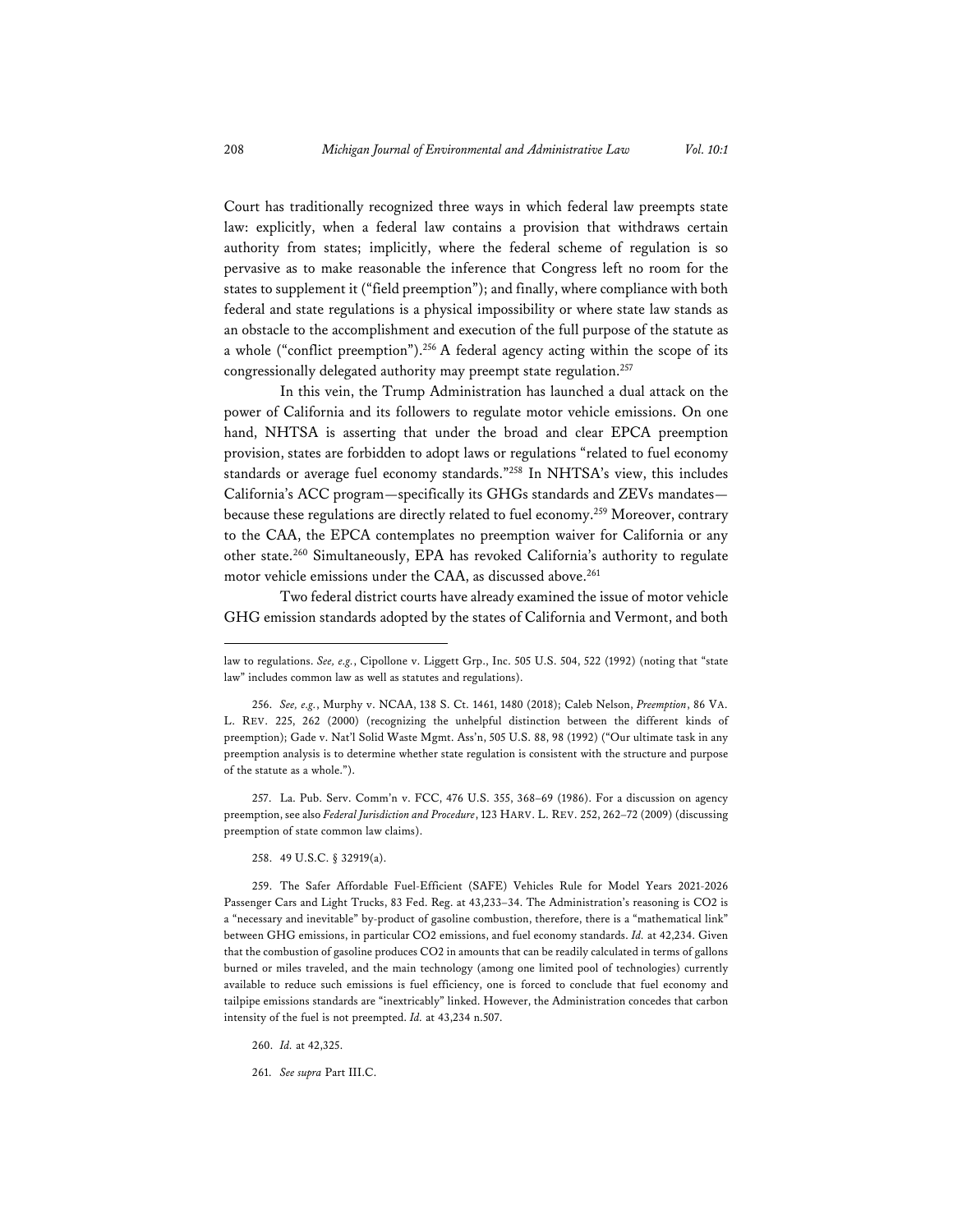Court has traditionally recognized three ways in which federal law preempts state law: explicitly, when a federal law contains a provision that withdraws certain authority from states; implicitly, where the federal scheme of regulation is so pervasive as to make reasonable the inference that Congress left no room for the states to supplement it ("field preemption"); and finally, where compliance with both federal and state regulations is a physical impossibility or where state law stands as an obstacle to the accomplishment and execution of the full purpose of the statute as a whole ("conflict preemption").[256] A federal agency acting within the scope of its congressionally delegated authority may preempt state regulation.[257]

In this vein, the Trump Administration has launched a dual attack on the power of California and its followers to regulate motor vehicle emissions. On one hand, NHTSA is asserting that under the broad and clear EPCA preemption provision, states are forbidden to adopt laws or regulations "related to fuel economy standards or average fuel economy standards."[258] In NHTSA's view, this includes California's ACC program—specifically its GHGs standards and ZEVs mandates—because these regulations are directly related to fuel economy.[259] Moreover, contrary to the CAA, the EPCA contemplates no preemption waiver for California or any other state.[260] Simultaneously, EPA has revoked California's authority to regulate motor vehicle emissions under the CAA, as discussed above.[261]

Two federal district courts have already examined the issue of motor vehicle GHG emission standards adopted by the states of California and Vermont, and both

---

law to regulations. *See, e.g.*, Cipollone v. Liggett Grp., Inc. 505 U.S. 504, 522 (1992) (noting that "state law" includes common law as well as statutes and regulations).

256. *See, e.g.*, Murphy v. NCAA, 138 S. Ct. 1461, 1480 (2018); Caleb Nelson, *Preemption*, 86 VA. L. REV. 225, 262 (2000) (recognizing the unhelpful distinction between the different kinds of preemption); Gade v. Nat'l Solid Waste Mgmt. Ass'n, 505 U.S. 88, 98 (1992) ("Our ultimate task in any preemption analysis is to determine whether state regulation is consistent with the structure and purpose of the statute as a whole.").

257. La. Pub. Serv. Comm'n v. FCC, 476 U.S. 355, 368–69 (1986). For a discussion on agency preemption, see also *Federal Jurisdiction and Procedure*, 123 HARV. L. REV. 252, 262–72 (2009) (discussing preemption of state common law claims).

258. 49 U.S.C. § 32919(a).

259. The Safer Affordable Fuel-Efficient (SAFE) Vehicles Rule for Model Years 2021-2026 Passenger Cars and Light Trucks, 83 Fed. Reg. at 43,233–34. The Administration's reasoning is CO2 is a "necessary and inevitable" by-product of gasoline combustion, therefore, there is a "mathematical link" between GHG emissions, in particular CO2 emissions, and fuel economy standards. *Id.* at 42,234. Given that the combustion of gasoline produces CO2 in amounts that can be readily calculated in terms of gallons burned or miles traveled, and the main technology (among one limited pool of technologies) currently available to reduce such emissions is fuel efficiency, one is forced to conclude that fuel economy and tailpipe emissions standards are "inextricably" linked. However, the Administration concedes that carbon intensity of the fuel is not preempted. *Id.* at 43,234 n.507.

260. *Id.* at 42,325.

261. *See supra* Part III.C.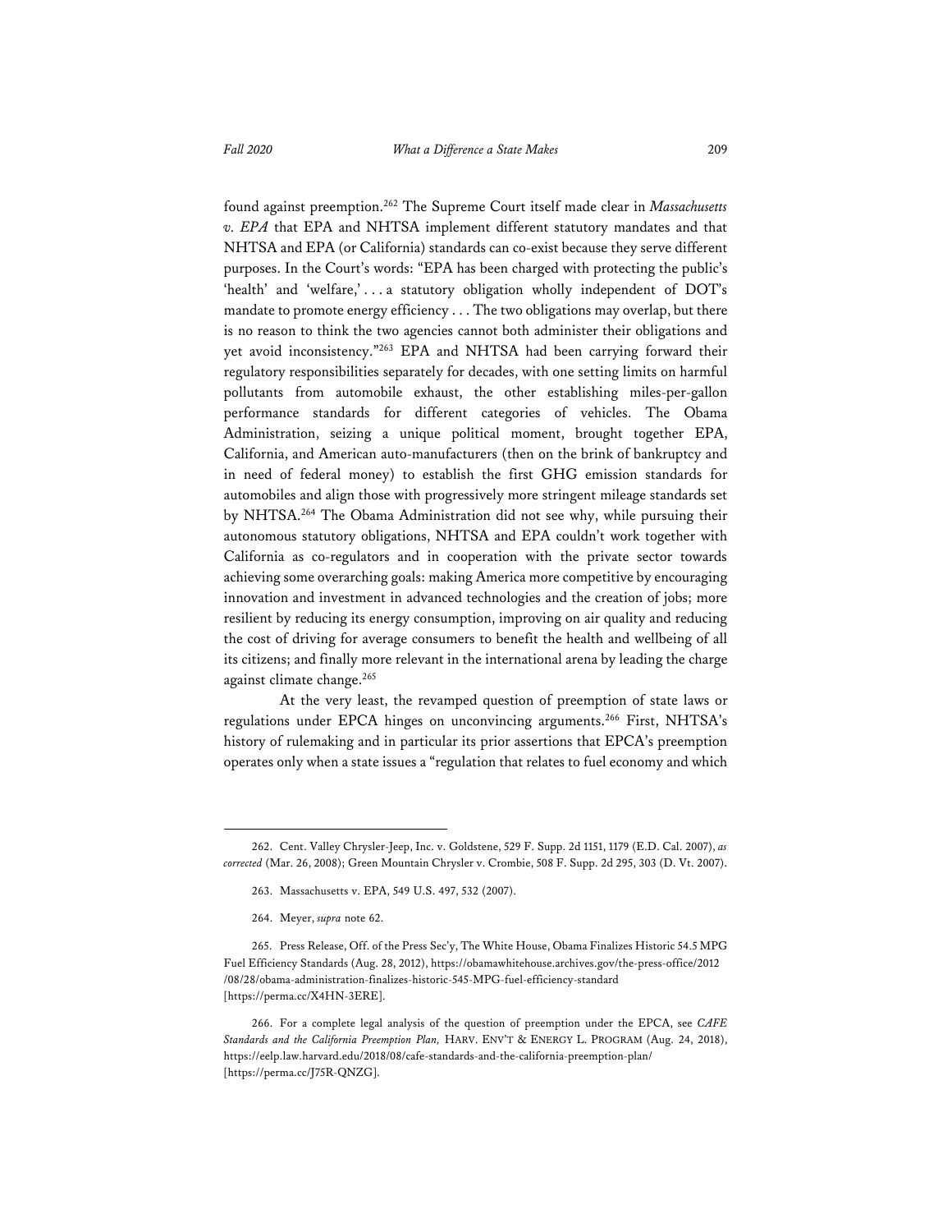found against preemption.[262] The Supreme Court itself made clear in *Massachusetts v. EPA* that EPA and NHTSA implement different statutory mandates and that NHTSA and EPA (or California) standards can co-exist because they serve different purposes. In the Court's words: "EPA has been charged with protecting the public's 'health' and 'welfare,' . . . a statutory obligation wholly independent of DOT's mandate to promote energy efficiency . . . The two obligations may overlap, but there is no reason to think the two agencies cannot both administer their obligations and yet avoid inconsistency."[263] EPA and NHTSA had been carrying forward their regulatory responsibilities separately for decades, with one setting limits on harmful pollutants from automobile exhaust, the other establishing miles-per-gallon performance standards for different categories of vehicles. The Obama Administration, seizing a unique political moment, brought together EPA, California, and American auto-manufacturers (then on the brink of bankruptcy and in need of federal money) to establish the first GHG emission standards for automobiles and align those with progressively more stringent mileage standards set by NHTSA.[264] The Obama Administration did not see why, while pursuing their autonomous statutory obligations, NHTSA and EPA couldn't work together with California as co-regulators and in cooperation with the private sector towards achieving some overarching goals: making America more competitive by encouraging innovation and investment in advanced technologies and the creation of jobs; more resilient by reducing its energy consumption, improving on air quality and reducing the cost of driving for average consumers to benefit the health and wellbeing of all its citizens; and finally more relevant in the international arena by leading the charge against climate change.[265]

At the very least, the revamped question of preemption of state laws or regulations under EPCA hinges on unconvincing arguments.[266] First, NHTSA's history of rulemaking and in particular its prior assertions that EPCA's preemption operates only when a state issues a "regulation that relates to fuel economy and which

---

262. Cent. Valley Chrysler-Jeep, Inc. v. Goldstene, 529 F. Supp. 2d 1151, 1179 (E.D. Cal. 2007), *as corrected* (Mar. 26, 2008); Green Mountain Chrysler v. Crombie, 508 F. Supp. 2d 295, 303 (D. Vt. 2007).

263. Massachusetts v. EPA, 549 U.S. 497, 532 (2007).

264. Meyer, *supra* note 62.

265. Press Release, Off. of the Press Sec'y, The White House, Obama Finalizes Historic 54.5 MPG Fuel Efficiency Standards (Aug. 28, 2012), https://obamawhitehouse.archives.gov/the-press-office/2012/08/28/obama-administration-finalizes-historic-545-MPG-fuel-efficiency-standard [https://perma.cc/X4HN-3ERE].

266. For a complete legal analysis of the question of preemption under the EPCA, see *CAFE Standards and the California Preemption Plan,* HARV. ENV'T & ENERGY L. PROGRAM (Aug. 24, 2018), https://eelp.law.harvard.edu/2018/08/cafe-standards-and-the-california-preemption-plan/ [https://perma.cc/J75R-QNZG].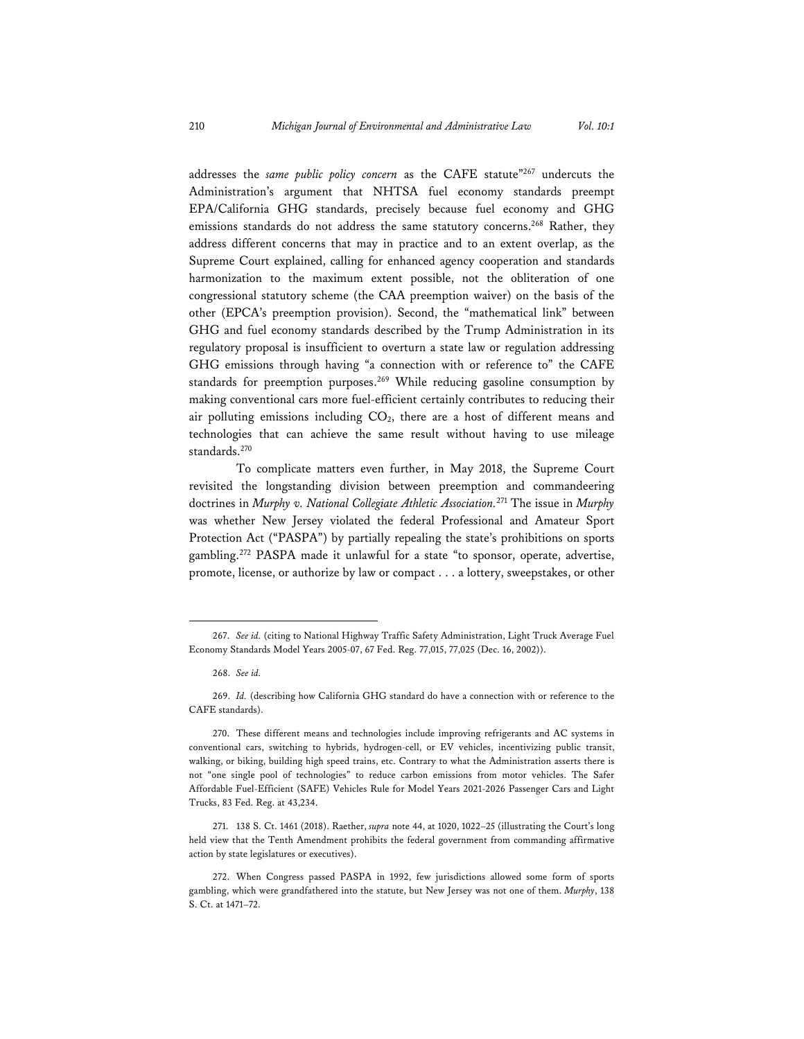addresses the *same public policy concern* as the CAFE statute"[267] undercuts the Administration's argument that NHTSA fuel economy standards preempt EPA/California GHG standards, precisely because fuel economy and GHG emissions standards do not address the same statutory concerns.[268] Rather, they address different concerns that may in practice and to an extent overlap, as the Supreme Court explained, calling for enhanced agency cooperation and standards harmonization to the maximum extent possible, not the obliteration of one congressional statutory scheme (the CAA preemption waiver) on the basis of the other (EPCA's preemption provision). Second, the "mathematical link" between GHG and fuel economy standards described by the Trump Administration in its regulatory proposal is insufficient to overturn a state law or regulation addressing GHG emissions through having "a connection with or reference to" the CAFE standards for preemption purposes.[269] While reducing gasoline consumption by making conventional cars more fuel-efficient certainly contributes to reducing their air polluting emissions including $CO_2$, there are a host of different means and technologies that can achieve the same result without having to use mileage standards.[270]

To complicate matters even further, in May 2018, the Supreme Court revisited the longstanding division between preemption and commandeering doctrines in *Murphy v. National Collegiate Athletic Association.*[271] The issue in *Murphy* was whether New Jersey violated the federal Professional and Amateur Sport Protection Act ("PASPA") by partially repealing the state's prohibitions on sports gambling.[272] PASPA made it unlawful for a state "to sponsor, operate, advertise, promote, license, or authorize by law or compact . . . a lottery, sweepstakes, or other

---

267. *See id.* (citing to National Highway Traffic Safety Administration, Light Truck Average Fuel Economy Standards Model Years 2005-07, 67 Fed. Reg. 77,015, 77,025 (Dec. 16, 2002)).

268. *See id.*

269. *Id.* (describing how California GHG standard do have a connection with or reference to the CAFE standards).

270. These different means and technologies include improving refrigerants and AC systems in conventional cars, switching to hybrids, hydrogen-cell, or EV vehicles, incentivizing public transit, walking, or biking, building high speed trains, etc. Contrary to what the Administration asserts there is not "one single pool of technologies" to reduce carbon emissions from motor vehicles. The Safer Affordable Fuel-Efficient (SAFE) Vehicles Rule for Model Years 2021-2026 Passenger Cars and Light Trucks, 83 Fed. Reg. at 43,234.

271. 138 S. Ct. 1461 (2018). Raether, *supra* note 44, at 1020, 1022–25 (illustrating the Court's long held view that the Tenth Amendment prohibits the federal government from commanding affirmative action by state legislatures or executives).

272. When Congress passed PASPA in 1992, few jurisdictions allowed some form of sports gambling, which were grandfathered into the statute, but New Jersey was not one of them. *Murphy*, 138 S. Ct. at 1471–72.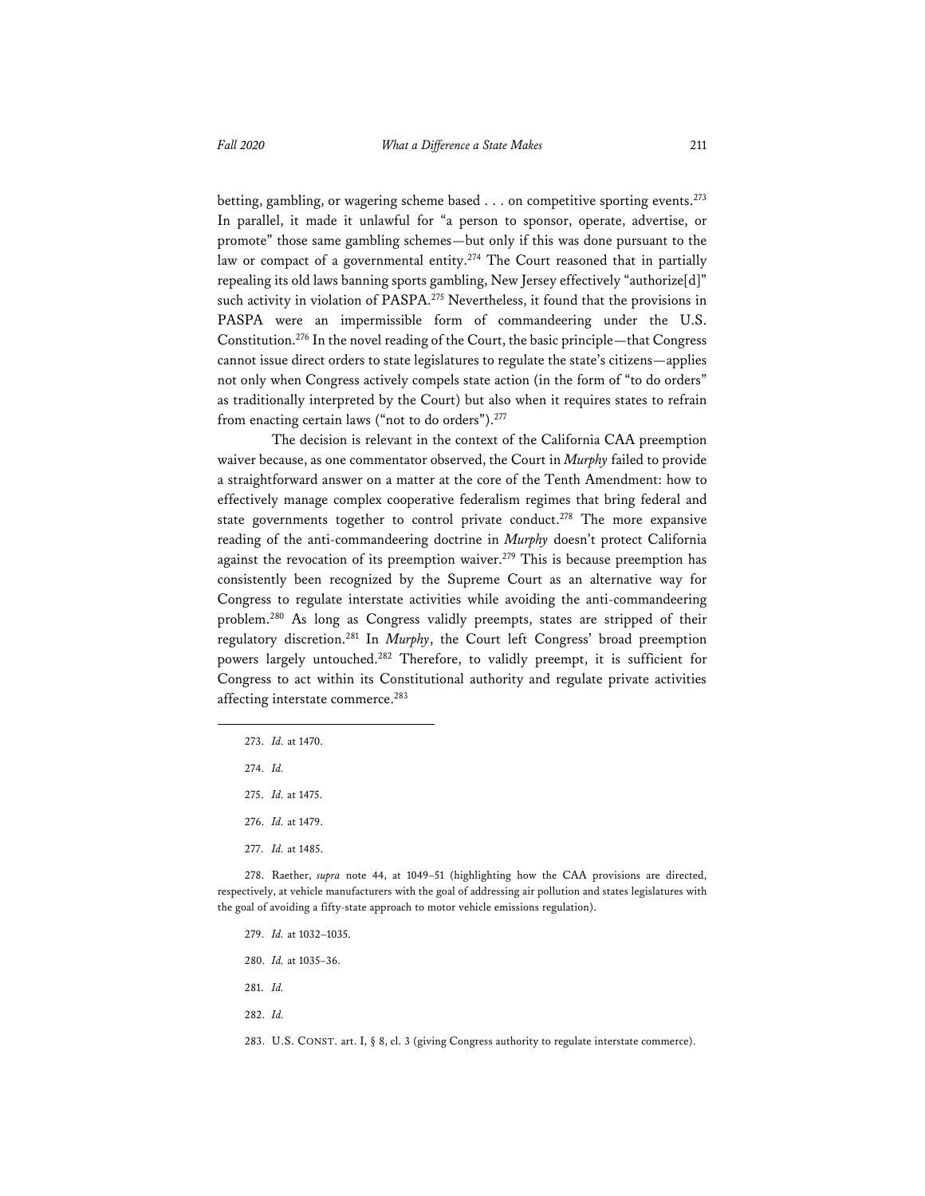betting, gambling, or wagering scheme based . . . on competitive sporting events.[273] In parallel, it made it unlawful for "a person to sponsor, operate, advertise, or promote" those same gambling schemes—but only if this was done pursuant to the law or compact of a governmental entity.[274] The Court reasoned that in partially repealing its old laws banning sports gambling, New Jersey effectively "authorize[d]" such activity in violation of PASPA.[275] Nevertheless, it found that the provisions in PASPA were an impermissible form of commandeering under the U.S. Constitution.[276] In the novel reading of the Court, the basic principle—that Congress cannot issue direct orders to state legislatures to regulate the state's citizens—applies not only when Congress actively compels state action (in the form of "to do orders" as traditionally interpreted by the Court) but also when it requires states to refrain from enacting certain laws ("not to do orders").[277]

The decision is relevant in the context of the California CAA preemption waiver because, as one commentator observed, the Court in *Murphy* failed to provide a straightforward answer on a matter at the core of the Tenth Amendment: how to effectively manage complex cooperative federalism regimes that bring federal and state governments together to control private conduct.[278] The more expansive reading of the anti-commandeering doctrine in *Murphy* doesn't protect California against the revocation of its preemption waiver.[279] This is because preemption has consistently been recognized by the Supreme Court as an alternative way for Congress to regulate interstate activities while avoiding the anti-commandeering problem.[280] As long as Congress validly preempts, states are stripped of their regulatory discretion.[281] In *Murphy*, the Court left Congress' broad preemption powers largely untouched.[282] Therefore, to validly preempt, it is sufficient for Congress to act within its Constitutional authority and regulate private activities affecting interstate commerce.[283]

---

273. *Id.* at 1470.

274. *Id.*

275. *Id.* at 1475.

276. *Id.* at 1479.

277. *Id.* at 1485.

278. Raether, *supra* note 44, at 1049–51 (highlighting how the CAA provisions are directed, respectively, at vehicle manufacturers with the goal of addressing air pollution and states legislatures with the goal of avoiding a fifty-state approach to motor vehicle emissions regulation).

279. *Id.* at 1032–1035.

280. *Id.* at 1035–36.

281. *Id.*

282. *Id.*

283. U.S. CONST. art. I, § 8, cl. 3 (giving Congress authority to regulate interstate commerce).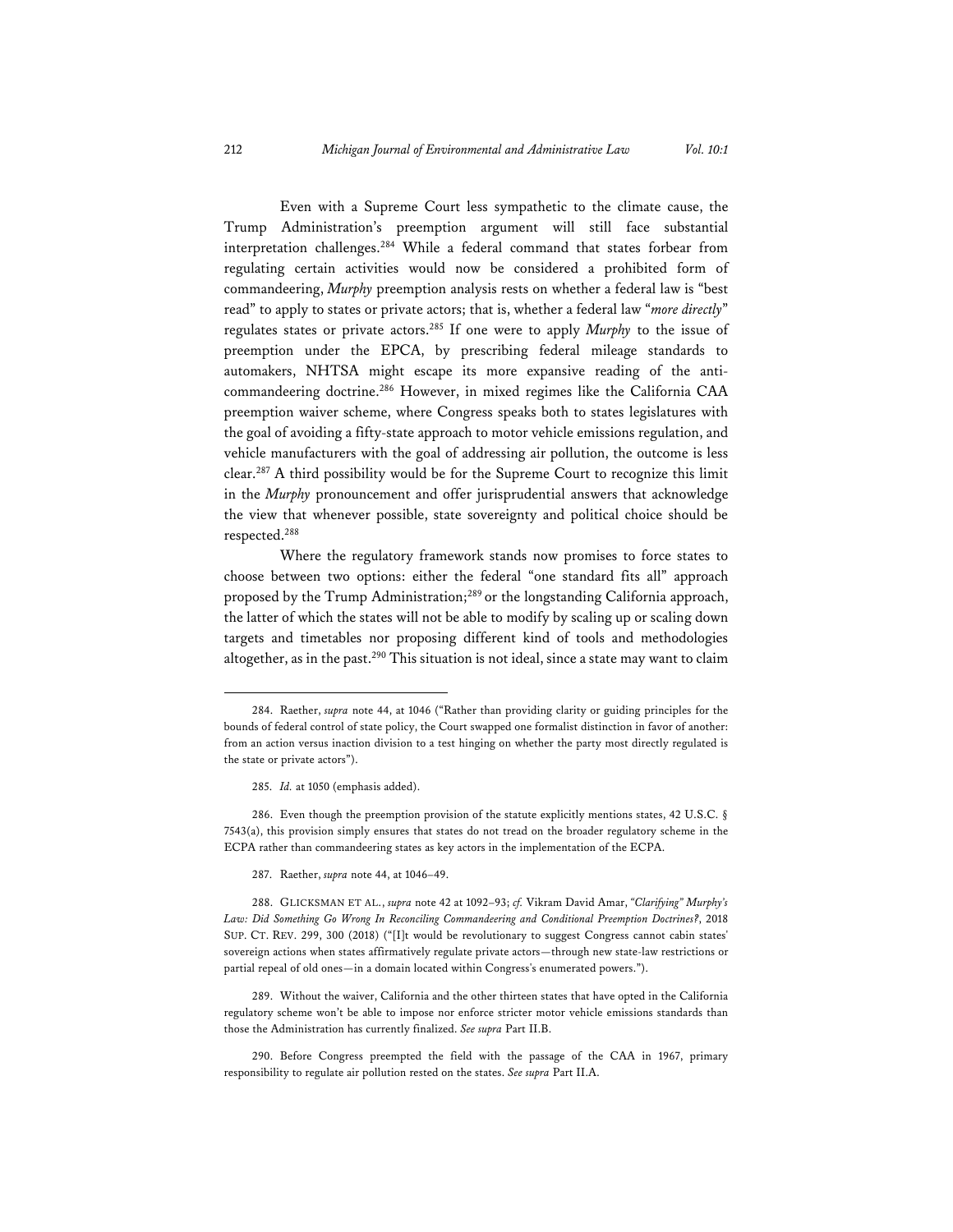Even with a Supreme Court less sympathetic to the climate cause, the Trump Administration's preemption argument will still face substantial interpretation challenges.[284] While a federal command that states forbear from regulating certain activities would now be considered a prohibited form of commandeering, *Murphy* preemption analysis rests on whether a federal law is "best read" to apply to states or private actors; that is, whether a federal law "*more directly*" regulates states or private actors.[285] If one were to apply *Murphy* to the issue of preemption under the EPCA, by prescribing federal mileage standards to automakers, NHTSA might escape its more expansive reading of the anti-commandeering doctrine.[286] However, in mixed regimes like the California CAA preemption waiver scheme, where Congress speaks both to states legislatures with the goal of avoiding a fifty-state approach to motor vehicle emissions regulation, and vehicle manufacturers with the goal of addressing air pollution, the outcome is less clear.[287] A third possibility would be for the Supreme Court to recognize this limit in the *Murphy* pronouncement and offer jurisprudential answers that acknowledge the view that whenever possible, state sovereignty and political choice should be respected.[288]

Where the regulatory framework stands now promises to force states to choose between two options: either the federal "one standard fits all" approach proposed by the Trump Administration;[289] or the longstanding California approach, the latter of which the states will not be able to modify by scaling up or scaling down targets and timetables nor proposing different kind of tools and methodologies altogether, as in the past.[290] This situation is not ideal, since a state may want to claim

---

284. Raether, *supra* note 44, at 1046 ("Rather than providing clarity or guiding principles for the bounds of federal control of state policy, the Court swapped one formalist distinction in favor of another: from an action versus inaction division to a test hinging on whether the party most directly regulated is the state or private actors").

285. *Id.* at 1050 (emphasis added).

286. Even though the preemption provision of the statute explicitly mentions states, 42 U.S.C. § 7543(a), this provision simply ensures that states do not tread on the broader regulatory scheme in the ECPA rather than commandeering states as key actors in the implementation of the ECPA.

287. Raether, *supra* note 44, at 1046–49.

288. GLICKSMAN ET AL., *supra* note 42 at 1092–93; *cf.* Vikram David Amar, *"Clarifying" Murphy's Law: Did Something Go Wrong In Reconciling Commandeering and Conditional Preemption Doctrines?*, 2018 SUP. CT. REV. 299, 300 (2018) ("[I]t would be revolutionary to suggest Congress cannot cabin states' sovereign actions when states affirmatively regulate private actors—through new state-law restrictions or partial repeal of old ones—in a domain located within Congress's enumerated powers.").

289. Without the waiver, California and the other thirteen states that have opted in the California regulatory scheme won't be able to impose nor enforce stricter motor vehicle emissions standards than those the Administration has currently finalized. *See supra* Part II.B.

290. Before Congress preempted the field with the passage of the CAA in 1967, primary responsibility to regulate air pollution rested on the states. *See supra* Part II.A.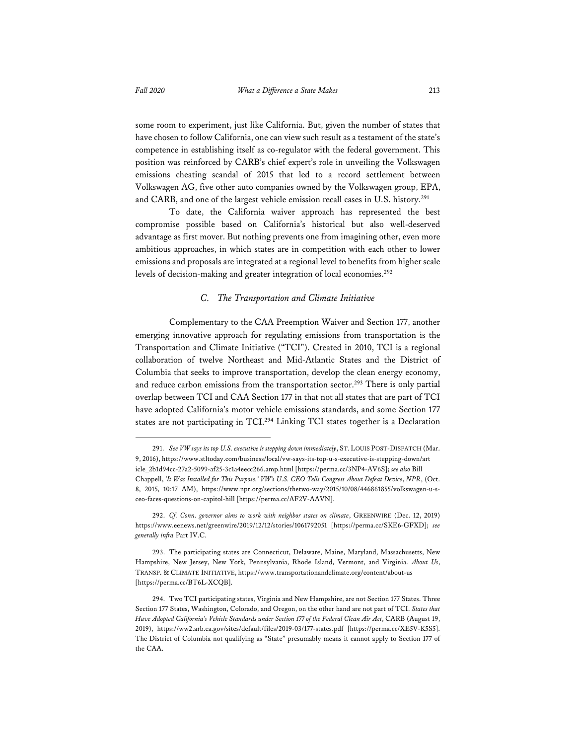some room to experiment, just like California. But, given the number of states that have chosen to follow California, one can view such result as a testament of the state's competence in establishing itself as co-regulator with the federal government. This position was reinforced by CARB's chief expert's role in unveiling the Volkswagen emissions cheating scandal of 2015 that led to a record settlement between Volkswagen AG, five other auto companies owned by the Volkswagen group, EPA, and CARB, and one of the largest vehicle emission recall cases in U.S. history.[291]

To date, the California waiver approach has represented the best compromise possible based on California's historical but also well-deserved advantage as first mover. But nothing prevents one from imagining other, even more ambitious approaches, in which states are in competition with each other to lower emissions and proposals are integrated at a regional level to benefits from higher scale levels of decision-making and greater integration of local economies.[292]

### *C. The Transportation and Climate Initiative*

Complementary to the CAA Preemption Waiver and Section 177, another emerging innovative approach for regulating emissions from transportation is the Transportation and Climate Initiative ("TCI"). Created in 2010, TCI is a regional collaboration of twelve Northeast and Mid-Atlantic States and the District of Columbia that seeks to improve transportation, develop the clean energy economy, and reduce carbon emissions from the transportation sector.[293] There is only partial overlap between TCI and CAA Section 177 in that not all states that are part of TCI have adopted California's motor vehicle emissions standards, and some Section 177 states are not participating in TCI.[294] Linking TCI states together is a Declaration

---

291. *See VW says its top U.S. executive is stepping down immediately*, ST. LOUIS POST-DISPATCH (Mar. 9, 2016), https://www.stltoday.com/business/local/vw-says-its-top-u-s-executive-is-stepping-down/article_2b1d94cc-27a2-5099-af25-3c1a4eecc266.amp.html [https://perma.cc/3NP4-AV6S]; *see also* Bill Chappell, *'It Was Installed for This Purpose,' VW's U.S. CEO Tells Congress About Defeat Device*, *NPR*, (Oct. 8, 2015, 10:17 AM), https://www.npr.org/sections/thetwo-way/2015/10/08/446861855/volkswagen-u-s-ceo-faces-questions-on-capitol-hill [https://perma.cc/AF2V-AAVN].

292. *Cf. Conn. governor aims to work with neighbor states on climate*, GREENWIRE (Dec. 12, 2019) https://www.eenews.net/greenwire/2019/12/12/stories/1061792051 [https://perma.cc/SKE6-GFXD]; *see generally infra* Part IV.C.

293. The participating states are Connecticut, Delaware, Maine, Maryland, Massachusetts, New Hampshire, New Jersey, New York, Pennsylvania, Rhode Island, Vermont, and Virginia. *About Us*, TRANSP. & CLIMATE INITIATIVE, https://www.transportationandclimate.org/content/about-us [https://perma.cc/BT6L-XCQB].

294. Two TCI participating states, Virginia and New Hampshire, are not Section 177 States. Three Section 177 States, Washington, Colorado, and Oregon, on the other hand are not part of TCI. *States that Have Adopted California's Vehicle Standards under Section 177 of the Federal Clean Air Act*, CARB (August 19, 2019), https://ww2.arb.ca.gov/sites/default/files/2019-03/177-states.pdf [https://perma.cc/XE5V-K5S5]. The District of Columbia not qualifying as "State" presumably means it cannot apply to Section 177 of the CAA.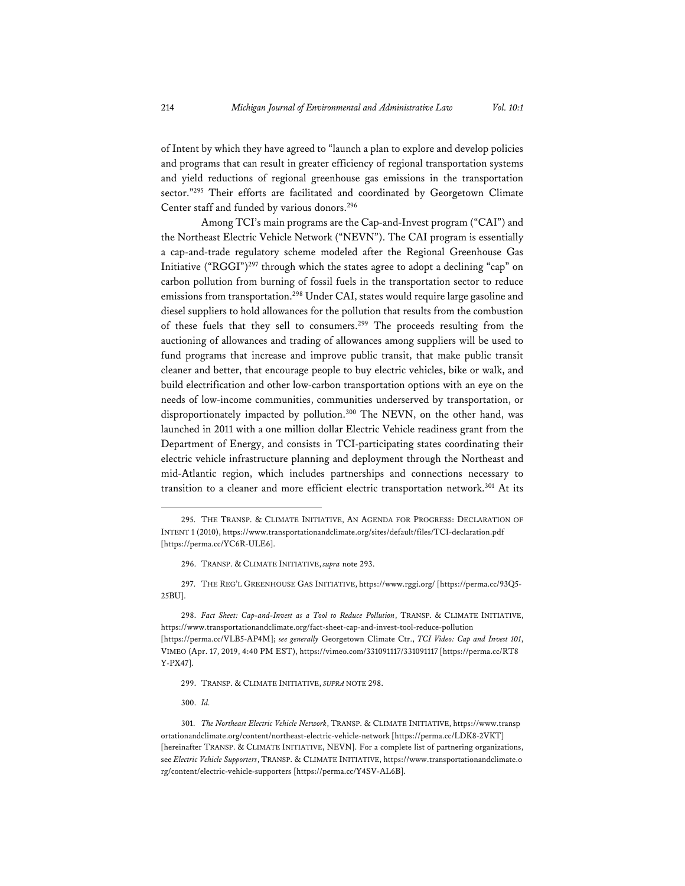of Intent by which they have agreed to "launch a plan to explore and develop policies and programs that can result in greater efficiency of regional transportation systems and yield reductions of regional greenhouse gas emissions in the transportation sector."[295] Their efforts are facilitated and coordinated by Georgetown Climate Center staff and funded by various donors.[296]

Among TCI's main programs are the Cap-and-Invest program ("CAI") and the Northeast Electric Vehicle Network ("NEVN"). The CAI program is essentially a cap-and-trade regulatory scheme modeled after the Regional Greenhouse Gas Initiative ("RGGI")[297] through which the states agree to adopt a declining "cap" on carbon pollution from burning of fossil fuels in the transportation sector to reduce emissions from transportation.[298] Under CAI, states would require large gasoline and diesel suppliers to hold allowances for the pollution that results from the combustion of these fuels that they sell to consumers.[299] The proceeds resulting from the auctioning of allowances and trading of allowances among suppliers will be used to fund programs that increase and improve public transit, that make public transit cleaner and better, that encourage people to buy electric vehicles, bike or walk, and build electrification and other low-carbon transportation options with an eye on the needs of low-income communities, communities underserved by transportation, or disproportionately impacted by pollution.[300] The NEVN, on the other hand, was launched in 2011 with a one million dollar Electric Vehicle readiness grant from the Department of Energy, and consists in TCI-participating states coordinating their electric vehicle infrastructure planning and deployment through the Northeast and mid-Atlantic region, which includes partnerships and connections necessary to transition to a cleaner and more efficient electric transportation network.[301] At its

---

295. THE TRANSP. & CLIMATE INITIATIVE, AN AGENDA FOR PROGRESS: DECLARATION OF INTENT 1 (2010), https://www.transportationandclimate.org/sites/default/files/TCI-declaration.pdf [https://perma.cc/YC6R-ULE6].

296. TRANSP. & CLIMATE INITIATIVE, *supra* note 293.

297. THE REG'L GREENHOUSE GAS INITIATIVE, https://www.rggi.org/ [https://perma.cc/93Q5-25BU].

298. *Fact Sheet: Cap-and-Invest as a Tool to Reduce Pollution*, TRANSP. & CLIMATE INITIATIVE, https://www.transportationandclimate.org/fact-sheet-cap-and-invest-tool-reduce-pollution [https://perma.cc/VLB5-AP4M]; *see generally* Georgetown Climate Ctr., *TCI Video: Cap and Invest 101*, VIMEO (Apr. 17, 2019, 4:40 PM EST), https://vimeo.com/331091117/331091117 [https://perma.cc/RT8Y-PX47].

299. TRANSP. & CLIMATE INITIATIVE, *SUPRA* NOTE 298.

300. *Id.*

301. *The Northeast Electric Vehicle Network*, TRANSP. & CLIMATE INITIATIVE, https://www.transportationandclimate.org/content/northeast-electric-vehicle-network [https://perma.cc/LDK8-2VKT] [hereinafter TRANSP. & CLIMATE INITIATIVE, NEVN]. For a complete list of partnering organizations, see *Electric Vehicle Supporters*, TRANSP. & CLIMATE INITIATIVE, https://www.transportationandclimate.org/content/electric-vehicle-supporters [https://perma.cc/Y4SV-AL6B].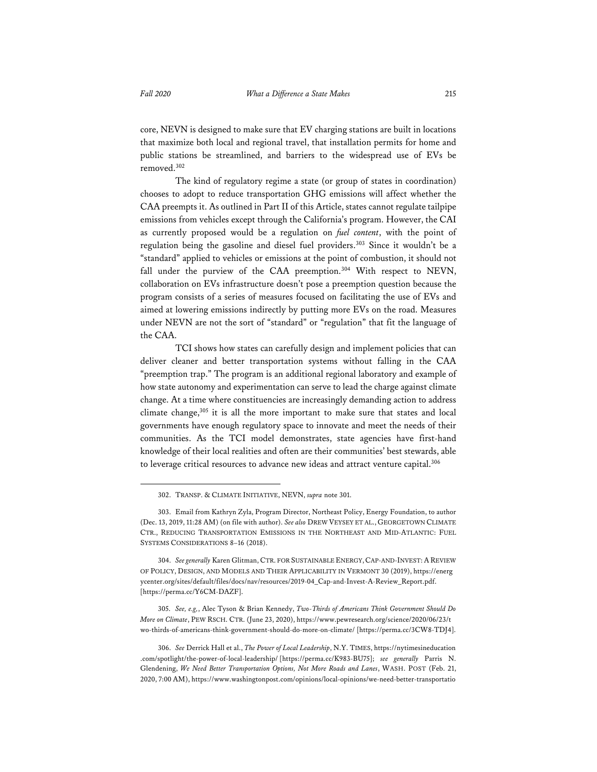core, NEVN is designed to make sure that EV charging stations are built in locations that maximize both local and regional travel, that installation permits for home and public stations be streamlined, and barriers to the widespread use of EVs be removed.[302]

The kind of regulatory regime a state (or group of states in coordination) chooses to adopt to reduce transportation GHG emissions will affect whether the CAA preempts it. As outlined in Part II of this Article, states cannot regulate tailpipe emissions from vehicles except through the California's program. However, the CAI as currently proposed would be a regulation on *fuel content*, with the point of regulation being the gasoline and diesel fuel providers.[303] Since it wouldn't be a "standard" applied to vehicles or emissions at the point of combustion, it should not fall under the purview of the CAA preemption.[304] With respect to NEVN, collaboration on EVs infrastructure doesn't pose a preemption question because the program consists of a series of measures focused on facilitating the use of EVs and aimed at lowering emissions indirectly by putting more EVs on the road. Measures under NEVN are not the sort of "standard" or "regulation" that fit the language of the CAA.

TCI shows how states can carefully design and implement policies that can deliver cleaner and better transportation systems without falling in the CAA "preemption trap." The program is an additional regional laboratory and example of how state autonomy and experimentation can serve to lead the charge against climate change. At a time where constituencies are increasingly demanding action to address climate change,[305] it is all the more important to make sure that states and local governments have enough regulatory space to innovate and meet the needs of their communities. As the TCI model demonstrates, state agencies have first-hand knowledge of their local realities and often are their communities' best stewards, able to leverage critical resources to advance new ideas and attract venture capital.[306]

---

302. TRANSP. & CLIMATE INITIATIVE, NEVN, *supra* note 301.

303. Email from Kathryn Zyla, Program Director, Northeast Policy, Energy Foundation, to author (Dec. 13, 2019, 11:28 AM) (on file with author). *See also* DREW VEYSEY ET AL., GEORGETOWN CLIMATE CTR., REDUCING TRANSPORTATION EMISSIONS IN THE NORTHEAST AND MID-ATLANTIC: FUEL SYSTEMS CONSIDERATIONS 8–16 (2018).

304. *See generally* Karen Glitman, CTR. FOR SUSTAINABLE ENERGY, CAP-AND-INVEST: A REVIEW OF POLICY, DESIGN, AND MODELS AND THEIR APPLICABILITY IN VERMONT 30 (2019), https://energycenter.org/sites/default/files/docs/nav/resources/2019-04_Cap-and-Invest-A-Review_Report.pdf. [https://perma.cc/Y6CM-DAZF].

305. *See, e.g.*, Alec Tyson & Brian Kennedy, *Two-Thirds of Americans Think Government Should Do More on Climate*, PEW RSCH. CTR. (June 23, 2020), https://www.pewresearch.org/science/2020/06/23/two-thirds-of-americans-think-government-should-do-more-on-climate/ [https://perma.cc/3CW8-TDJ4].

306. *See* Derrick Hall et al., *The Power of Local Leadership*, N.Y. TIMES, https://nytimesineducation.com/spotlight/the-power-of-local-leadership/ [https://perma.cc/K983-BU75]; *see generally* Parris N. Glendening, *We Need Better Transportation Options, Not More Roads and Lanes*, WASH. POST (Feb. 21, 2020, 7:00 AM), https://www.washingtonpost.com/opinions/local-opinions/we-need-better-transportatio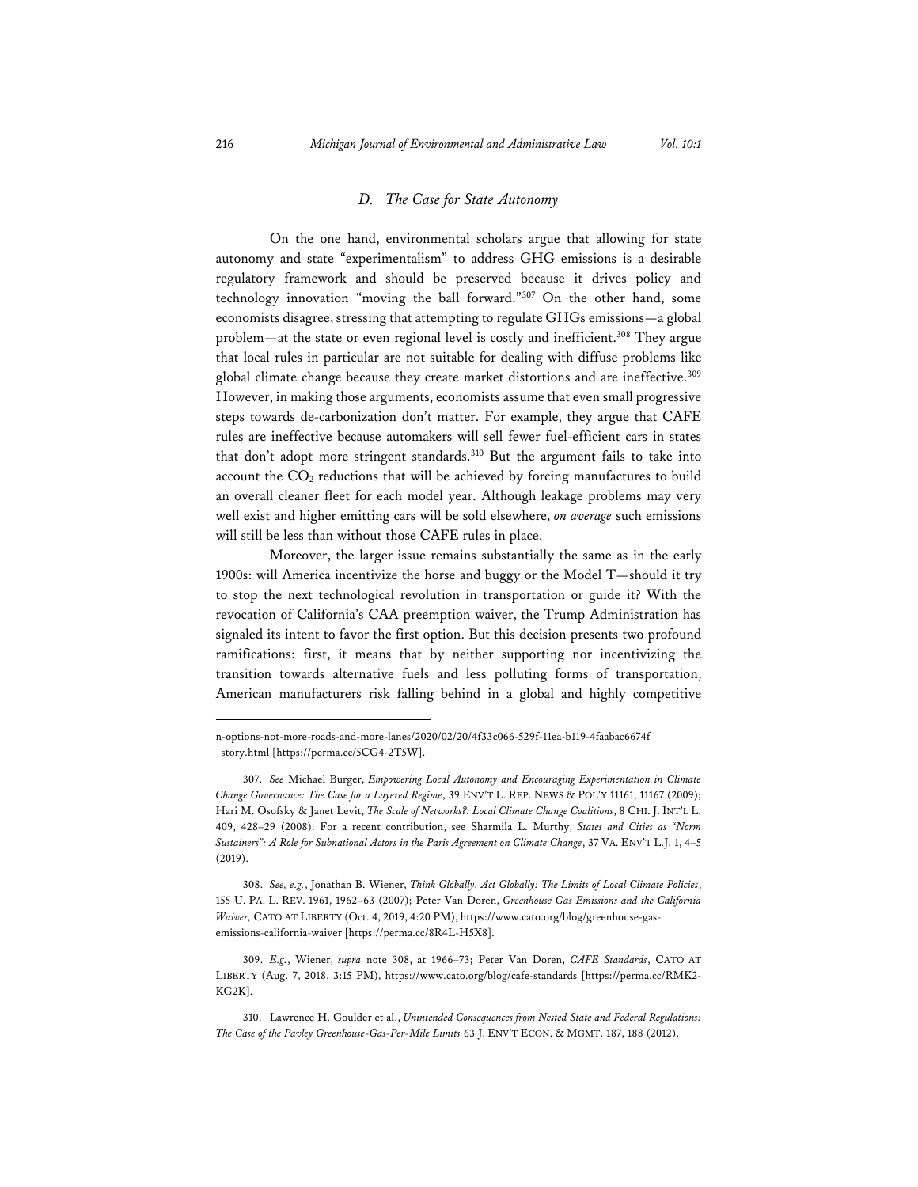### *D. The Case for State Autonomy*

On the one hand, environmental scholars argue that allowing for state autonomy and state "experimentalism" to address GHG emissions is a desirable regulatory framework and should be preserved because it drives policy and technology innovation "moving the ball forward."[307] On the other hand, some economists disagree, stressing that attempting to regulate GHGs emissions—a global problem—at the state or even regional level is costly and inefficient.[308] They argue that local rules in particular are not suitable for dealing with diffuse problems like global climate change because they create market distortions and are ineffective.[309] However, in making those arguments, economists assume that even small progressive steps towards de-carbonization don't matter. For example, they argue that CAFE rules are ineffective because automakers will sell fewer fuel-efficient cars in states that don't adopt more stringent standards.[310] But the argument fails to take into account the $CO_2$ reductions that will be achieved by forcing manufactures to build an overall cleaner fleet for each model year. Although leakage problems may very well exist and higher emitting cars will be sold elsewhere, *on average* such emissions will still be less than without those CAFE rules in place.

Moreover, the larger issue remains substantially the same as in the early 1900s: will America incentivize the horse and buggy or the Model T—should it try to stop the next technological revolution in transportation or guide it? With the revocation of California's CAA preemption waiver, the Trump Administration has signaled its intent to favor the first option. But this decision presents two profound ramifications: first, it means that by neither supporting nor incentivizing the transition towards alternative fuels and less polluting forms of transportation, American manufacturers risk falling behind in a global and highly competitive

---

n-options-not-more-roads-and-more-lanes/2020/02/20/4f33c066-529f-11ea-b119-4faabac6674f_story.html [https://perma.cc/5CG4-2T5W].

307. *See* Michael Burger, *Empowering Local Autonomy and Encouraging Experimentation in Climate Change Governance: The Case for a Layered Regime*, 39 ENV'T L. REP. NEWS & POL'Y 11161, 11167 (2009); Hari M. Osofsky & Janet Levit, *The Scale of Networks?: Local Climate Change Coalitions*, 8 CHI. J. INT'L L. 409, 428–29 (2008). For a recent contribution, see Sharmila L. Murthy, *States and Cities as "Norm Sustainers": A Role for Subnational Actors in the Paris Agreement on Climate Change*, 37 VA. ENV'T L.J. 1, 4–5 (2019).

308. *See, e.g.*, Jonathan B. Wiener, *Think Globally, Act Globally: The Limits of Local Climate Policies*, 155 U. PA. L. REV. 1961, 1962–63 (2007); Peter Van Doren, *Greenhouse Gas Emissions and the California Waiver,* CATO AT LIBERTY (Oct. 4, 2019, 4:20 PM), https://www.cato.org/blog/greenhouse-gas-emissions-california-waiver [https://perma.cc/8R4L-H5X8].

309. *E.g.*, Wiener, *supra* note 308, at 1966–73; Peter Van Doren, *CAFE Standards*, CATO AT LIBERTY (Aug. 7, 2018, 3:15 PM), https://www.cato.org/blog/cafe-standards [https://perma.cc/RMK2-KG2K].

310. Lawrence H. Goulder et al., *Unintended Consequences from Nested State and Federal Regulations: The Case of the Pavley Greenhouse-Gas-Per-Mile Limits* 63 J. ENV'T ECON. & MGMT. 187, 188 (2012).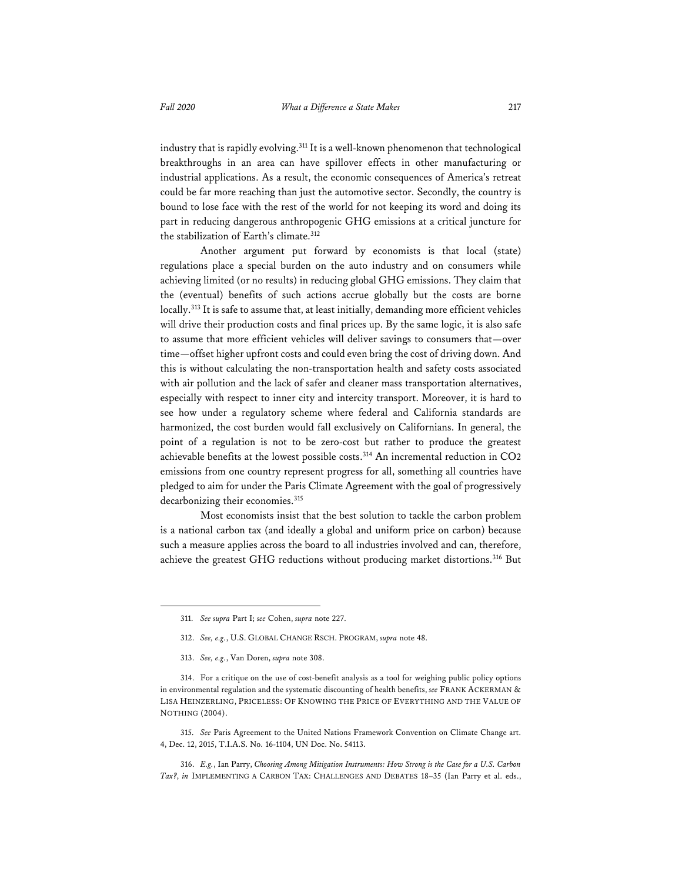industry that is rapidly evolving.[311] It is a well-known phenomenon that technological breakthroughs in an area can have spillover effects in other manufacturing or industrial applications. As a result, the economic consequences of America's retreat could be far more reaching than just the automotive sector. Secondly, the country is bound to lose face with the rest of the world for not keeping its word and doing its part in reducing dangerous anthropogenic GHG emissions at a critical juncture for the stabilization of Earth's climate.[312]

Another argument put forward by economists is that local (state) regulations place a special burden on the auto industry and on consumers while achieving limited (or no results) in reducing global GHG emissions. They claim that the (eventual) benefits of such actions accrue globally but the costs are borne locally.[313] It is safe to assume that, at least initially, demanding more efficient vehicles will drive their production costs and final prices up. By the same logic, it is also safe to assume that more efficient vehicles will deliver savings to consumers that—over time—offset higher upfront costs and could even bring the cost of driving down. And this is without calculating the non-transportation health and safety costs associated with air pollution and the lack of safer and cleaner mass transportation alternatives, especially with respect to inner city and intercity transport. Moreover, it is hard to see how under a regulatory scheme where federal and California standards are harmonized, the cost burden would fall exclusively on Californians. In general, the point of a regulation is not to be zero-cost but rather to produce the greatest achievable benefits at the lowest possible costs.[314] An incremental reduction in $CO_2$ emissions from one country represent progress for all, something all countries have pledged to aim for under the Paris Climate Agreement with the goal of progressively decarbonizing their economies.[315]

Most economists insist that the best solution to tackle the carbon problem is a national carbon tax (and ideally a global and uniform price on carbon) because such a measure applies across the board to all industries involved and can, therefore, achieve the greatest GHG reductions without producing market distortions.[316] But

---

311. *See supra* Part I; *see* Cohen, *supra* note 227.

312. *See, e.g.*, U.S. GLOBAL CHANGE RSCH. PROGRAM, *supra* note 48.

313. *See, e.g.*, Van Doren, *supra* note 308.

314. For a critique on the use of cost-benefit analysis as a tool for weighing public policy options in environmental regulation and the systematic discounting of health benefits, *see* FRANK ACKERMAN & LISA HEINZERLING, PRICELESS: OF KNOWING THE PRICE OF EVERYTHING AND THE VALUE OF NOTHING (2004).

315. *See* Paris Agreement to the United Nations Framework Convention on Climate Change art. 4, Dec. 12, 2015, T.I.A.S. No. 16-1104, UN Doc. No. 54113.

316. *E.g.*, Ian Parry, *Choosing Among Mitigation Instruments: How Strong is the Case for a U.S. Carbon Tax?*, *in* IMPLEMENTING A CARBON TAX: CHALLENGES AND DEBATES 18–35 (Ian Parry et al. eds.,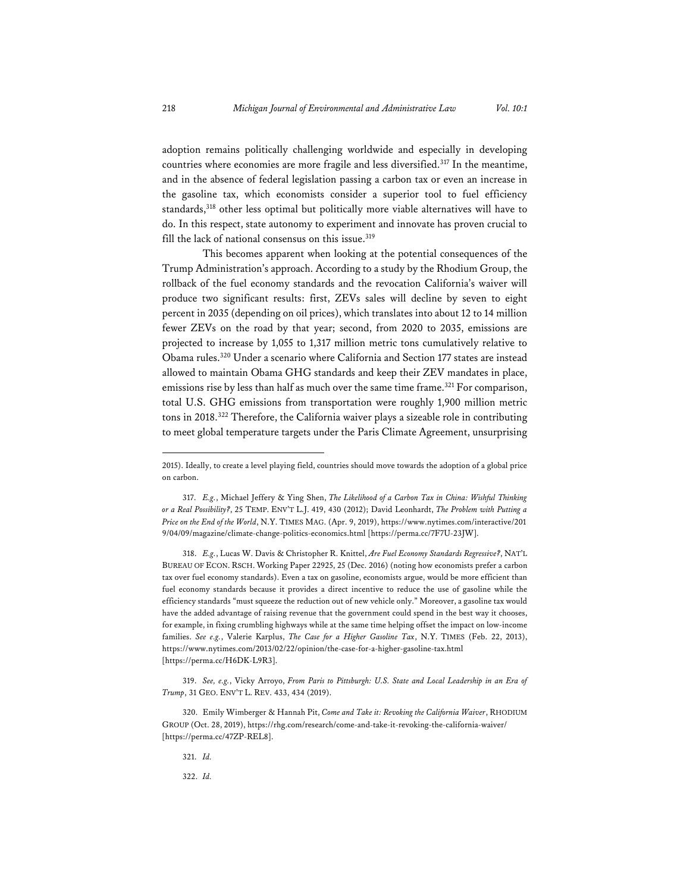adoption remains politically challenging worldwide and especially in developing countries where economies are more fragile and less diversified.[317] In the meantime, and in the absence of federal legislation passing a carbon tax or even an increase in the gasoline tax, which economists consider a superior tool to fuel efficiency standards,[318] other less optimal but politically more viable alternatives will have to do. In this respect, state autonomy to experiment and innovate has proven crucial to fill the lack of national consensus on this issue.[319]

This becomes apparent when looking at the potential consequences of the Trump Administration's approach. According to a study by the Rhodium Group, the rollback of the fuel economy standards and the revocation California's waiver will produce two significant results: first, ZEVs sales will decline by seven to eight percent in 2035 (depending on oil prices), which translates into about 12 to 14 million fewer ZEVs on the road by that year; second, from 2020 to 2035, emissions are projected to increase by 1,055 to 1,317 million metric tons cumulatively relative to Obama rules.[320] Under a scenario where California and Section 177 states are instead allowed to maintain Obama GHG standards and keep their ZEV mandates in place, emissions rise by less than half as much over the same time frame.[321] For comparison, total U.S. GHG emissions from transportation were roughly 1,900 million metric tons in 2018.[322] Therefore, the California waiver plays a sizeable role in contributing to meet global temperature targets under the Paris Climate Agreement, unsurprising

---

2015). Ideally, to create a level playing field, countries should move towards the adoption of a global price on carbon.

317. *E.g.*, Michael Jeffery & Ying Shen, *The Likelihood of a Carbon Tax in China: Wishful Thinking or a Real Possibility?*, 25 TEMP. ENV'T L.J. 419, 430 (2012); David Leonhardt, *The Problem with Putting a Price on the End of the World*, N.Y. TIMES MAG. (Apr. 9, 2019), https://www.nytimes.com/interactive/2019/04/09/magazine/climate-change-politics-economics.html [https://perma.cc/7F7U-23JW].

318. *E.g.*, Lucas W. Davis & Christopher R. Knittel, *Are Fuel Economy Standards Regressive?*, NAT'L BUREAU OF ECON. RSCH. Working Paper 22925, 25 (Dec. 2016) (noting how economists prefer a carbon tax over fuel economy standards). Even a tax on gasoline, economists argue, would be more efficient than fuel economy standards because it provides a direct incentive to reduce the use of gasoline while the efficiency standards "must squeeze the reduction out of new vehicle only." Moreover, a gasoline tax would have the added advantage of raising revenue that the government could spend in the best way it chooses, for example, in fixing crumbling highways while at the same time helping offset the impact on low-income families. *See e.g.*, Valerie Karplus, *The Case for a Higher Gasoline Tax*, N.Y. TIMES (Feb. 22, 2013), https://www.nytimes.com/2013/02/22/opinion/the-case-for-a-higher-gasoline-tax.html [https://perma.cc/H6DK-L9R3].

319. *See, e.g.*, Vicky Arroyo, *From Paris to Pittsburgh: U.S. State and Local Leadership in an Era of Trump*, 31 GEO. ENV'T L. REV. 433, 434 (2019).

320. Emily Wimberger & Hannah Pit, *Come and Take it: Revoking the California Waiver*, RHODIUM GROUP (Oct. 28, 2019), https://rhg.com/research/come-and-take-it-revoking-the-california-waiver/ [https://perma.cc/47ZP-REL8].

321. *Id.*

322. *Id.*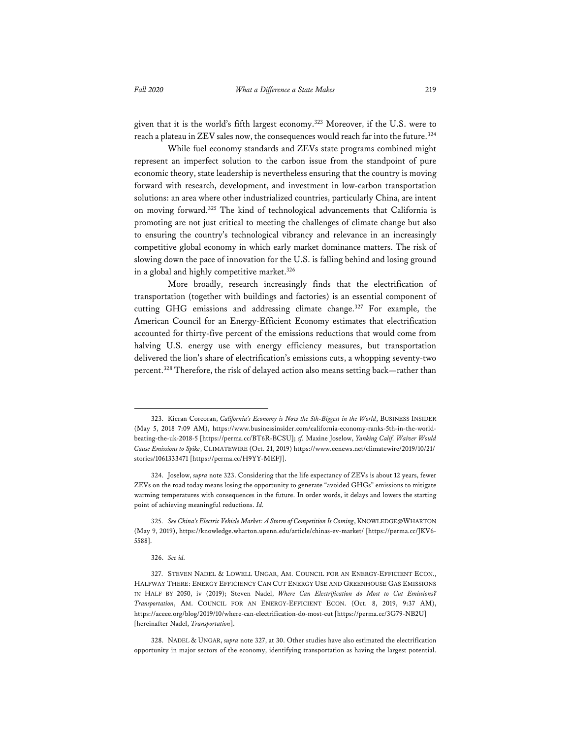given that it is the world's fifth largest economy.[323] Moreover, if the U.S. were to reach a plateau in ZEV sales now, the consequences would reach far into the future.[324]

While fuel economy standards and ZEVs state programs combined might represent an imperfect solution to the carbon issue from the standpoint of pure economic theory, state leadership is nevertheless ensuring that the country is moving forward with research, development, and investment in low-carbon transportation solutions: an area where other industrialized countries, particularly China, are intent on moving forward.[325] The kind of technological advancements that California is promoting are not just critical to meeting the challenges of climate change but also to ensuring the country's technological vibrancy and relevance in an increasingly competitive global economy in which early market dominance matters. The risk of slowing down the pace of innovation for the U.S. is falling behind and losing ground in a global and highly competitive market.[326]

More broadly, research increasingly finds that the electrification of transportation (together with buildings and factories) is an essential component of cutting GHG emissions and addressing climate change.[327] For example, the American Council for an Energy-Efficient Economy estimates that electrification accounted for thirty-five percent of the emissions reductions that would come from halving U.S. energy use with energy efficiency measures, but transportation delivered the lion's share of electrification's emissions cuts, a whopping seventy-two percent.[328] Therefore, the risk of delayed action also means setting back—rather than

---

323. Kieran Corcoran, *California's Economy is Now the 5th-Biggest in the World*, BUSINESS INSIDER (May 5, 2018 7:09 AM), https://www.businessinsider.com/california-economy-ranks-5th-in-the-world-beating-the-uk-2018-5 [https://perma.cc/BT6R-BCSU]; *cf.* Maxine Joselow, *Yanking Calif. Waiver Would Cause Emissions to Spike*, CLIMATEWIRE (Oct. 21, 2019) https://www.eenews.net/climatewire/2019/10/21/stories/1061333471 [https://perma.cc/H9YY-MEFJ].

324. Joselow, *supra* note 323. Considering that the life expectancy of ZEVs is about 12 years, fewer ZEVs on the road today means losing the opportunity to generate "avoided GHGs" emissions to mitigate warming temperatures with consequences in the future. In order words, it delays and lowers the starting point of achieving meaningful reductions. *Id.*

325. *See China's Electric Vehicle Market: A Storm of Competition Is Coming*, KNOWLEDGE@WHARTON (May 9, 2019), https://knowledge.wharton.upenn.edu/article/chinas-ev-market/ [https://perma.cc/JKV6-5588].

326. *See id.*

327. STEVEN NADEL & LOWELL UNGAR, AM. COUNCIL FOR AN ENERGY-EFFICIENT ECON., HALFWAY THERE: ENERGY EFFICIENCY CAN CUT ENERGY USE AND GREENHOUSE GAS EMISSIONS IN HALF BY 2050, iv (2019); Steven Nadel, *Where Can Electrification do Most to Cut Emissions? Transportation*, AM. COUNCIL FOR AN ENERGY-EFFICIENT ECON. (Oct. 8, 2019, 9:37 AM), https://aceee.org/blog/2019/10/where-can-electrification-do-most-cut [https://perma.cc/3G79-NB2U] [hereinafter Nadel, *Transportation*].

328. NADEL & UNGAR, *supra* note 327, at 30. Other studies have also estimated the electrification opportunity in major sectors of the economy, identifying transportation as having the largest potential.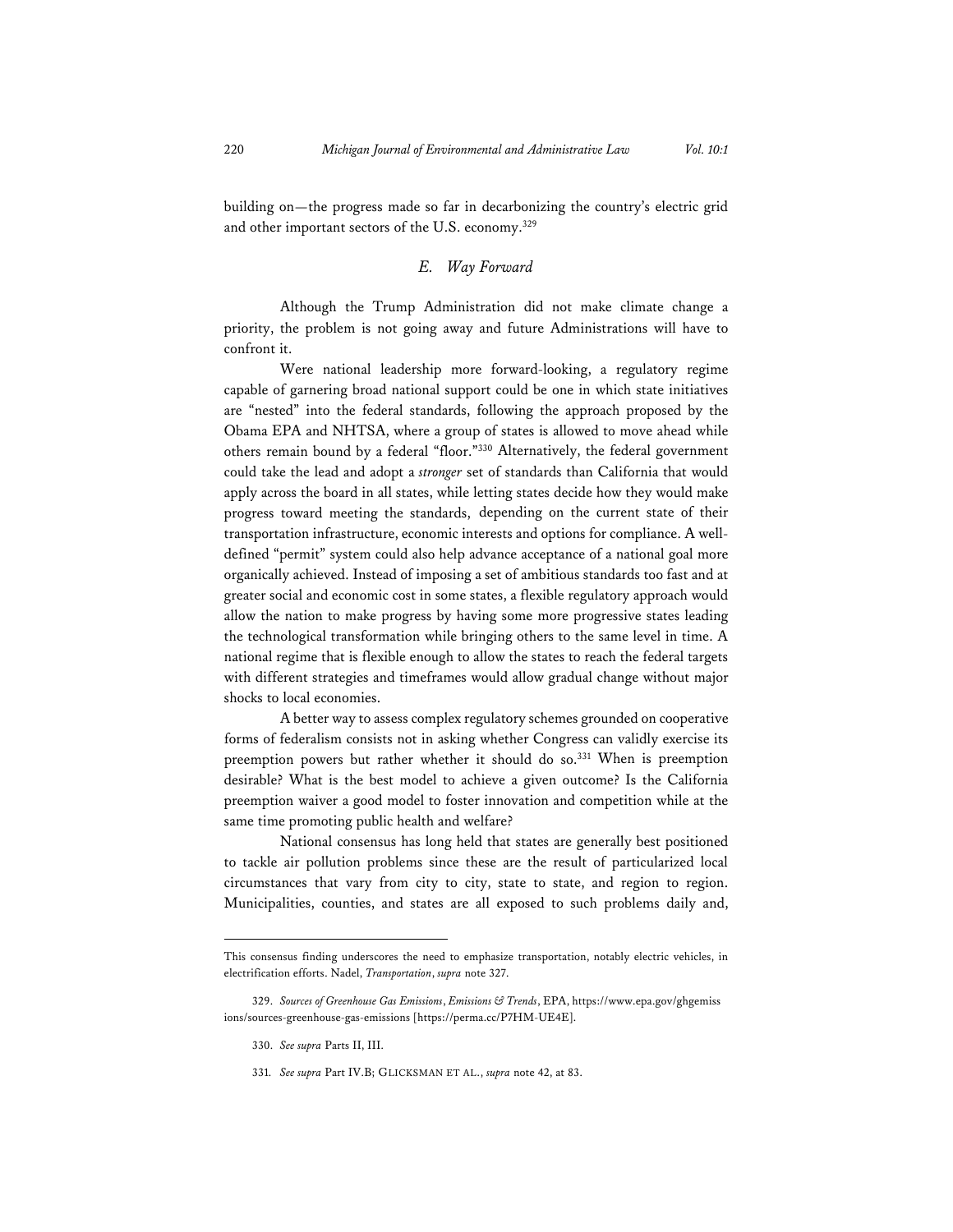building on—the progress made so far in decarbonizing the country's electric grid and other important sectors of the U.S. economy.[329]

### *E. Way Forward*

Although the Trump Administration did not make climate change a priority, the problem is not going away and future Administrations will have to confront it.

Were national leadership more forward-looking, a regulatory regime capable of garnering broad national support could be one in which state initiatives are "nested" into the federal standards, following the approach proposed by the Obama EPA and NHTSA, where a group of states is allowed to move ahead while others remain bound by a federal "floor."[330] Alternatively, the federal government could take the lead and adopt a *stronger* set of standards than California that would apply across the board in all states, while letting states decide how they would make progress toward meeting the standards, depending on the current state of their transportation infrastructure, economic interests and options for compliance. A well-defined "permit" system could also help advance acceptance of a national goal more organically achieved. Instead of imposing a set of ambitious standards too fast and at greater social and economic cost in some states, a flexible regulatory approach would allow the nation to make progress by having some more progressive states leading the technological transformation while bringing others to the same level in time. A national regime that is flexible enough to allow the states to reach the federal targets with different strategies and timeframes would allow gradual change without major shocks to local economies.

A better way to assess complex regulatory schemes grounded on cooperative forms of federalism consists not in asking whether Congress can validly exercise its preemption powers but rather whether it should do so.[331] When is preemption desirable? What is the best model to achieve a given outcome? Is the California preemption waiver a good model to foster innovation and competition while at the same time promoting public health and welfare?

National consensus has long held that states are generally best positioned to tackle air pollution problems since these are the result of particularized local circumstances that vary from city to city, state to state, and region to region. Municipalities, counties, and states are all exposed to such problems daily and,

---

This consensus finding underscores the need to emphasize transportation, notably electric vehicles, in electrification efforts. Nadel, *Transportation*, *supra* note 327.

329. *Sources of Greenhouse Gas Emissions*, *Emissions & Trends*, EPA, https://www.epa.gov/ghgemissions/sources-greenhouse-gas-emissions [https://perma.cc/P7HM-UE4E].

330. *See supra* Parts II, III.

331. *See supra* Part IV.B; GLICKSMAN ET AL., *supra* note 42, at 83.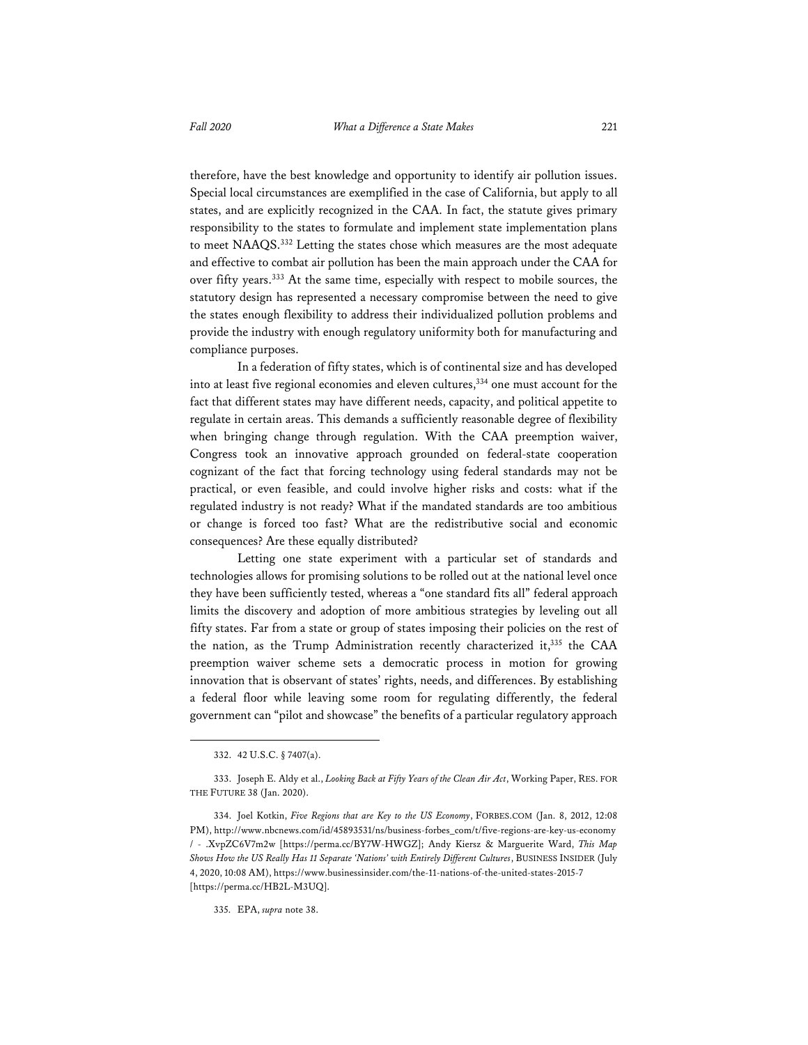therefore, have the best knowledge and opportunity to identify air pollution issues. Special local circumstances are exemplified in the case of California, but apply to all states, and are explicitly recognized in the CAA. In fact, the statute gives primary responsibility to the states to formulate and implement state implementation plans to meet NAAQS.[332] Letting the states chose which measures are the most adequate and effective to combat air pollution has been the main approach under the CAA for over fifty years.[333] At the same time, especially with respect to mobile sources, the statutory design has represented a necessary compromise between the need to give the states enough flexibility to address their individualized pollution problems and provide the industry with enough regulatory uniformity both for manufacturing and compliance purposes.

In a federation of fifty states, which is of continental size and has developed into at least five regional economies and eleven cultures,[334] one must account for the fact that different states may have different needs, capacity, and political appetite to regulate in certain areas. This demands a sufficiently reasonable degree of flexibility when bringing change through regulation. With the CAA preemption waiver, Congress took an innovative approach grounded on federal-state cooperation cognizant of the fact that forcing technology using federal standards may not be practical, or even feasible, and could involve higher risks and costs: what if the regulated industry is not ready? What if the mandated standards are too ambitious or change is forced too fast? What are the redistributive social and economic consequences? Are these equally distributed?

Letting one state experiment with a particular set of standards and technologies allows for promising solutions to be rolled out at the national level once they have been sufficiently tested, whereas a "one standard fits all" federal approach limits the discovery and adoption of more ambitious strategies by leveling out all fifty states. Far from a state or group of states imposing their policies on the rest of the nation, as the Trump Administration recently characterized it,[335] the CAA preemption waiver scheme sets a democratic process in motion for growing innovation that is observant of states' rights, needs, and differences. By establishing a federal floor while leaving some room for regulating differently, the federal government can "pilot and showcase" the benefits of a particular regulatory approach

---

332. 42 U.S.C. § 7407(a).

333. Joseph E. Aldy et al., *Looking Back at Fifty Years of the Clean Air Act*, Working Paper, RES. FOR THE FUTURE 38 (Jan. 2020).

334. Joel Kotkin, *Five Regions that are Key to the US Economy*, FORBES.COM (Jan. 8, 2012, 12:08 PM), http://www.nbcnews.com/id/45893531/ns/business-forbes_com/t/five-regions-are-key-us-economy / - .XvpZC6V7m2w [https://perma.cc/BY7W-HWGZ]; Andy Kiersz & Marguerite Ward, *This Map Shows How the US Really Has 11 Separate 'Nations' with Entirely Different Cultures*, BUSINESS INSIDER (July 4, 2020, 10:08 AM), https://www.businessinsider.com/the-11-nations-of-the-united-states-2015-7 [https://perma.cc/HB2L-M3UQ].

335. EPA, *supra* note 38.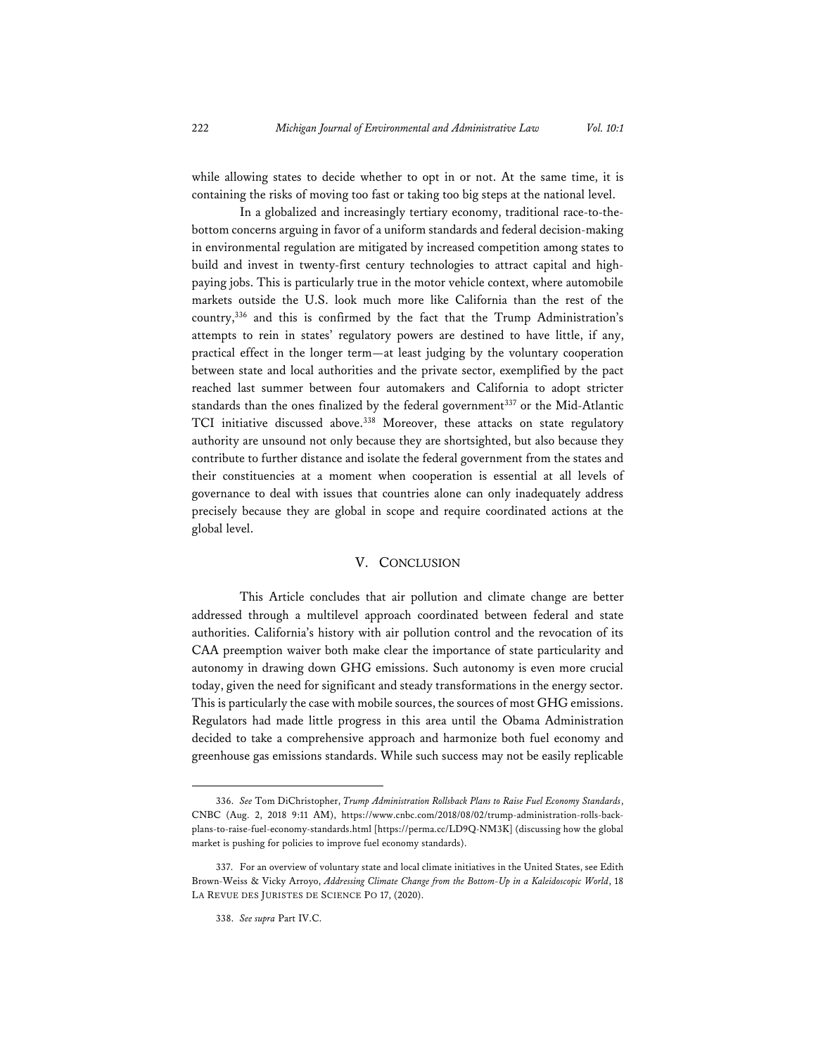while allowing states to decide whether to opt in or not. At the same time, it is containing the risks of moving too fast or taking too big steps at the national level.

In a globalized and increasingly tertiary economy, traditional race-to-the-bottom concerns arguing in favor of a uniform standards and federal decision-making in environmental regulation are mitigated by increased competition among states to build and invest in twenty-first century technologies to attract capital and high-paying jobs. This is particularly true in the motor vehicle context, where automobile markets outside the U.S. look much more like California than the rest of the country,[336] and this is confirmed by the fact that the Trump Administration's attempts to rein in states' regulatory powers are destined to have little, if any, practical effect in the longer term—at least judging by the voluntary cooperation between state and local authorities and the private sector, exemplified by the pact reached last summer between four automakers and California to adopt stricter standards than the ones finalized by the federal government[337] or the Mid-Atlantic TCI initiative discussed above.[338] Moreover, these attacks on state regulatory authority are unsound not only because they are shortsighted, but also because they contribute to further distance and isolate the federal government from the states and their constituencies at a moment when cooperation is essential at all levels of governance to deal with issues that countries alone can only inadequately address precisely because they are global in scope and require coordinated actions at the global level.

## V. CONCLUSION

This Article concludes that air pollution and climate change are better addressed through a multilevel approach coordinated between federal and state authorities. California's history with air pollution control and the revocation of its CAA preemption waiver both make clear the importance of state particularity and autonomy in drawing down GHG emissions. Such autonomy is even more crucial today, given the need for significant and steady transformations in the energy sector. This is particularly the case with mobile sources, the sources of most GHG emissions. Regulators had made little progress in this area until the Obama Administration decided to take a comprehensive approach and harmonize both fuel economy and greenhouse gas emissions standards. While such success may not be easily replicable

---

336. *See* Tom DiChristopher, *Trump Administration Rollsback Plans to Raise Fuel Economy Standards*, CNBC (Aug. 2, 2018 9:11 AM), https://www.cnbc.com/2018/08/02/trump-administration-rolls-back-plans-to-raise-fuel-economy-standards.html [https://perma.cc/LD9Q-NM3K] (discussing how the global market is pushing for policies to improve fuel economy standards).

337. For an overview of voluntary state and local climate initiatives in the United States, see Edith Brown-Weiss & Vicky Arroyo, *Addressing Climate Change from the Bottom-Up in a Kaleidoscopic World*, 18 LA REVUE DES JURISTES DE SCIENCE PO 17, (2020).

338. *See supra* Part IV.C.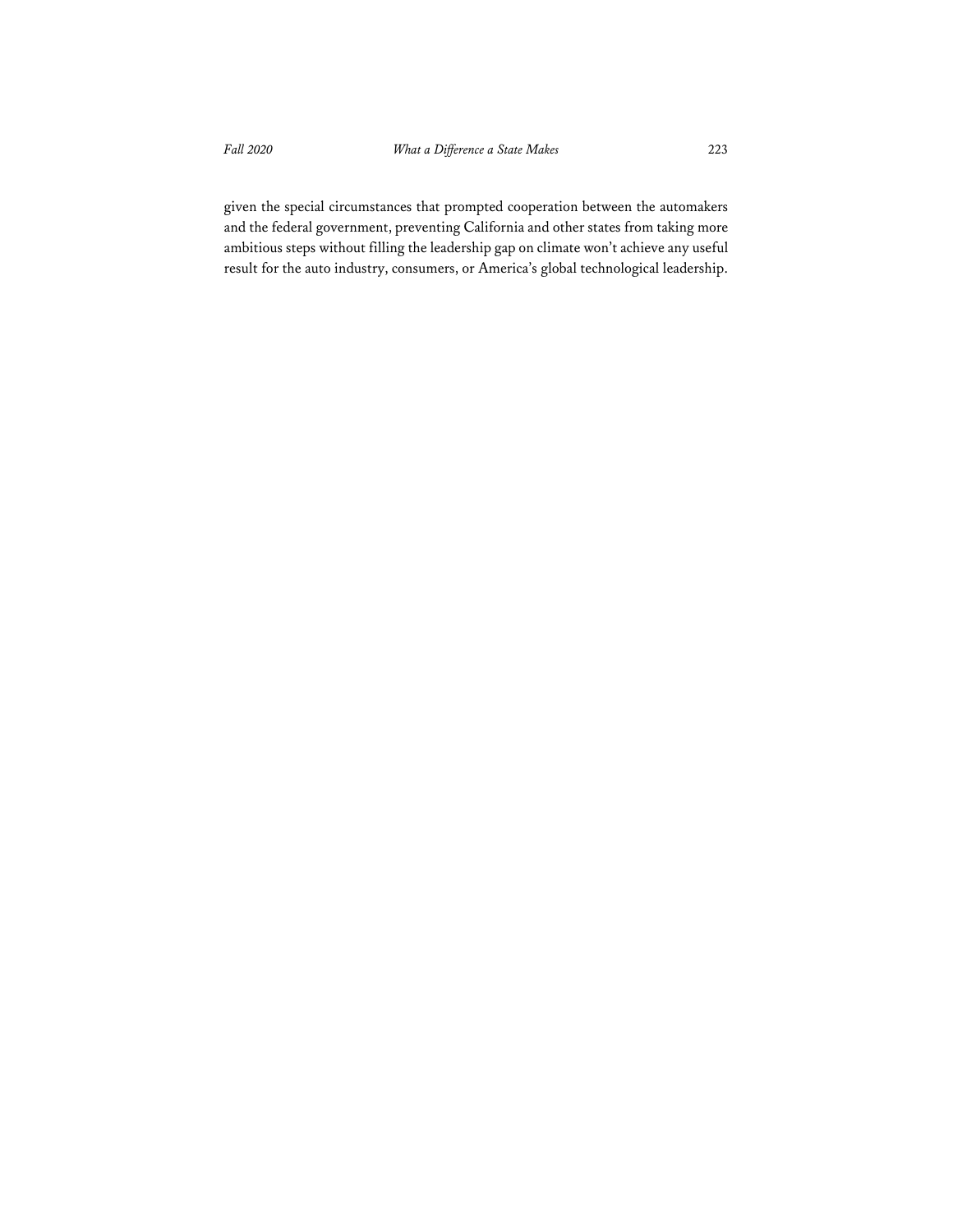given the special circumstances that prompted cooperation between the automakers and the federal government, preventing California and other states from taking more ambitious steps without filling the leadership gap on climate won't achieve any useful result for the auto industry, consumers, or America's global technological leadership.